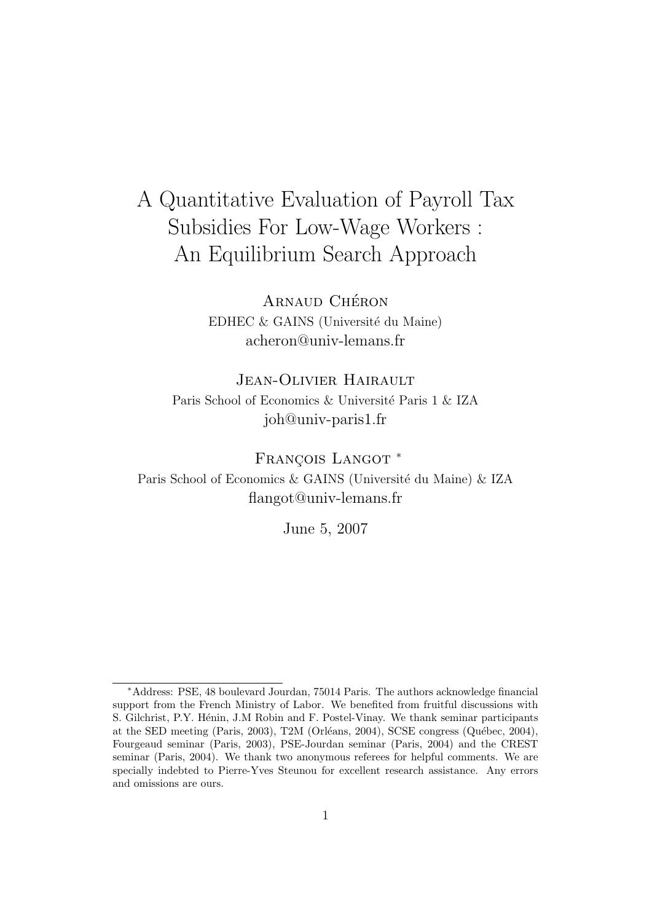# A Quantitative Evaluation of Payroll Tax Subsidies For Low-Wage Workers : An Equilibrium Search Approach

Arnaud Chéron
EDHEC & GAINS (Université du Maine)
acheron@univ-lemans.fr

Jean-Olivier Hairault
Paris School of Economics & Université Paris 1 & IZA
joh@univ-paris1.fr

François Langot [*]
Paris School of Economics & GAINS (Université du Maine) & IZA
flangot@univ-lemans.fr

June 5, 2007

[*] Address: PSE, 48 boulevard Jourdan, 75014 Paris. The authors acknowledge financial support from the French Ministry of Labor. We benefited from fruitful discussions with S. Gilchrist, P.Y. Hénin, J.M Robin and F. Postel-Vinay. We thank seminar participants at the SED meeting (Paris, 2003), T2M (Orléans, 2004), SCSE congress (Québec, 2004), Fourgeaud seminar (Paris, 2003), PSE-Jourdan seminar (Paris, 2004) and the CREST seminar (Paris, 2004). We thank two anonymous referees for helpful comments. We are specially indebted to Pierre-Yves Steunou for excellent research assistance. Any errors and omissions are ours.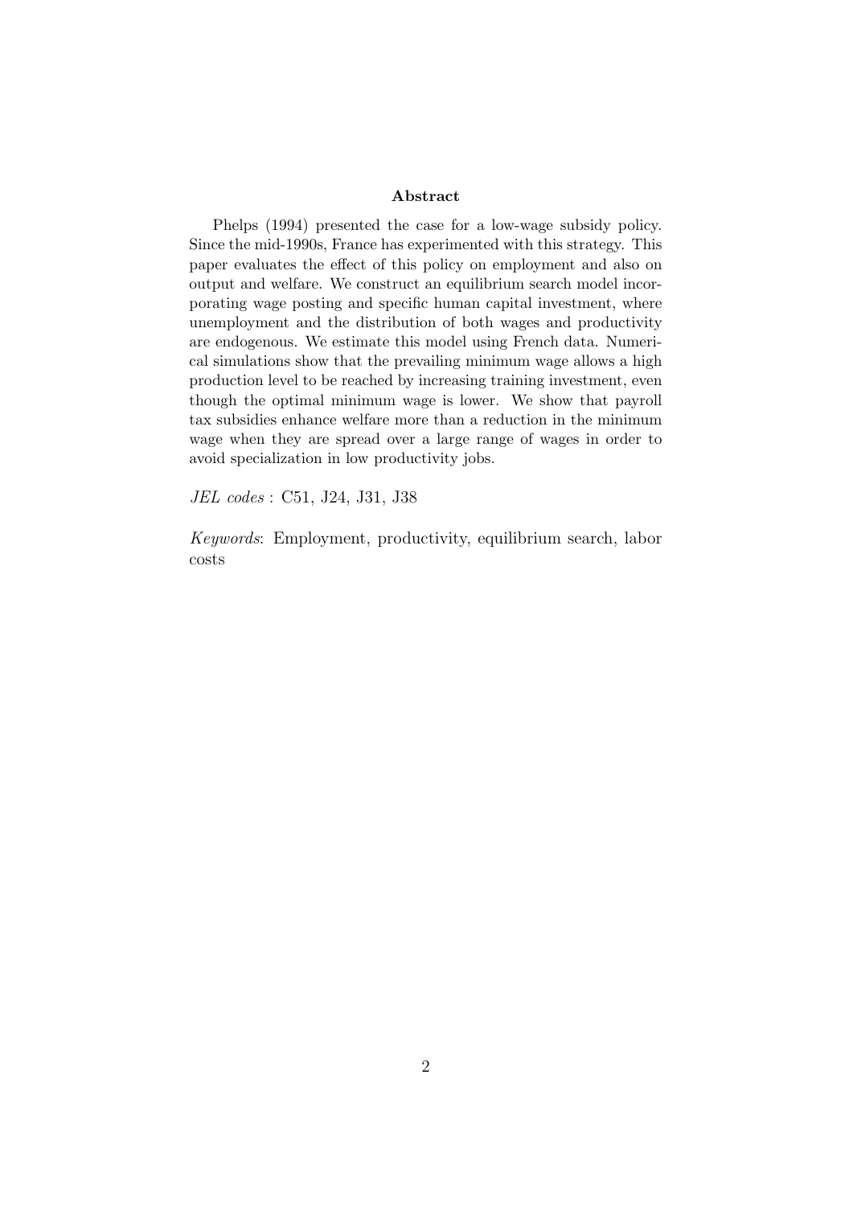## Abstract

Phelps (1994) presented the case for a low-wage subsidy policy. Since the mid-1990s, France has experimented with this strategy. This paper evaluates the effect of this policy on employment and also on output and welfare. We construct an equilibrium search model incorporating wage posting and specific human capital investment, where unemployment and the distribution of both wages and productivity are endogenous. We estimate this model using French data. Numerical simulations show that the prevailing minimum wage allows a high production level to be reached by increasing training investment, even though the optimal minimum wage is lower. We show that payroll tax subsidies enhance welfare more than a reduction in the minimum wage when they are spread over a large range of wages in order to avoid specialization in low productivity jobs.

*JEL codes* : C51, J24, J31, J38

*Keywords*: Employment, productivity, equilibrium search, labor costs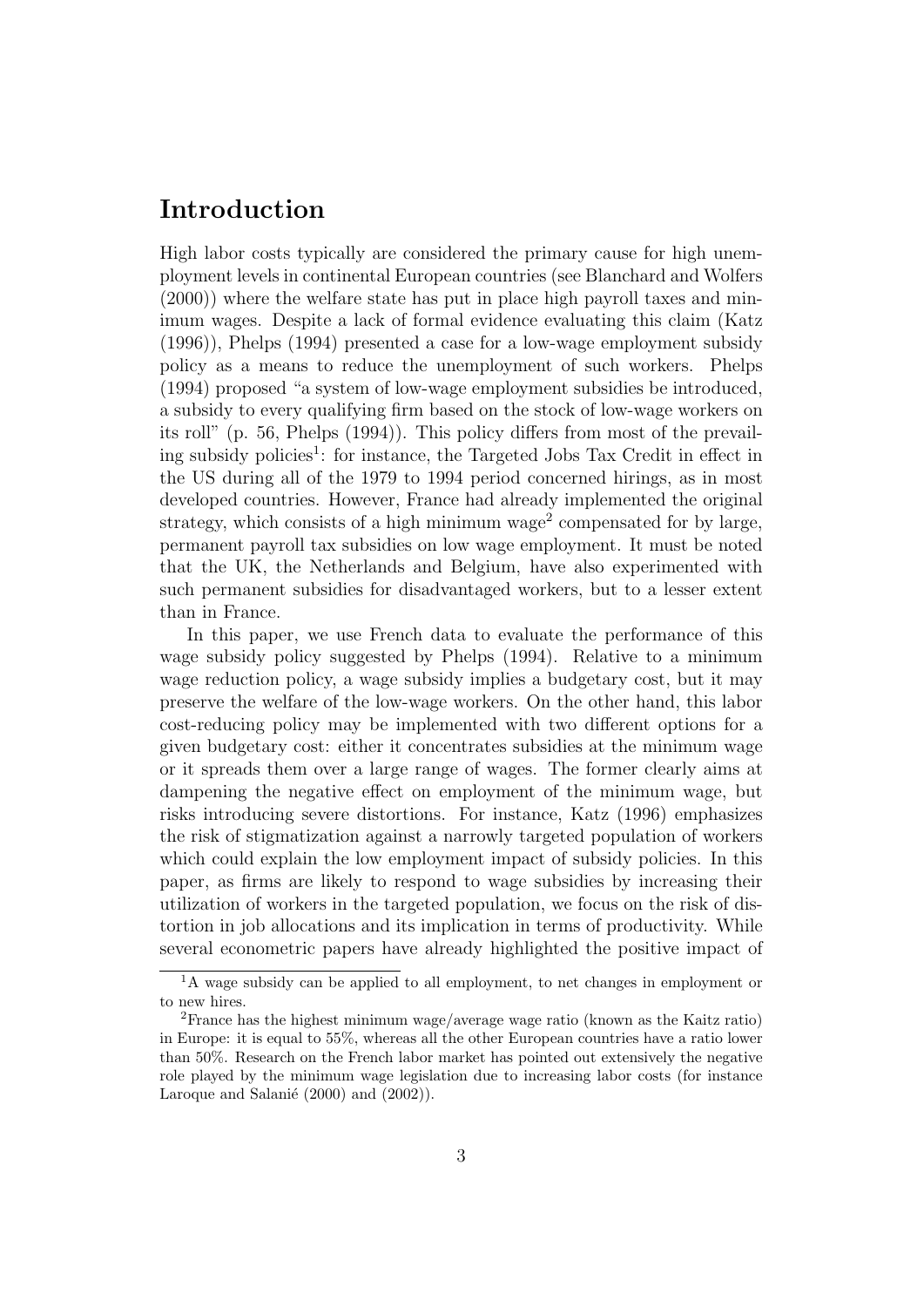# Introduction

High labor costs typically are considered the primary cause for high unemployment levels in continental European countries (see Blanchard and Wolfers (2000)) where the welfare state has put in place high payroll taxes and minimum wages. Despite a lack of formal evidence evaluating this claim (Katz (1996)), Phelps (1994) presented a case for a low-wage employment subsidy policy as a means to reduce the unemployment of such workers. Phelps (1994) proposed "a system of low-wage employment subsidies be introduced, a subsidy to every qualifying firm based on the stock of low-wage workers on its roll" (p. 56, Phelps (1994)). This policy differs from most of the prevailing subsidy policies[1]: for instance, the Targeted Jobs Tax Credit in effect in the US during all of the 1979 to 1994 period concerned hirings, as in most developed countries. However, France had already implemented the original strategy, which consists of a high minimum wage[2] compensated for by large, permanent payroll tax subsidies on low wage employment. It must be noted that the UK, the Netherlands and Belgium, have also experimented with such permanent subsidies for disadvantaged workers, but to a lesser extent than in France.

In this paper, we use French data to evaluate the performance of this wage subsidy policy suggested by Phelps (1994). Relative to a minimum wage reduction policy, a wage subsidy implies a budgetary cost, but it may preserve the welfare of the low-wage workers. On the other hand, this labor cost-reducing policy may be implemented with two different options for a given budgetary cost: either it concentrates subsidies at the minimum wage or it spreads them over a large range of wages. The former clearly aims at dampening the negative effect on employment of the minimum wage, but risks introducing severe distortions. For instance, Katz (1996) emphasizes the risk of stigmatization against a narrowly targeted population of workers which could explain the low employment impact of subsidy policies. In this paper, as firms are likely to respond to wage subsidies by increasing their utilization of workers in the targeted population, we focus on the risk of distortion in job allocations and its implication in terms of productivity. While several econometric papers have already highlighted the positive impact of

[1] A wage subsidy can be applied to all employment, to net changes in employment or to new hires.

[2] France has the highest minimum wage/average wage ratio (known as the Kaitz ratio) in Europe: it is equal to 55%, whereas all the other European countries have a ratio lower than 50%. Research on the French labor market has pointed out extensively the negative role played by the minimum wage legislation due to increasing labor costs (for instance Laroque and Salanié (2000) and (2002)).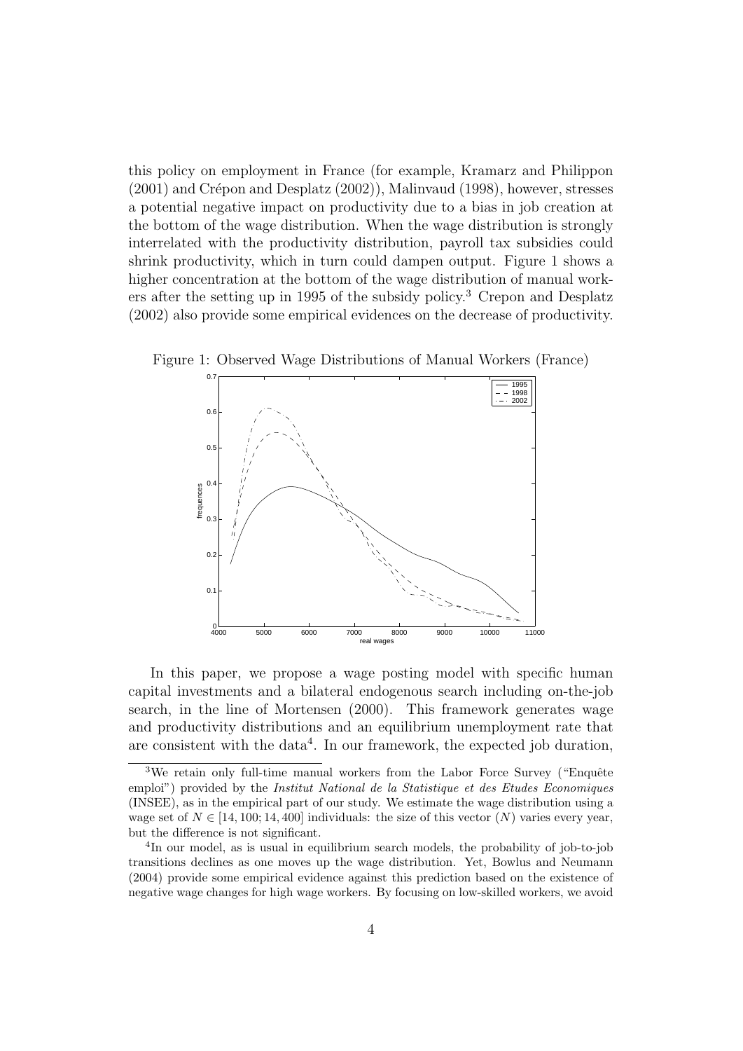this policy on employment in France (for example, Kramarz and Philippon (2001) and Crépon and Desplatz (2002)), Malinvaud (1998), however, stresses a potential negative impact on productivity due to a bias in job creation at the bottom of the wage distribution. When the wage distribution is strongly interrelated with the productivity distribution, payroll tax subsidies could shrink productivity, which in turn could dampen output. Figure 1 shows a higher concentration at the bottom of the wage distribution of manual workers after the setting up in 1995 of the subsidy policy.[3] Crepon and Desplatz (2002) also provide some empirical evidences on the decrease of productivity.

Figure 1: Observed Wage Distributions of Manual Workers (France)

In this paper, we propose a wage posting model with specific human capital investments and a bilateral endogenous search including on-the-job search, in the line of Mortensen (2000). This framework generates wage and productivity distributions and an equilibrium unemployment rate that are consistent with the data[4]. In our framework, the expected job duration,

[3] We retain only full-time manual workers from the Labor Force Survey ("Enquête emploi") provided by the *Institut National de la Statistique et des Etudes Economiques* (INSEE), as in the empirical part of our study. We estimate the wage distribution using a wage set of $N \in [14,100; 14,400]$ individuals: the size of this vector ($N$) varies every year, but the difference is not significant.

[4] In our model, as is usual in equilibrium search models, the probability of job-to-job transitions declines as one moves up the wage distribution. Yet, Bowlus and Neumann (2004) provide some empirical evidence against this prediction based on the existence of negative wage changes for high wage workers. By focusing on low-skilled workers, we avoid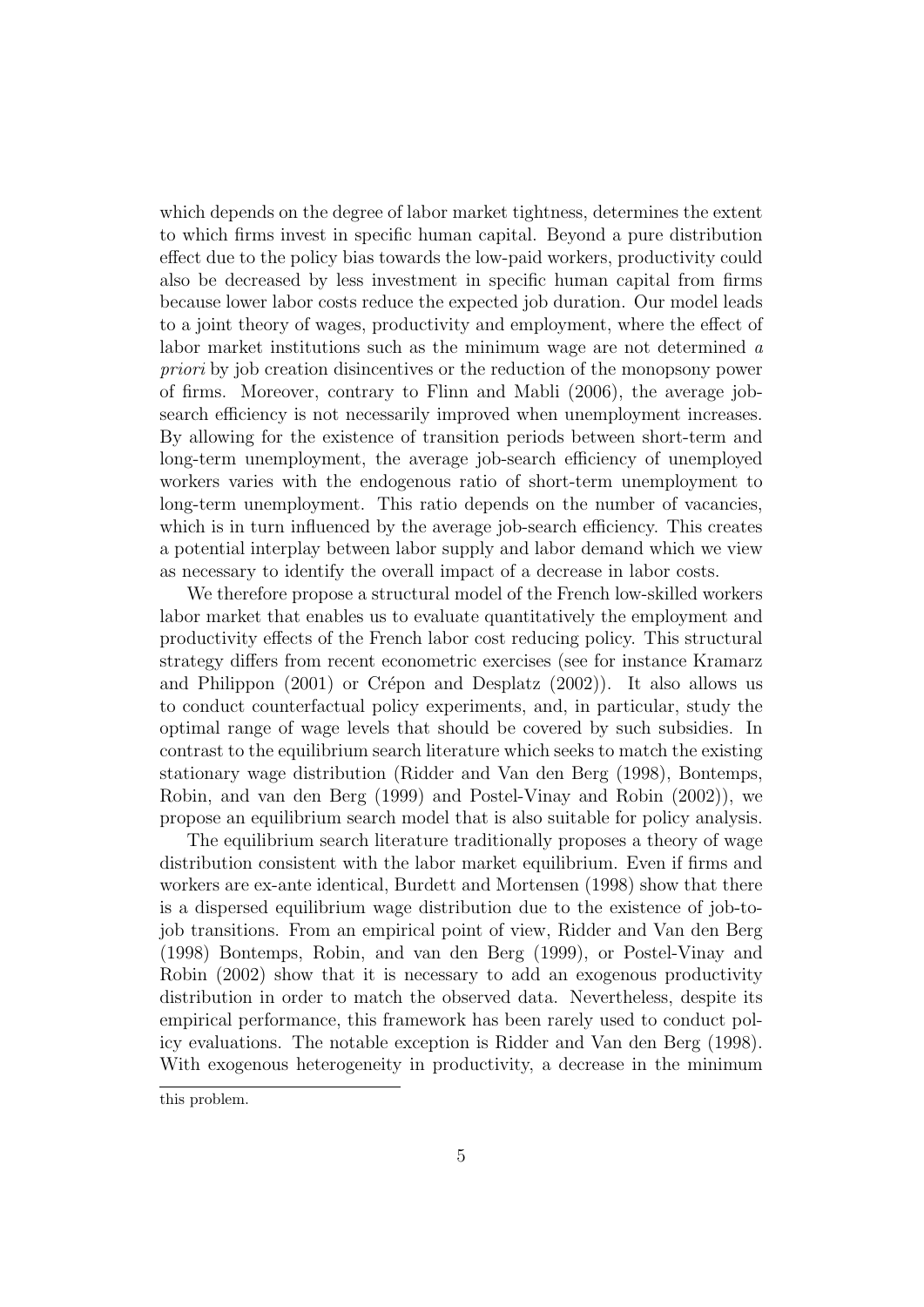which depends on the degree of labor market tightness, determines the extent to which firms invest in specific human capital. Beyond a pure distribution effect due to the policy bias towards the low-paid workers, productivity could also be decreased by less investment in specific human capital from firms because lower labor costs reduce the expected job duration. Our model leads to a joint theory of wages, productivity and employment, where the effect of labor market institutions such as the minimum wage are not determined *a priori* by job creation disincentives or the reduction of the monopsony power of firms. Moreover, contrary to Flinn and Mabli (2006), the average job-search efficiency is not necessarily improved when unemployment increases. By allowing for the existence of transition periods between short-term and long-term unemployment, the average job-search efficiency of unemployed workers varies with the endogenous ratio of short-term unemployment to long-term unemployment. This ratio depends on the number of vacancies, which is in turn influenced by the average job-search efficiency. This creates a potential interplay between labor supply and labor demand which we view as necessary to identify the overall impact of a decrease in labor costs.

We therefore propose a structural model of the French low-skilled workers labor market that enables us to evaluate quantitatively the employment and productivity effects of the French labor cost reducing policy. This structural strategy differs from recent econometric exercises (see for instance Kramarz and Philippon (2001) or Crépon and Desplatz (2002)). It also allows us to conduct counterfactual policy experiments, and, in particular, study the optimal range of wage levels that should be covered by such subsidies. In contrast to the equilibrium search literature which seeks to match the existing stationary wage distribution (Ridder and Van den Berg (1998), Bontemps, Robin, and van den Berg (1999) and Postel-Vinay and Robin (2002)), we propose an equilibrium search model that is also suitable for policy analysis.

The equilibrium search literature traditionally proposes a theory of wage distribution consistent with the labor market equilibrium. Even if firms and workers are ex-ante identical, Burdett and Mortensen (1998) show that there is a dispersed equilibrium wage distribution due to the existence of job-to-job transitions. From an empirical point of view, Ridder and Van den Berg (1998) Bontemps, Robin, and van den Berg (1999), or Postel-Vinay and Robin (2002) show that it is necessary to add an exogenous productivity distribution in order to match the observed data. Nevertheless, despite its empirical performance, this framework has been rarely used to conduct policy evaluations. The notable exception is Ridder and Van den Berg (1998). With exogenous heterogeneity in productivity, a decrease in the minimum

this problem.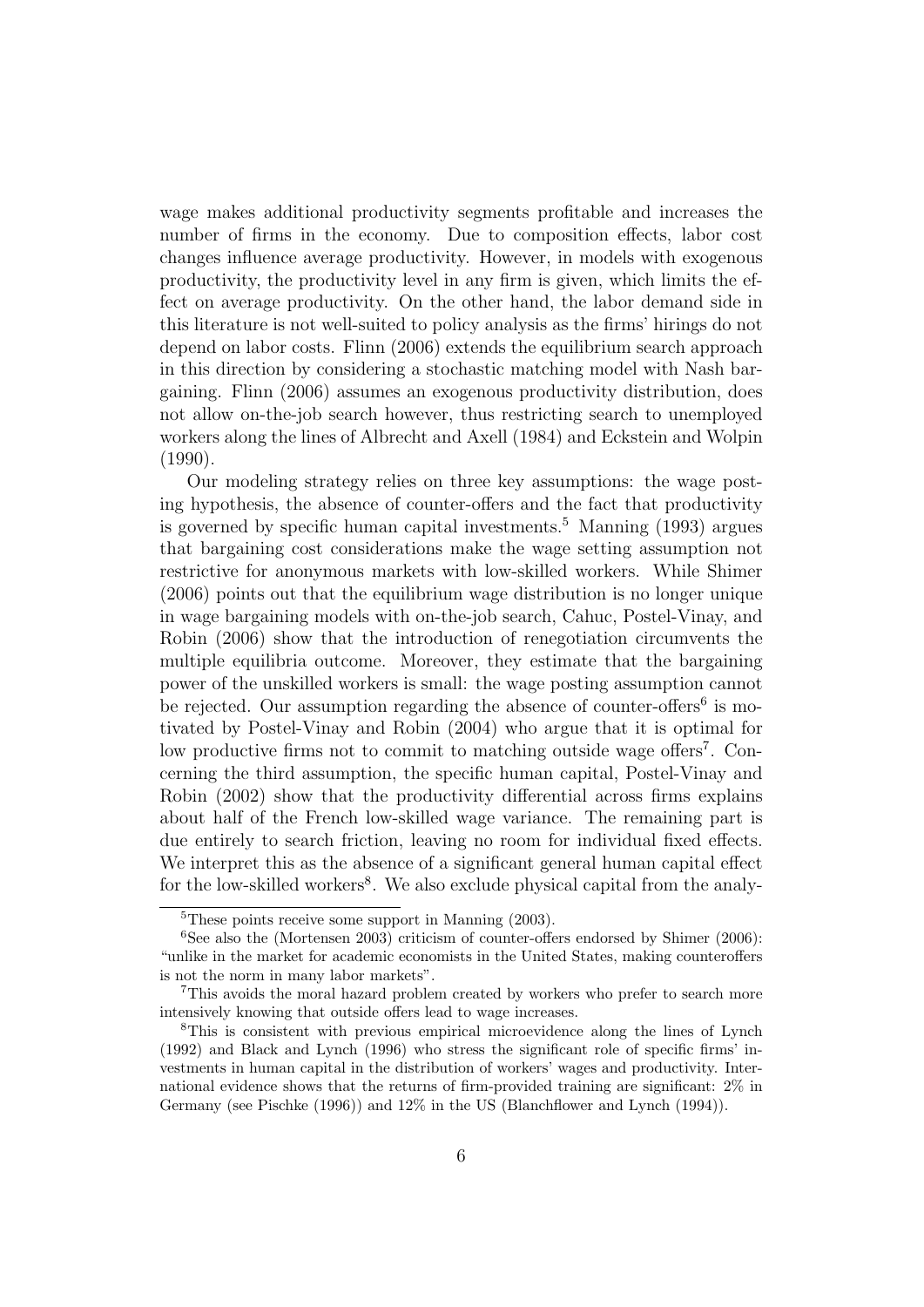wage makes additional productivity segments profitable and increases the number of firms in the economy. Due to composition effects, labor cost changes influence average productivity. However, in models with exogenous productivity, the productivity level in any firm is given, which limits the effect on average productivity. On the other hand, the labor demand side in this literature is not well-suited to policy analysis as the firms' hirings do not depend on labor costs. Flinn (2006) extends the equilibrium search approach in this direction by considering a stochastic matching model with Nash bargaining. Flinn (2006) assumes an exogenous productivity distribution, does not allow on-the-job search however, thus restricting search to unemployed workers along the lines of Albrecht and Axell (1984) and Eckstein and Wolpin (1990).

Our modeling strategy relies on three key assumptions: the wage posting hypothesis, the absence of counter-offers and the fact that productivity is governed by specific human capital investments.[5] Manning (1993) argues that bargaining cost considerations make the wage setting assumption not restrictive for anonymous markets with low-skilled workers. While Shimer (2006) points out that the equilibrium wage distribution is no longer unique in wage bargaining models with on-the-job search, Cahuc, Postel-Vinay, and Robin (2006) show that the introduction of renegotiation circumvents the multiple equilibria outcome. Moreover, they estimate that the bargaining power of the unskilled workers is small: the wage posting assumption cannot be rejected. Our assumption regarding the absence of counter-offers[6] is motivated by Postel-Vinay and Robin (2004) who argue that it is optimal for low productive firms not to commit to matching outside wage offers[7]. Concerning the third assumption, the specific human capital, Postel-Vinay and Robin (2002) show that the productivity differential across firms explains about half of the French low-skilled wage variance. The remaining part is due entirely to search friction, leaving no room for individual fixed effects. We interpret this as the absence of a significant general human capital effect for the low-skilled workers[8]. We also exclude physical capital from the analy-

[5] These points receive some support in Manning (2003).

[6] See also the (Mortensen 2003) criticism of counter-offers endorsed by Shimer (2006): "unlike in the market for academic economists in the United States, making counteroffers is not the norm in many labor markets".

[7] This avoids the moral hazard problem created by workers who prefer to search more intensively knowing that outside offers lead to wage increases.

[8] This is consistent with previous empirical microevidence along the lines of Lynch (1992) and Black and Lynch (1996) who stress the significant role of specific firms' investments in human capital in the distribution of workers' wages and productivity. International evidence shows that the returns of firm-provided training are significant: 2% in Germany (see Pischke (1996)) and 12% in the US (Blanchflower and Lynch (1994)).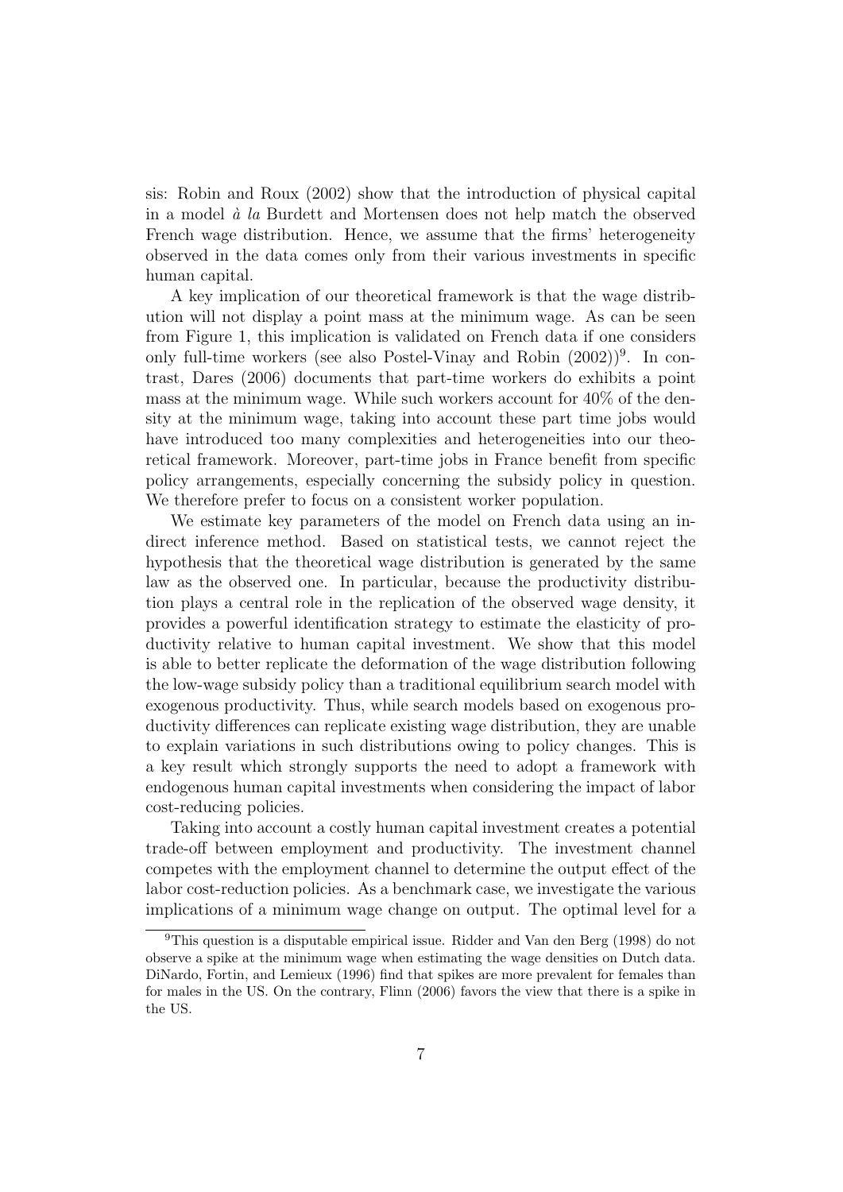sis: Robin and Roux (2002) show that the introduction of physical capital in a model *à la* Burdett and Mortensen does not help match the observed French wage distribution. Hence, we assume that the firms' heterogeneity observed in the data comes only from their various investments in specific human capital.

A key implication of our theoretical framework is that the wage distribution will not display a point mass at the minimum wage. As can be seen from Figure 1, this implication is validated on French data if one considers only full-time workers (see also Postel-Vinay and Robin (2002))[9]. In contrast, Dares (2006) documents that part-time workers do exhibits a point mass at the minimum wage. While such workers account for 40% of the density at the minimum wage, taking into account these part time jobs would have introduced too many complexities and heterogeneities into our theoretical framework. Moreover, part-time jobs in France benefit from specific policy arrangements, especially concerning the subsidy policy in question. We therefore prefer to focus on a consistent worker population.

We estimate key parameters of the model on French data using an indirect inference method. Based on statistical tests, we cannot reject the hypothesis that the theoretical wage distribution is generated by the same law as the observed one. In particular, because the productivity distribution plays a central role in the replication of the observed wage density, it provides a powerful identification strategy to estimate the elasticity of productivity relative to human capital investment. We show that this model is able to better replicate the deformation of the wage distribution following the low-wage subsidy policy than a traditional equilibrium search model with exogenous productivity. Thus, while search models based on exogenous productivity differences can replicate existing wage distribution, they are unable to explain variations in such distributions owing to policy changes. This is a key result which strongly supports the need to adopt a framework with endogenous human capital investments when considering the impact of labor cost-reducing policies.

Taking into account a costly human capital investment creates a potential trade-off between employment and productivity. The investment channel competes with the employment channel to determine the output effect of the labor cost-reduction policies. As a benchmark case, we investigate the various implications of a minimum wage change on output. The optimal level for a

[9] This question is a disputable empirical issue. Ridder and Van den Berg (1998) do not observe a spike at the minimum wage when estimating the wage densities on Dutch data. DiNardo, Fortin, and Lemieux (1996) find that spikes are more prevalent for females than for males in the US. On the contrary, Flinn (2006) favors the view that there is a spike in the US.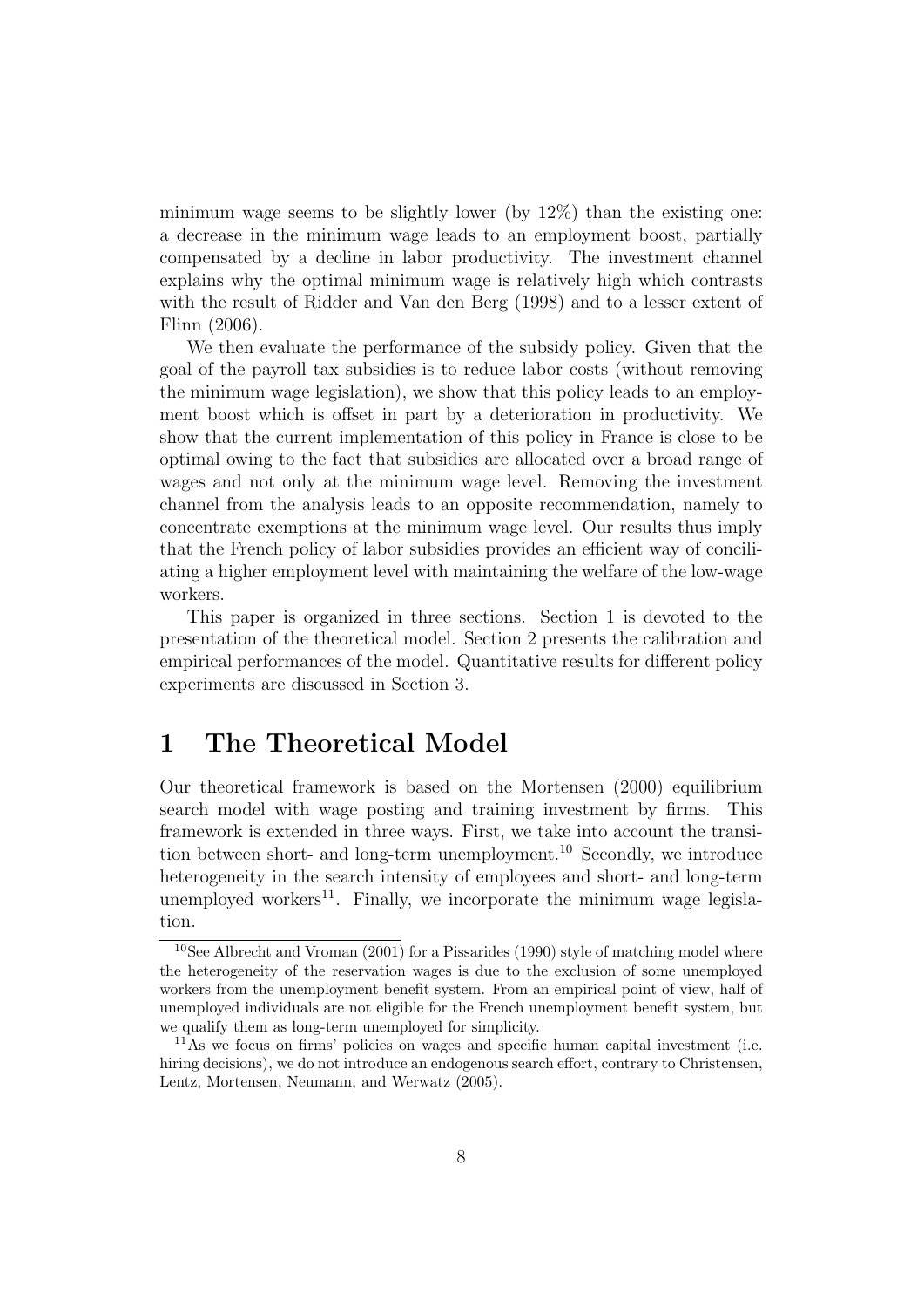minimum wage seems to be slightly lower (by 12%) than the existing one: a decrease in the minimum wage leads to an employment boost, partially compensated by a decline in labor productivity. The investment channel explains why the optimal minimum wage is relatively high which contrasts with the result of Ridder and Van den Berg (1998) and to a lesser extent of Flinn (2006).

We then evaluate the performance of the subsidy policy. Given that the goal of the payroll tax subsidies is to reduce labor costs (without removing the minimum wage legislation), we show that this policy leads to an employment boost which is offset in part by a deterioration in productivity. We show that the current implementation of this policy in France is close to be optimal owing to the fact that subsidies are allocated over a broad range of wages and not only at the minimum wage level. Removing the investment channel from the analysis leads to an opposite recommendation, namely to concentrate exemptions at the minimum wage level. Our results thus imply that the French policy of labor subsidies provides an efficient way of conciliating a higher employment level with maintaining the welfare of the low-wage workers.

This paper is organized in three sections. Section 1 is devoted to the presentation of the theoretical model. Section 2 presents the calibration and empirical performances of the model. Quantitative results for different policy experiments are discussed in Section 3.

# 1 The Theoretical Model

Our theoretical framework is based on the Mortensen (2000) equilibrium search model with wage posting and training investment by firms. This framework is extended in three ways. First, we take into account the transition between short- and long-term unemployment.[10] Secondly, we introduce heterogeneity in the search intensity of employees and short- and long-term unemployed workers[11]. Finally, we incorporate the minimum wage legislation.

[10] See Albrecht and Vroman (2001) for a Pissarides (1990) style of matching model where the heterogeneity of the reservation wages is due to the exclusion of some unemployed workers from the unemployment benefit system. From an empirical point of view, half of unemployed individuals are not eligible for the French unemployment benefit system, but we qualify them as long-term unemployed for simplicity.

[11] As we focus on firms' policies on wages and specific human capital investment (i.e. hiring decisions), we do not introduce an endogenous search effort, contrary to Christensen, Lentz, Mortensen, Neumann, and Werwatz (2005).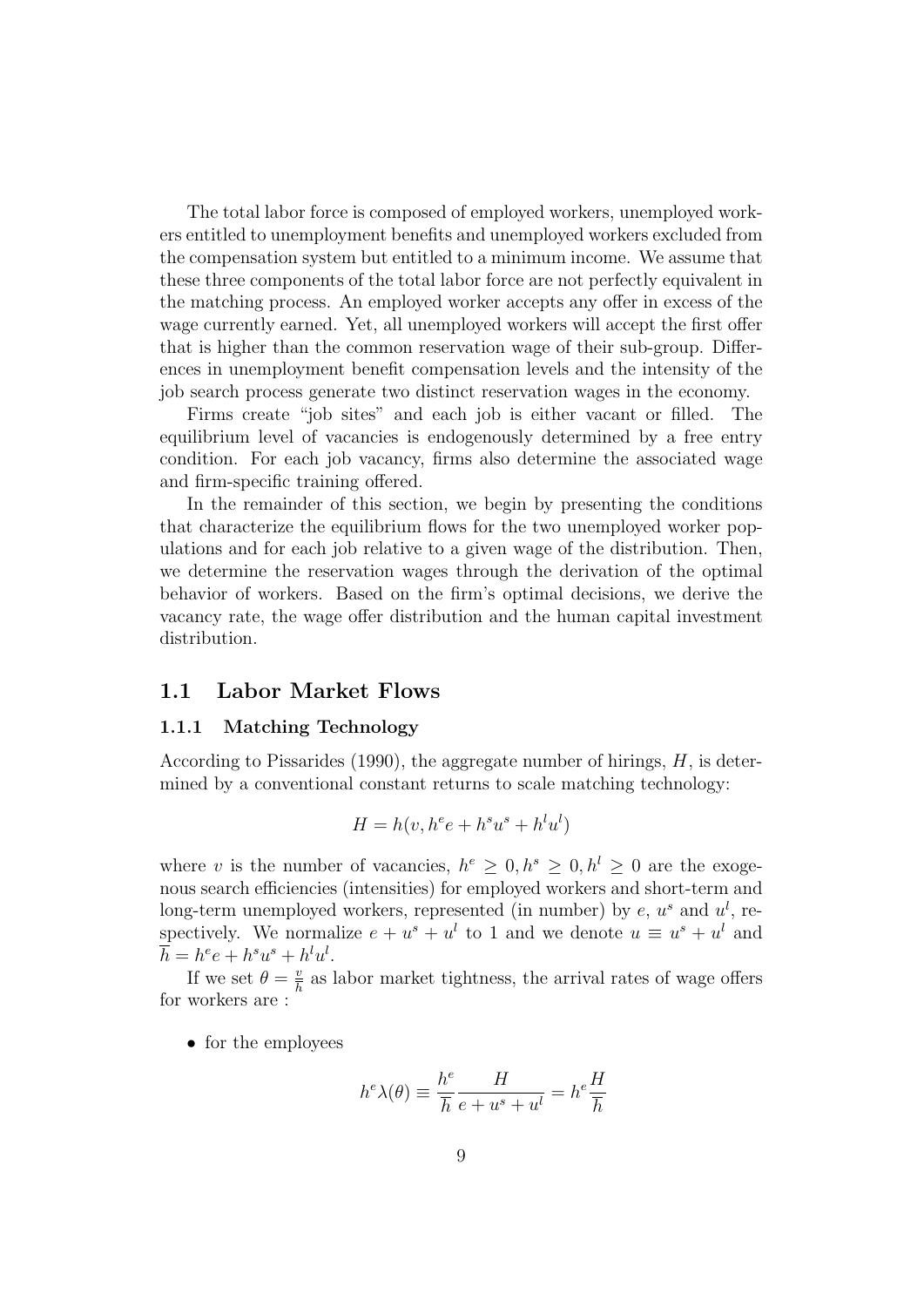The total labor force is composed of employed workers, unemployed workers entitled to unemployment benefits and unemployed workers excluded from the compensation system but entitled to a minimum income. We assume that these three components of the total labor force are not perfectly equivalent in the matching process. An employed worker accepts any offer in excess of the wage currently earned. Yet, all unemployed workers will accept the first offer that is higher than the common reservation wage of their sub-group. Differences in unemployment benefit compensation levels and the intensity of the job search process generate two distinct reservation wages in the economy.

Firms create "job sites" and each job is either vacant or filled. The equilibrium level of vacancies is endogenously determined by a free entry condition. For each job vacancy, firms also determine the associated wage and firm-specific training offered.

In the remainder of this section, we begin by presenting the conditions that characterize the equilibrium flows for the two unemployed worker populations and for each job relative to a given wage of the distribution. Then, we determine the reservation wages through the derivation of the optimal behavior of workers. Based on the firm's optimal decisions, we derive the vacancy rate, the wage offer distribution and the human capital investment distribution.

## 1.1 Labor Market Flows

### 1.1.1 Matching Technology

According to Pissarides (1990), the aggregate number of hirings, $H$, is determined by a conventional constant returns to scale matching technology:

$$H = h(v, h^e e + h^s u^s + h^l u^l)$$

where $v$ is the number of vacancies, $h^e \geq 0, h^s \geq 0, h^l \geq 0$ are the exogenous search efficiencies (intensities) for employed workers and short-term and long-term unemployed workers, represented (in number) by $e$, $u^s$ and $u^l$, respectively. We normalize $e + u^s + u^l$ to 1 and we denote $u \equiv u^s + u^l$ and $\overline{h} = h^e e + h^s u^s + h^l u^l$.

If we set $\theta = \frac{v}{\overline{h}}$ as labor market tightness, the arrival rates of wage offers for workers are :

- for the employees

$$h^e \lambda(\theta) \equiv \frac{h^e}{\overline{h}} \frac{H}{e + u^s + u^l} = h^e \frac{H}{\overline{h}}$$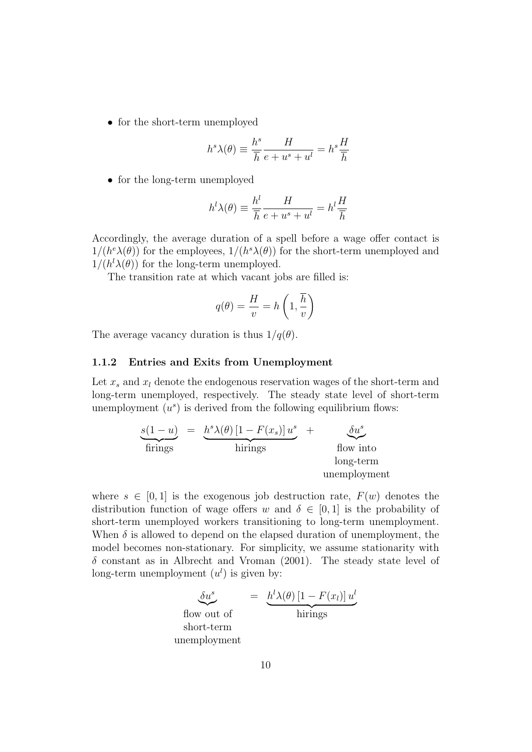- for the short-term unemployed

$$h^s\lambda(\theta) \equiv \frac{h^s}{\overline{h}} \frac{H}{e + u^s + u^l} = h^s \frac{H}{\overline{h}}$$

- for the long-term unemployed

$$h^l\lambda(\theta) \equiv \frac{h^l}{\overline{h}} \frac{H}{e + u^s + u^l} = h^l \frac{H}{\overline{h}}$$

Accordingly, the average duration of a spell before a wage offer contact is $1/(h^e\lambda(\theta))$ for the employees, $1/(h^s\lambda(\theta))$ for the short-term unemployed and $1/(h^l\lambda(\theta))$ for the long-term unemployed.

The transition rate at which vacant jobs are filled is:

$$q(\theta) = \frac{H}{v} = h\left(1, \frac{\overline{h}}{v}\right)$$

The average vacancy duration is thus $1/q(\theta)$.

### 1.1.2 Entries and Exits from Unemployment

Let $x_s$ and $x_l$ denote the endogenous reservation wages of the short-term and long-term unemployed, respectively. The steady state level of short-term unemployment ($u^s$) is derived from the following equilibrium flows:

$$\underbrace{s(1-u)}_{\text{firings}} = \underbrace{h^s\lambda(\theta)\left[1 - F(x_s)\right]u^s}_{\text{hirings}} + \underbrace{\delta u^s}_{\substack{\text{flow into} \\ \text{long-term} \\ \text{unemployment}}}$$

where $s \in [0, 1]$ is the exogenous job destruction rate, $F(w)$ denotes the distribution function of wage offers $w$ and $\delta \in [0, 1]$ is the probability of short-term unemployed workers transitioning to long-term unemployment. When $\delta$ is allowed to depend on the elapsed duration of unemployment, the model becomes non-stationary. For simplicity, we assume stationarity with $\delta$ constant as in Albrecht and Vroman (2001). The steady state level of long-term unemployment ($u^l$) is given by:

$$\underbrace{\delta u^s}_{\substack{\text{flow out of} \\ \text{short-term} \\ \text{unemployment}}} = \underbrace{h^l\lambda(\theta)\left[1 - F(x_l)\right]u^l}_{\text{hirings}}$$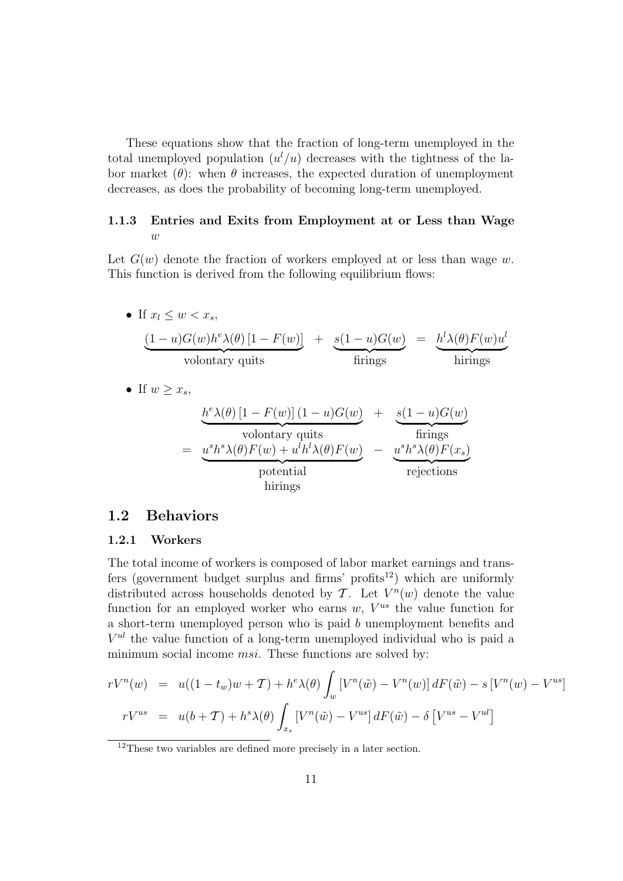These equations show that the fraction of long-term unemployed in the total unemployed population ($u^l/u$) decreases with the tightness of the labor market ($\theta$): when $\theta$ increases, the expected duration of unemployment decreases, as does the probability of becoming long-term unemployed.

### 1.1.3 Entries and Exits from Employment at or Less than Wage $w$

Let $G(w)$ denote the fraction of workers employed at or less than wage $w$. This function is derived from the following equilibrium flows:

- If $x_l \leq w < x_s$,

$$\underbrace{(1-u)G(w)h^e\lambda(\theta)\left[1-F(w)\right]}_{\text{volontary quits}} + \underbrace{s(1-u)G(w)}_{\text{firings}} = \underbrace{h^l\lambda(\theta)F(w)u^l}_{\text{hirings}}$$

- If $w \geq x_s$,

$$\begin{aligned}
& \underbrace{h^e\lambda(\theta)\left[1-F(w)\right](1-u)G(w)}_{\text{volontary quits}} + \underbrace{s(1-u)G(w)}_{\text{firings}} \\
= \; & \underbrace{u^s h^s\lambda(\theta)F(w) + u^l h^l\lambda(\theta)F(w)}_{\substack{\text{potential} \\ \text{hirings}}} - \underbrace{u^s h^s\lambda(\theta)F(x_s)}_{\text{rejections}}
\end{aligned}$$

## 1.2 Behaviors

### 1.2.1 Workers

The total income of workers is composed of labor market earnings and transfers (government budget surplus and firms' profits[12]) which are uniformly distributed across households denoted by $\mathcal{T}$. Let $V^n(w)$ denote the value function for an employed worker who earns $w$, $V^{us}$ the value function for a short-term unemployed person who is paid $b$ unemployment benefits and $V^{ul}$ the value function of a long-term unemployed individual who is paid a minimum social income $msi$. These functions are solved by:

$$\begin{aligned}
rV^n(w) &= u((1-t_w)w+\mathcal{T}) + h^e\lambda(\theta)\int_w \left[V^n(\tilde{w}) - V^n(w)\right]dF(\tilde{w}) - s\left[V^n(w) - V^{us}\right] \\
rV^{us} &= u(b+\mathcal{T}) + h^s\lambda(\theta)\int_{x_s} \left[V^n(\tilde{w}) - V^{us}\right]dF(\tilde{w}) - \delta\left[V^{us} - V^{ul}\right]
\end{aligned}$$

[12] These two variables are defined more precisely in a later section.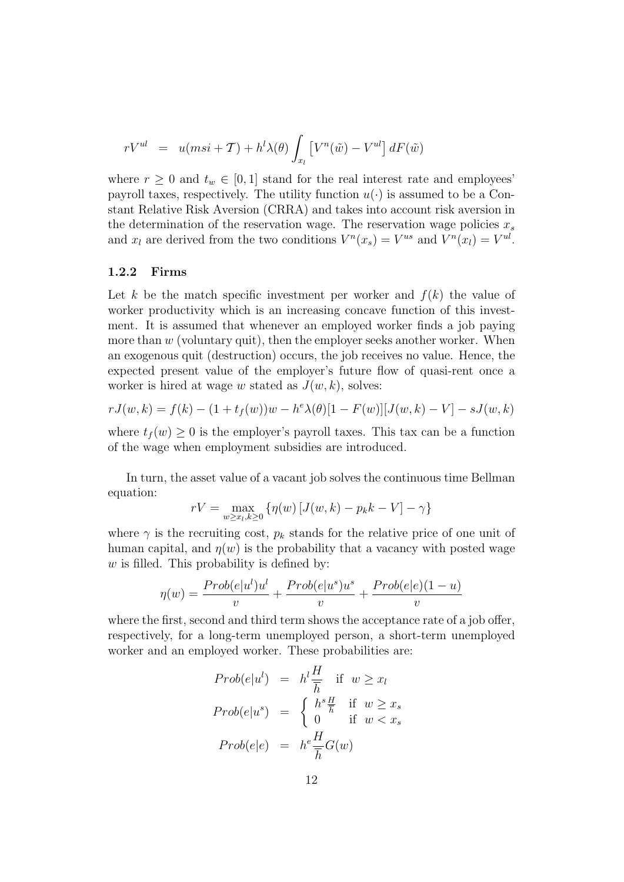$$rV^{ul} = u(msi + \mathcal{T}) + h^l\lambda(\theta)\int_{x_l}\left[V^n(\tilde{w}) - V^{ul}\right]dF(\tilde{w})$$

where $r \geq 0$ and $t_w \in [0, 1]$ stand for the real interest rate and employees' payroll taxes, respectively. The utility function $u(\cdot)$ is assumed to be a Constant Relative Risk Aversion (CRRA) and takes into account risk aversion in the determination of the reservation wage. The reservation wage policies $x_s$ and $x_l$ are derived from the two conditions $V^n(x_s) = V^{us}$ and $V^n(x_l) = V^{ul}$.

### 1.2.2 Firms

Let $k$ be the match specific investment per worker and $f(k)$ the value of worker productivity which is an increasing concave function of this investment. It is assumed that whenever an employed worker finds a job paying more than $w$ (voluntary quit), then the employer seeks another worker. When an exogenous quit (destruction) occurs, the job receives no value. Hence, the expected present value of the employer's future flow of quasi-rent once a worker is hired at wage $w$ stated as $J(w, k)$, solves:

$$rJ(w, k) = f(k) - (1 + t_f(w))w - h^e\lambda(\theta)[1 - F(w)][J(w, k) - V] - sJ(w, k)$$

where $t_f(w) \geq 0$ is the employer's payroll taxes. This tax can be a function of the wage when employment subsidies are introduced.

In turn, the asset value of a vacant job solves the continuous time Bellman equation:

$$rV = \max_{w \geq x_l, k \geq 0}\left\{\eta(w)\left[J(w, k) - p_k k - V\right] - \gamma\right\}$$

where $\gamma$ is the recruiting cost, $p_k$ stands for the relative price of one unit of human capital, and $\eta(w)$ is the probability that a vacancy with posted wage $w$ is filled. This probability is defined by:

$$\eta(w) = \frac{Prob(e|u^l)u^l}{v} + \frac{Prob(e|u^s)u^s}{v} + \frac{Prob(e|e)(1-u)}{v}$$

where the first, second and third term shows the acceptance rate of a job offer, respectively, for a long-term unemployed person, a short-term unemployed worker and an employed worker. These probabilities are:

$$\begin{aligned}
Prob(e|u^l) &= h^l\frac{H}{\overline{h}} \quad \text{if} \quad w \geq x_l \\
Prob(e|u^s) &= \begin{cases} h^s\frac{H}{\overline{h}} & \text{if} \quad w \geq x_s \\ 0 & \text{if} \quad w < x_s \end{cases} \\
Prob(e|e) &= h^e\frac{H}{\overline{h}}G(w)
\end{aligned}$$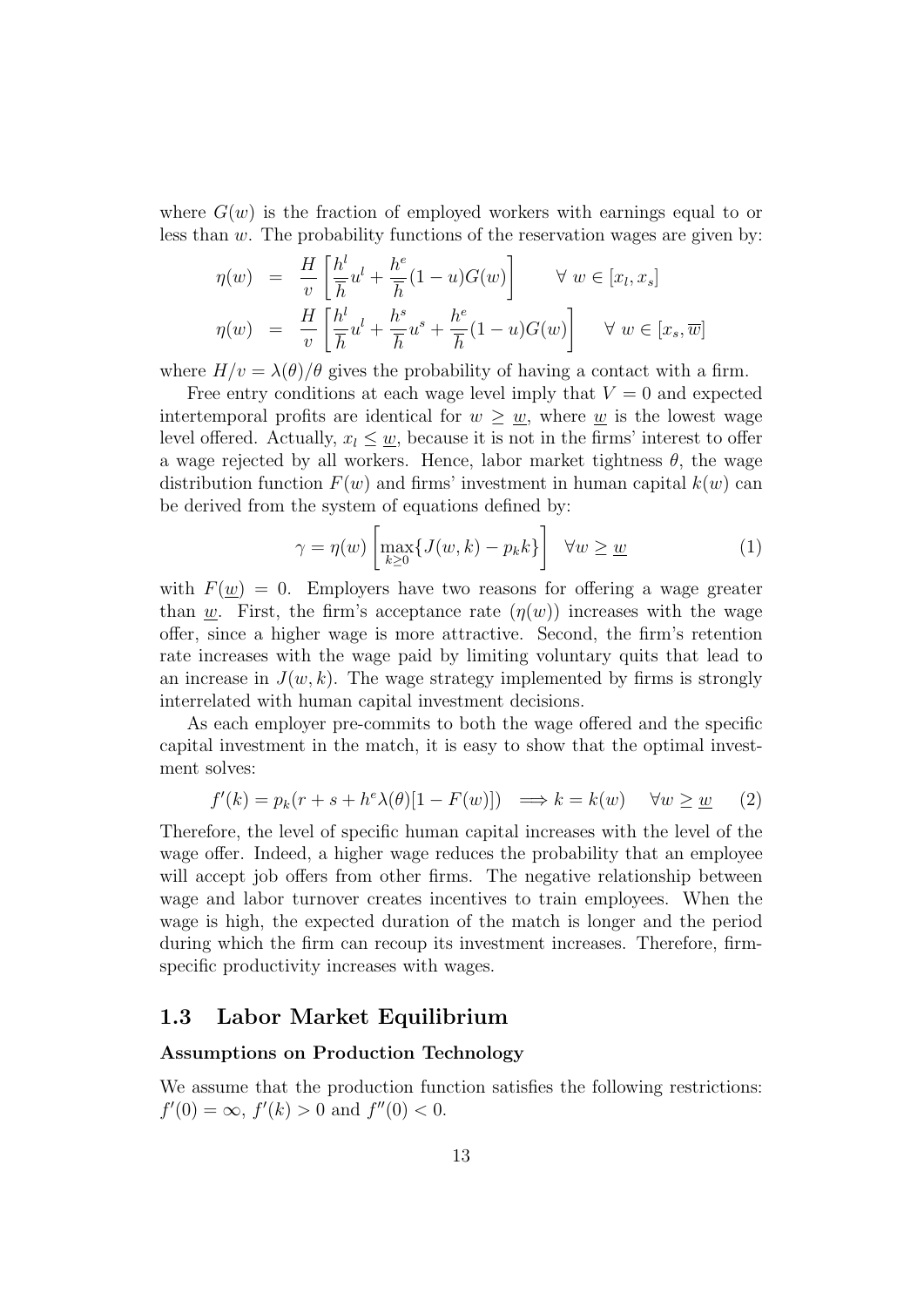where $G(w)$ is the fraction of employed workers with earnings equal to or less than $w$. The probability functions of the reservation wages are given by:

$$\eta(w) = \frac{H}{v}\left[\frac{h^l}{\overline{h}}u^l + \frac{h^e}{\overline{h}}(1-u)G(w)\right] \qquad \forall\ w \in [x_l, x_s]$$

$$\eta(w) = \frac{H}{v}\left[\frac{h^l}{\overline{h}}u^l + \frac{h^s}{\overline{h}}u^s + \frac{h^e}{\overline{h}}(1-u)G(w)\right] \qquad \forall\ w \in [x_s, \overline{w}]$$

where $H/v = \lambda(\theta)/\theta$ gives the probability of having a contact with a firm.

Free entry conditions at each wage level imply that $V = 0$ and expected intertemporal profits are identical for $w \geq \underline{w}$, where $\underline{w}$ is the lowest wage level offered. Actually, $x_l \leq \underline{w}$, because it is not in the firms' interest to offer a wage rejected by all workers. Hence, labor market tightness $\theta$, the wage distribution function $F(w)$ and firms' investment in human capital $k(w)$ can be derived from the system of equations defined by:

$$\gamma = \eta(w)\left[\max_{k\geq 0}\{J(w,k) - p_k k\}\right] \quad \forall w \geq \underline{w} \tag{1}$$

with $F(\underline{w}) = 0$. Employers have two reasons for offering a wage greater than $\underline{w}$. First, the firm's acceptance rate ($\eta(w)$) increases with the wage offer, since a higher wage is more attractive. Second, the firm's retention rate increases with the wage paid by limiting voluntary quits that lead to an increase in $J(w,k)$. The wage strategy implemented by firms is strongly interrelated with human capital investment decisions.

As each employer pre-commits to both the wage offered and the specific capital investment in the match, it is easy to show that the optimal investment solves:

$$f'(k) = p_k(r + s + h^e\lambda(\theta)[1 - F(w)]) \implies k = k(w) \quad \forall w \geq \underline{w} \tag{2}$$

Therefore, the level of specific human capital increases with the level of the wage offer. Indeed, a higher wage reduces the probability that an employee will accept job offers from other firms. The negative relationship between wage and labor turnover creates incentives to train employees. When the wage is high, the expected duration of the match is longer and the period during which the firm can recoup its investment increases. Therefore, firm-specific productivity increases with wages.

## 1.3 Labor Market Equilibrium

**Assumptions on Production Technology**

We assume that the production function satisfies the following restrictions: $f'(0) = \infty$, $f'(k) > 0$ and $f''(0) < 0$.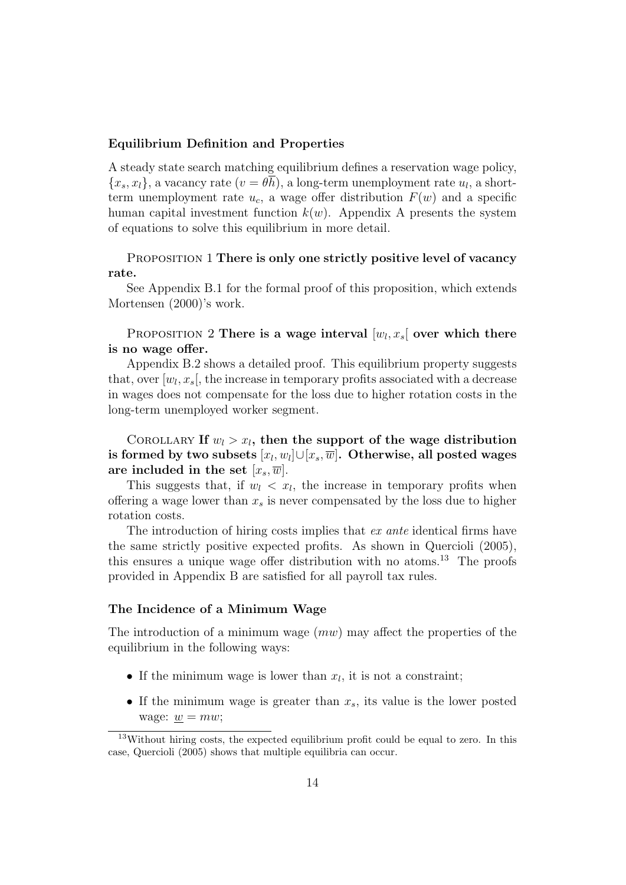### Equilibrium Definition and Properties

A steady state search matching equilibrium defines a reservation wage policy, $\{x_s, x_l\}$, a vacancy rate ($v = \theta\overline{h}$), a long-term unemployment rate $u_l$, a short-term unemployment rate $u_c$, a wage offer distribution $F(w)$ and a specific human capital investment function $k(w)$. Appendix A presents the system of equations to solve this equilibrium in more detail.

PROPOSITION 1 **There is only one strictly positive level of vacancy rate.**

See Appendix B.1 for the formal proof of this proposition, which extends Mortensen (2000)'s work.

PROPOSITION 2 **There is a wage interval $[w_l, x_s[$ over which there is no wage offer.**

Appendix B.2 shows a detailed proof. This equilibrium property suggests that, over $[w_l, x_s[$, the increase in temporary profits associated with a decrease in wages does not compensate for the loss due to higher rotation costs in the long-term unemployed worker segment.

COROLLARY **If $w_l > x_l$, then the support of the wage distribution is formed by two subsets $[x_l, w_l] \cup [x_s, \overline{w}]$. Otherwise, all posted wages are included in the set $[x_s, \overline{w}]$.**

This suggests that, if $w_l < x_l$, the increase in temporary profits when offering a wage lower than $x_s$ is never compensated by the loss due to higher rotation costs.

The introduction of hiring costs implies that *ex ante* identical firms have the same strictly positive expected profits. As shown in Quercioli (2005), this ensures a unique wage offer distribution with no atoms.[13] The proofs provided in Appendix B are satisfied for all payroll tax rules.

### The Incidence of a Minimum Wage

The introduction of a minimum wage ($mw$) may affect the properties of the equilibrium in the following ways:

- If the minimum wage is lower than $x_l$, it is not a constraint;
- If the minimum wage is greater than $x_s$, its value is the lower posted wage: $\underline{w} = mw$;

[13] Without hiring costs, the expected equilibrium profit could be equal to zero. In this case, Quercioli (2005) shows that multiple equilibria can occur.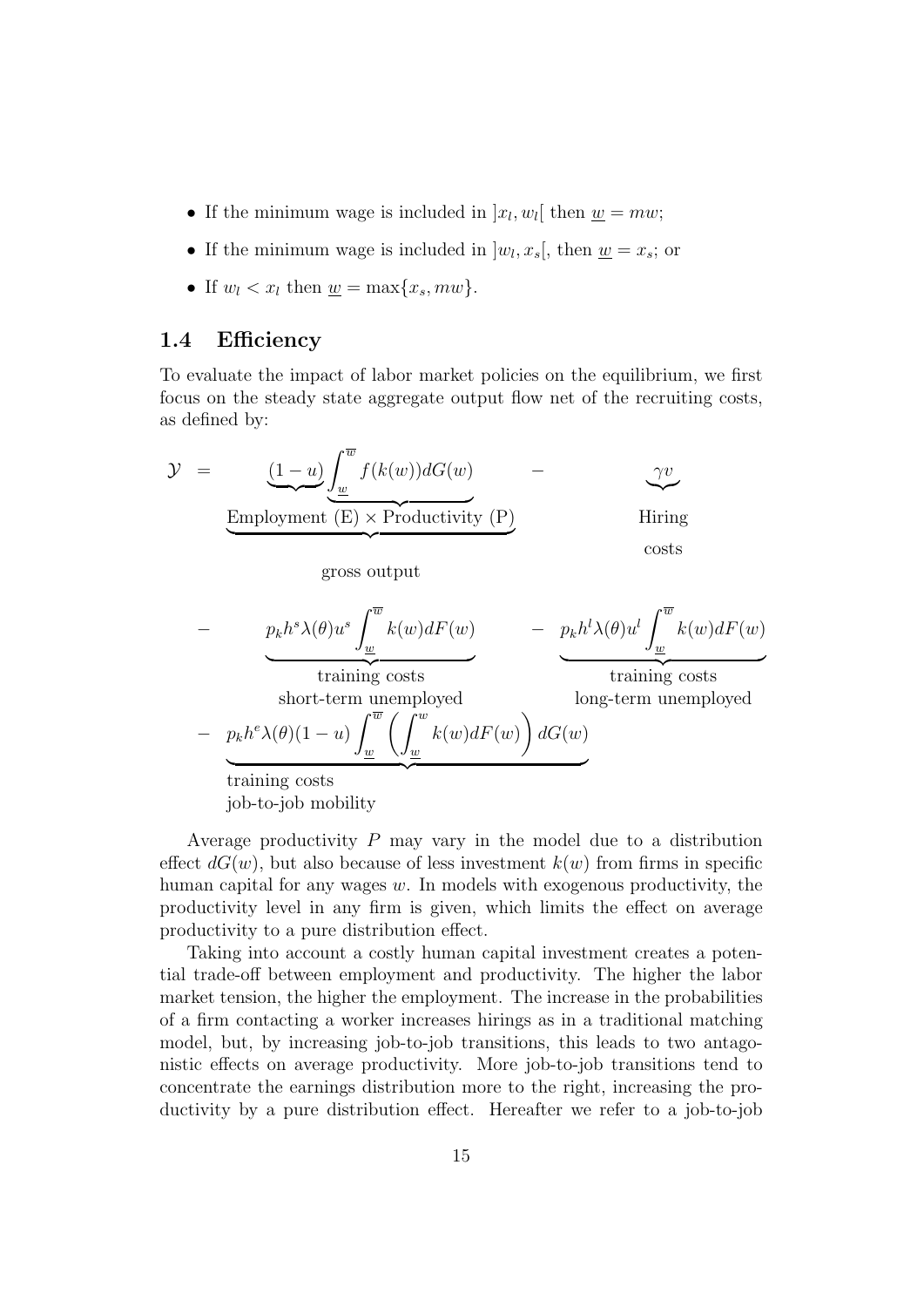- If the minimum wage is included in $]x_l, w_l[$ then $\underline{w} = mw$;
- If the minimum wage is included in $]w_l, x_s[$, then $\underline{w} = x_s$; or
- If $w_l < x_l$ then $\underline{w} = \max\{x_s, mw\}$.

### 1.4 Efficiency

To evaluate the impact of labor market policies on the equilibrium, we first focus on the steady state aggregate output flow net of the recruiting costs, as defined by:

$$
\begin{aligned}
\mathcal{Y} \quad = \quad & \underbrace{\underbrace{(1-u)}\underbrace{\int_{\underline{w}}^{\overline{w}} f(k(w))dG(w)}}_{\substack{\text{Employment (E)} \times \text{Productivity (P)} \\ \\ \text{gross output}}} \quad - \quad \underbrace{\gamma v}_{\substack{\text{Hiring} \\ \text{costs}}} \\
- \quad & \underbrace{p_k h^s \lambda(\theta) u^s \int_{\underline{w}}^{\overline{w}} k(w)dF(w)}_{\substack{\text{training costs} \\ \text{short-term unemployed}}} \quad - \quad \underbrace{p_k h^l \lambda(\theta) u^l \int_{\underline{w}}^{\overline{w}} k(w)dF(w)}_{\substack{\text{training costs} \\ \text{long-term unemployed}}} \\
- \quad & \underbrace{p_k h^e \lambda(\theta)(1-u) \int_{\underline{w}}^{\overline{w}} \left( \int_{\underline{w}}^{w} k(w)dF(w) \right) dG(w)}_{\substack{\text{training costs} \\ \text{job-to-job mobility}}}
\end{aligned}
$$

Average productivity $P$ may vary in the model due to a distribution effect $dG(w)$, but also because of less investment $k(w)$ from firms in specific human capital for any wages $w$. In models with exogenous productivity, the productivity level in any firm is given, which limits the effect on average productivity to a pure distribution effect.

Taking into account a costly human capital investment creates a potential trade-off between employment and productivity. The higher the labor market tension, the higher the employment. The increase in the probabilities of a firm contacting a worker increases hirings as in a traditional matching model, but, by increasing job-to-job transitions, this leads to two antagonistic effects on average productivity. More job-to-job transitions tend to concentrate the earnings distribution more to the right, increasing the productivity by a pure distribution effect. Hereafter we refer to a job-to-job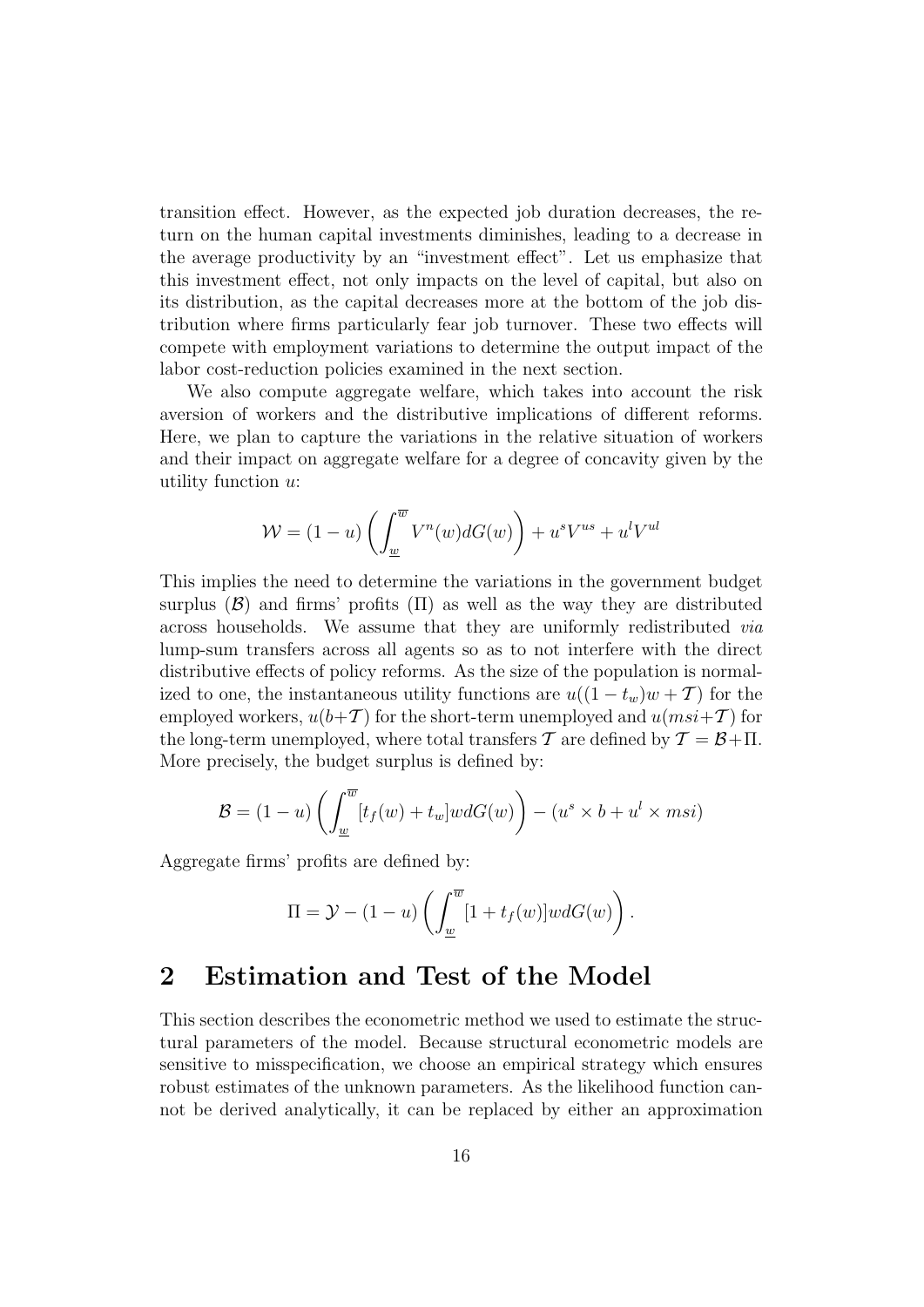transition effect. However, as the expected job duration decreases, the return on the human capital investments diminishes, leading to a decrease in the average productivity by an "investment effect". Let us emphasize that this investment effect, not only impacts on the level of capital, but also on its distribution, as the capital decreases more at the bottom of the job distribution where firms particularly fear job turnover. These two effects will compete with employment variations to determine the output impact of the labor cost-reduction policies examined in the next section.

We also compute aggregate welfare, which takes into account the risk aversion of workers and the distributive implications of different reforms. Here, we plan to capture the variations in the relative situation of workers and their impact on aggregate welfare for a degree of concavity given by the utility function $u$:

$$\mathcal{W} = (1-u)\left(\int_{\underline{w}}^{\overline{w}} V^n(w)dG(w)\right) + u^s V^{us} + u^l V^{ul}$$

This implies the need to determine the variations in the government budget surplus ($\mathcal{B}$) and firms' profits ($\Pi$) as well as the way they are distributed across households. We assume that they are uniformly redistributed *via* lump-sum transfers across all agents so as to not interfere with the direct distributive effects of policy reforms. As the size of the population is normalized to one, the instantaneous utility functions are $u((1-t_w)w + \mathcal{T})$ for the employed workers, $u(b+\mathcal{T})$ for the short-term unemployed and $u(msi+\mathcal{T})$ for the long-term unemployed, where total transfers $\mathcal{T}$ are defined by $\mathcal{T} = \mathcal{B} + \Pi$. More precisely, the budget surplus is defined by:

$$\mathcal{B} = (1-u)\left(\int_{\underline{w}}^{\overline{w}} [t_f(w) + t_w]wdG(w)\right) - (u^s \times b + u^l \times msi)$$

Aggregate firms' profits are defined by:

$$\Pi = \mathcal{Y} - (1-u)\left(\int_{\underline{w}}^{\overline{w}} [1 + t_f(w)]wdG(w)\right).$$

## 2 Estimation and Test of the Model

This section describes the econometric method we used to estimate the structural parameters of the model. Because structural econometric models are sensitive to misspecification, we choose an empirical strategy which ensures robust estimates of the unknown parameters. As the likelihood function cannot be derived analytically, it can be replaced by either an approximation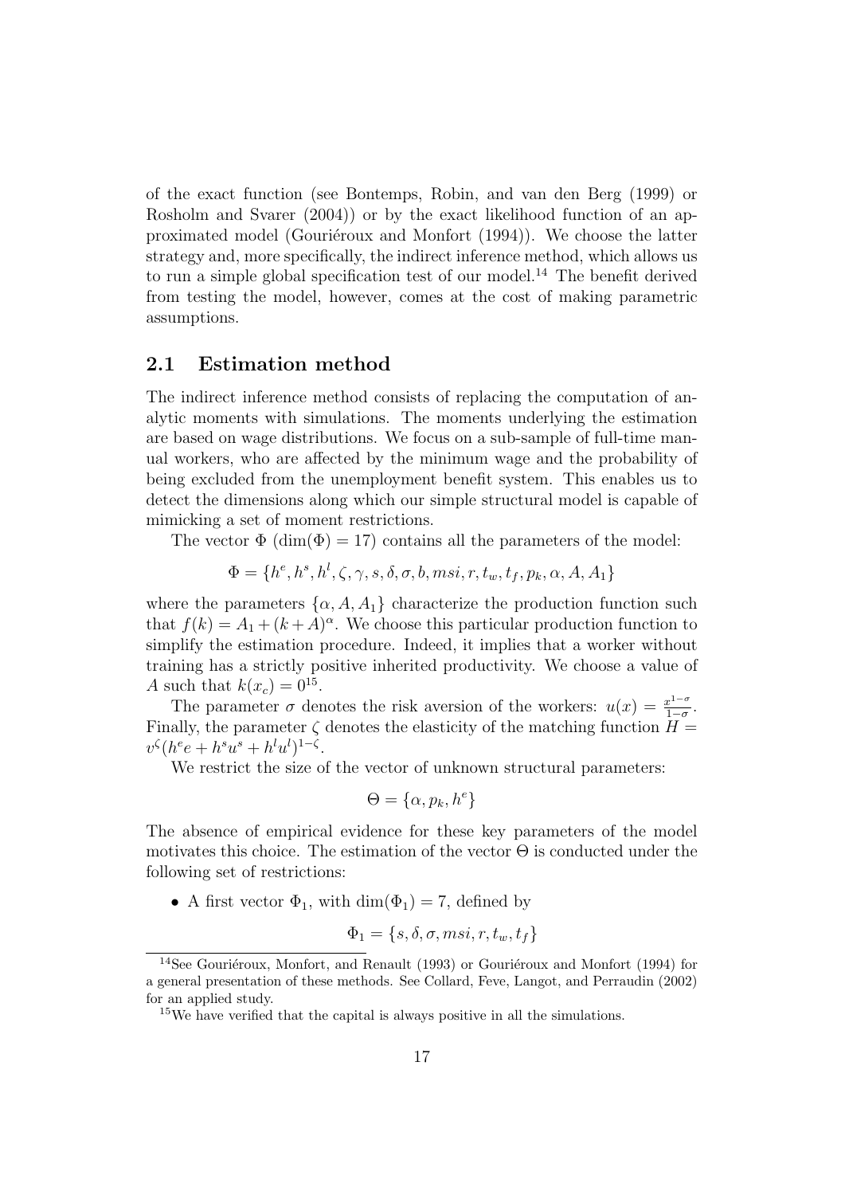of the exact function (see Bontemps, Robin, and van den Berg (1999) or Rosholm and Svarer (2004)) or by the exact likelihood function of an approximated model (Gouriéroux and Monfort (1994)). We choose the latter strategy and, more specifically, the indirect inference method, which allows us to run a simple global specification test of our model.[14] The benefit derived from testing the model, however, comes at the cost of making parametric assumptions.

## 2.1 Estimation method

The indirect inference method consists of replacing the computation of analytic moments with simulations. The moments underlying the estimation are based on wage distributions. We focus on a sub-sample of full-time manual workers, who are affected by the minimum wage and the probability of being excluded from the unemployment benefit system. This enables us to detect the dimensions along which our simple structural model is capable of mimicking a set of moment restrictions.

The vector $\Phi$ ($\dim(\Phi) = 17$) contains all the parameters of the model:

$$\Phi = \{h^e, h^s, h^l, \zeta, \gamma, s, \delta, \sigma, b, msi, r, t_w, t_f, p_k, \alpha, A, A_1\}$$

where the parameters $\{\alpha, A, A_1\}$ characterize the production function such that $f(k) = A_1 + (k + A)^{\alpha}$. We choose this particular production function to simplify the estimation procedure. Indeed, it implies that a worker without training has a strictly positive inherited productivity. We choose a value of $A$ such that $k(x_c) = 0$[15].

The parameter $\sigma$ denotes the risk aversion of the workers: $u(x) = \frac{x^{1-\sigma}}{1-\sigma}$. Finally, the parameter $\zeta$ denotes the elasticity of the matching function $H = v^{\zeta}(h^e e + h^s u^s + h^l u^l)^{1-\zeta}$.

We restrict the size of the vector of unknown structural parameters:

$$\Theta = \{\alpha, p_k, h^e\}$$

The absence of empirical evidence for these key parameters of the model motivates this choice. The estimation of the vector $\Theta$ is conducted under the following set of restrictions:

- A first vector $\Phi_1$, with $\dim(\Phi_1) = 7$, defined by

$$\Phi_1 = \{s, \delta, \sigma, msi, r, t_w, t_f\}$$

[14] See Gouriéroux, Monfort, and Renault (1993) or Gouriéroux and Monfort (1994) for a general presentation of these methods. See Collard, Feve, Langot, and Perraudin (2002) for an applied study.

[15] We have verified that the capital is always positive in all the simulations.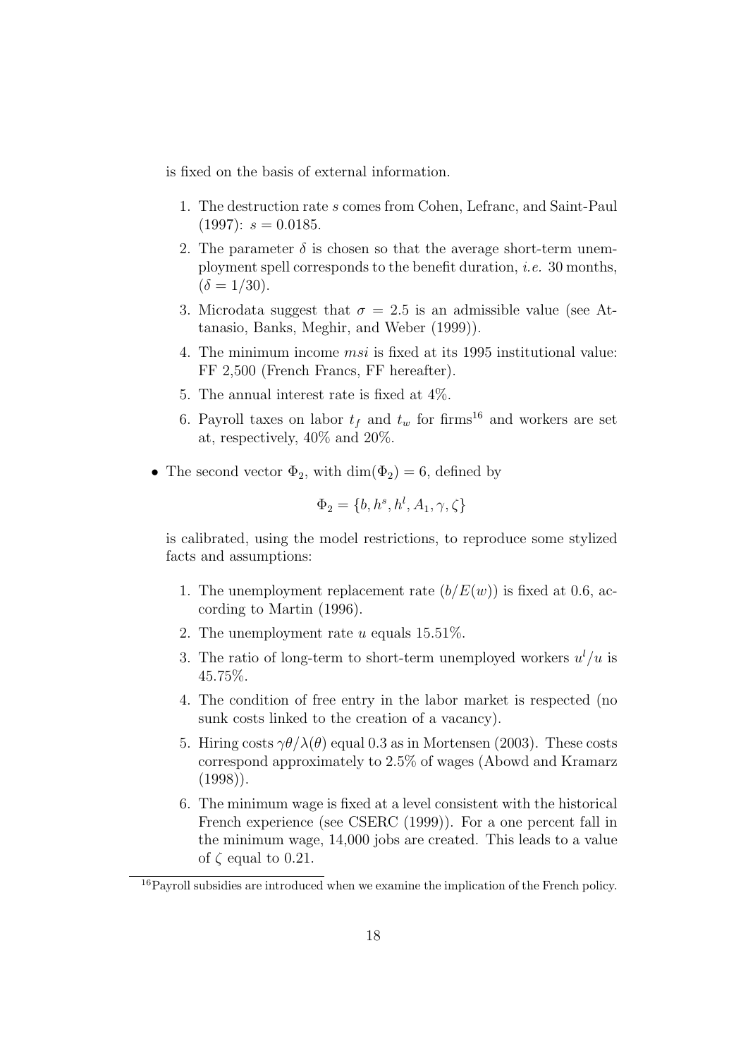is fixed on the basis of external information.

1. The destruction rate $s$ comes from Cohen, Lefranc, and Saint-Paul (1997): $s = 0.0185$.
2. The parameter $\delta$ is chosen so that the average short-term unemployment spell corresponds to the benefit duration, *i.e.* 30 months, ($\delta = 1/30$).
3. Microdata suggest that $\sigma = 2.5$ is an admissible value (see Attanasio, Banks, Meghir, and Weber (1999)).
4. The minimum income $msi$ is fixed at its 1995 institutional value: FF 2,500 (French Francs, FF hereafter).
5. The annual interest rate is fixed at 4%.
6. Payroll taxes on labor $t_f$ and $t_w$ for firms[16] and workers are set at, respectively, 40% and 20%.

- The second vector $\Phi_2$, with $\dim(\Phi_2) = 6$, defined by

$$\Phi_2 = \{b, h^s, h^l, A_1, \gamma, \zeta\}$$

is calibrated, using the model restrictions, to reproduce some stylized facts and assumptions:

1. The unemployment replacement rate ($b/E(w)$) is fixed at 0.6, according to Martin (1996).
2. The unemployment rate $u$ equals 15.51%.
3. The ratio of long-term to short-term unemployed workers $u^l/u$ is 45.75%.
4. The condition of free entry in the labor market is respected (no sunk costs linked to the creation of a vacancy).
5. Hiring costs $\gamma\theta/\lambda(\theta)$ equal 0.3 as in Mortensen (2003). These costs correspond approximately to 2.5% of wages (Abowd and Kramarz (1998)).
6. The minimum wage is fixed at a level consistent with the historical French experience (see CSERC (1999)). For a one percent fall in the minimum wage, 14,000 jobs are created. This leads to a value of $\zeta$ equal to 0.21.

[16] Payroll subsidies are introduced when we examine the implication of the French policy.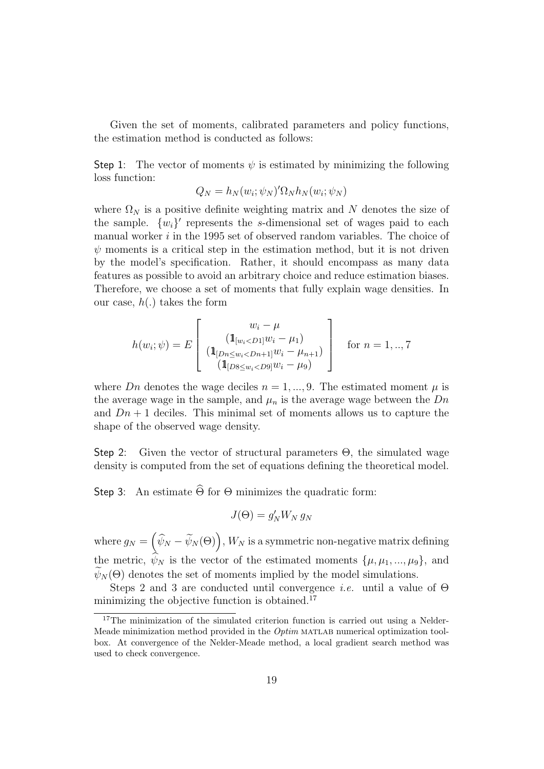Given the set of moments, calibrated parameters and policy functions, the estimation method is conducted as follows:

**Step 1:** The vector of moments $\psi$ is estimated by minimizing the following loss function:

$$Q_N = h_N(w_i; \psi_N)' \Omega_N h_N(w_i; \psi_N)$$

where $\Omega_N$ is a positive definite weighting matrix and $N$ denotes the size of the sample. $\{w_i\}'$ represents the $s$-dimensional set of wages paid to each manual worker $i$ in the 1995 set of observed random variables. The choice of $\psi$ moments is a critical step in the estimation method, but it is not driven by the model's specification. Rather, it should encompass as many data features as possible to avoid an arbitrary choice and reduce estimation biases. Therefore, we choose a set of moments that fully explain wage densities. In our case, $h(.)$ takes the form

$$h(w_i; \psi) = E \left[ \begin{array}{c} w_i - \mu \\ (\mathbb{1}_{[w_i < D1]} w_i - \mu_1) \\ (\mathbb{1}_{[Dn \leq w_i < Dn+1]} w_i - \mu_{n+1}) \\ (\mathbb{1}_{[D8 \leq w_i < D9]} w_i - \mu_9) \end{array} \right] \quad \text{for } n = 1, .., 7$$

where $Dn$ denotes the wage deciles $n = 1, ..., 9$. The estimated moment $\mu$ is the average wage in the sample, and $\mu_n$ is the average wage between the $Dn$ and $Dn+1$ deciles. This minimal set of moments allows us to capture the shape of the observed wage density.

**Step 2:** Given the vector of structural parameters $\Theta$, the simulated wage density is computed from the set of equations defining the theoretical model.

**Step 3:** An estimate $\widehat{\Theta}$ for $\Theta$ minimizes the quadratic form:

$$J(\Theta) = g_N' W_N \, g_N$$

where $g_N = \left(\widehat{\psi}_N - \widetilde{\psi}_N(\Theta)\right)$, $W_N$ is a symmetric non-negative matrix defining the metric, $\widehat{\psi}_N$ is the vector of the estimated moments $\{\mu, \mu_1, ..., \mu_9\}$, and $\widetilde{\psi}_N(\Theta)$ denotes the set of moments implied by the model simulations.

Steps 2 and 3 are conducted until convergence *i.e.* until a value of $\Theta$ minimizing the objective function is obtained.[17]

[17] The minimization of the simulated criterion function is carried out using a Nelder-Meade minimization method provided in the *Optim* MATLAB numerical optimization toolbox. At convergence of the Nelder-Meade method, a local gradient search method was used to check convergence.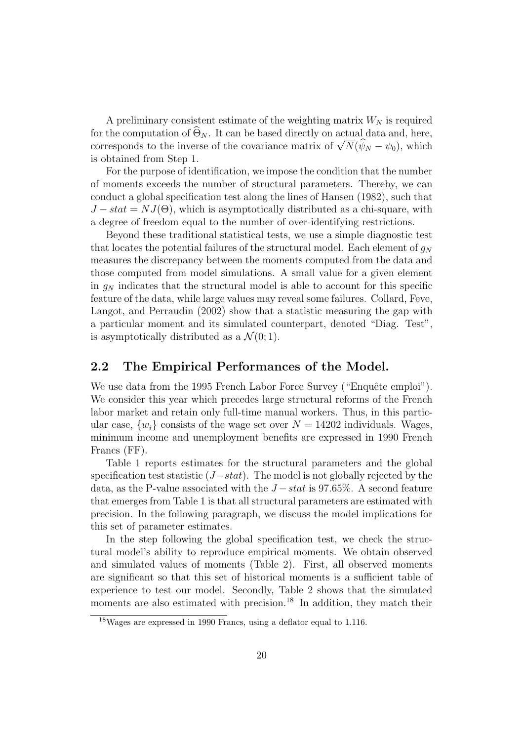A preliminary consistent estimate of the weighting matrix $W_N$ is required for the computation of $\widehat{\Theta}_N$. It can be based directly on actual data and, here, corresponds to the inverse of the covariance matrix of $\sqrt{N}(\widehat{\psi}_N - \psi_0)$, which is obtained from Step 1.

For the purpose of identification, we impose the condition that the number of moments exceeds the number of structural parameters. Thereby, we can conduct a global specification test along the lines of Hansen (1982), such that $J - stat = NJ(\Theta)$, which is asymptotically distributed as a chi-square, with a degree of freedom equal to the number of over-identifying restrictions.

Beyond these traditional statistical tests, we use a simple diagnostic test that locates the potential failures of the structural model. Each element of $g_N$ measures the discrepancy between the moments computed from the data and those computed from model simulations. A small value for a given element in $g_N$ indicates that the structural model is able to account for this specific feature of the data, while large values may reveal some failures. Collard, Feve, Langot, and Perraudin (2002) show that a statistic measuring the gap with a particular moment and its simulated counterpart, denoted "Diag. Test", is asymptotically distributed as a $\mathcal{N}(0;1)$.

## 2.2 The Empirical Performances of the Model.

We use data from the 1995 French Labor Force Survey ("Enquête emploi"). We consider this year which precedes large structural reforms of the French labor market and retain only full-time manual workers. Thus, in this particular case, $\{w_i\}$ consists of the wage set over $N = 14202$ individuals. Wages, minimum income and unemployment benefits are expressed in 1990 French Francs (FF).

Table 1 reports estimates for the structural parameters and the global specification test statistic ($J - stat$). The model is not globally rejected by the data, as the P-value associated with the $J - stat$ is 97.65%. A second feature that emerges from Table 1 is that all structural parameters are estimated with precision. In the following paragraph, we discuss the model implications for this set of parameter estimates.

In the step following the global specification test, we check the structural model's ability to reproduce empirical moments. We obtain observed and simulated values of moments (Table 2). First, all observed moments are significant so that this set of historical moments is a sufficient table of experience to test our model. Secondly, Table 2 shows that the simulated moments are also estimated with precision.[18] In addition, they match their

[18] Wages are expressed in 1990 Francs, using a deflator equal to 1.116.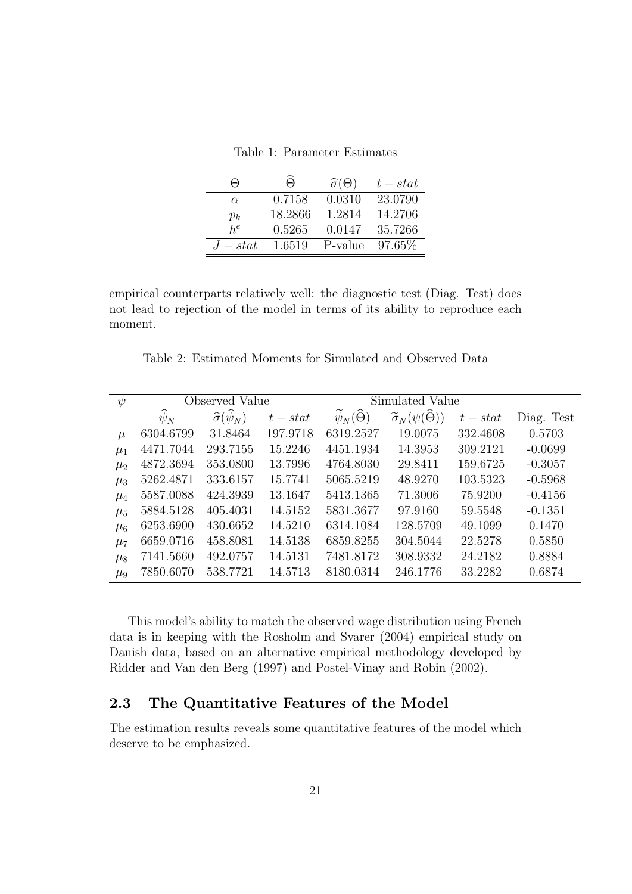Table 1: Parameter Estimates

| $\Theta$ | $\widehat{\Theta}$ | $\widehat{\sigma}(\Theta)$ | $t-stat$ |
|---|---|---|---|
| $\alpha$ | 0.7158 | 0.0310 | 23.0790 |
| $p_k$ | 18.2866 | 1.2814 | 14.2706 |
| $h^e$ | 0.5265 | 0.0147 | 35.7266 |
| $J-stat$ | 1.6519 | P-value | 97.65% |

empirical counterparts relatively well: the diagnostic test (Diag. Test) does not lead to rejection of the model in terms of its ability to reproduce each moment.

Table 2: Estimated Moments for Simulated and Observed Data

| $\psi$ | Observed Value | | | Simulated Value | | | |
|---|---|---|---|---|---|---|---|
| | $\widehat{\psi}_N$ | $\widehat{\sigma}(\widehat{\psi}_N)$ | $t-stat$ | $\widetilde{\psi}_N(\widehat{\Theta})$ | $\widetilde{\sigma}_N(\psi(\widehat{\Theta}))$ | $t-stat$ | Diag. Test |
| $\mu$ | 6304.6799 | 31.8464 | 197.9718 | 6319.2527 | 19.0075 | 332.4608 | 0.5703 |
| $\mu_1$ | 4471.7044 | 293.7155 | 15.2246 | 4451.1934 | 14.3953 | 309.2121 | -0.0699 |
| $\mu_2$ | 4872.3694 | 353.0800 | 13.7996 | 4764.8030 | 29.8411 | 159.6725 | -0.3057 |
| $\mu_3$ | 5262.4871 | 333.6157 | 15.7741 | 5065.5219 | 48.9270 | 103.5323 | -0.5968 |
| $\mu_4$ | 5587.0088 | 424.3939 | 13.1647 | 5413.1365 | 71.3006 | 75.9200 | -0.4156 |
| $\mu_5$ | 5884.5128 | 405.4031 | 14.5152 | 5831.3677 | 97.9160 | 59.5548 | -0.1351 |
| $\mu_6$ | 6253.6900 | 430.6652 | 14.5210 | 6314.1084 | 128.5709 | 49.1099 | 0.1470 |
| $\mu_7$ | 6659.0716 | 458.8081 | 14.5138 | 6859.8255 | 304.5044 | 22.5278 | 0.5850 |
| $\mu_8$ | 7141.5660 | 492.0757 | 14.5131 | 7481.8172 | 308.9332 | 24.2182 | 0.8884 |
| $\mu_9$ | 7850.6070 | 538.7721 | 14.5713 | 8180.0314 | 246.1776 | 33.2282 | 0.6874 |

This model's ability to match the observed wage distribution using French data is in keeping with the Rosholm and Svarer (2004) empirical study on Danish data, based on an alternative empirical methodology developed by Ridder and Van den Berg (1997) and Postel-Vinay and Robin (2002).

## 2.3 The Quantitative Features of the Model

The estimation results reveals some quantitative features of the model which deserve to be emphasized.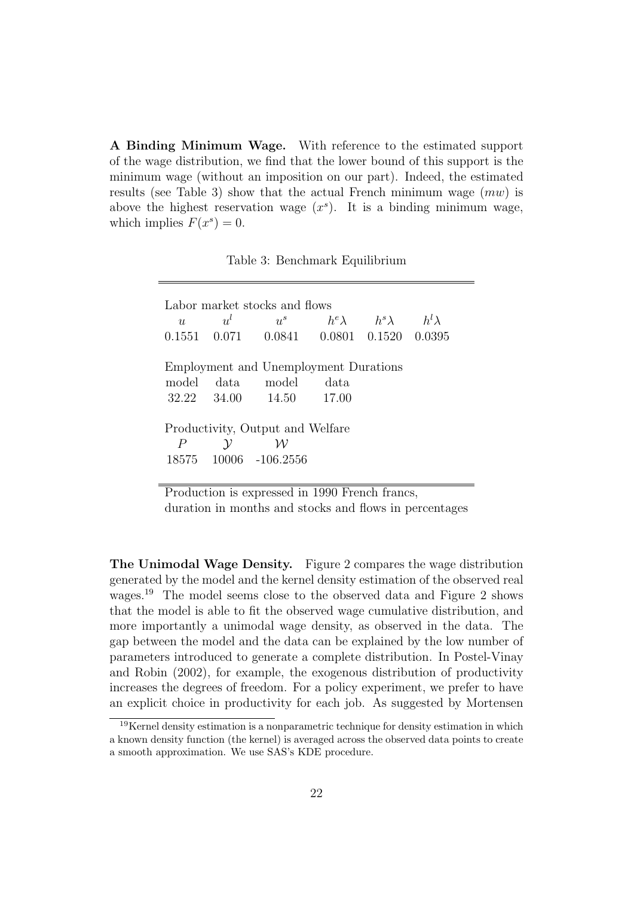**A Binding Minimum Wage.** With reference to the estimated support of the wage distribution, we find that the lower bound of this support is the minimum wage (without an imposition on our part). Indeed, the estimated results (see Table 3) show that the actual French minimum wage ($mw$) is above the highest reservation wage ($x^s$). It is a binding minimum wage, which implies $F(x^s) = 0$.

Table 3: Benchmark Equilibrium

| Labor market stocks and flows | | | | | |
|---|---|---|---|---|---|
| $u$ | $u^l$ | $u^s$ | $h^e\lambda$ | $h^s\lambda$ | $h^l\lambda$ |
| 0.1551 | 0.071 | 0.0841 | 0.0801 | 0.1520 | 0.0395 |
| **Employment and Unemployment Durations** | | | | | |
| model | data | model | data | | |
| 32.22 | 34.00 | 14.50 | 17.00 | | |
| **Productivity, Output and Welfare** | | | | | |
| $P$ | $\mathcal{Y}$ | $\mathcal{W}$ | | | |
| 18575 | 10006 | -106.2556 | | | |

Production is expressed in 1990 French francs, duration in months and stocks and flows in percentages

**The Unimodal Wage Density.** Figure 2 compares the wage distribution generated by the model and the kernel density estimation of the observed real wages.[19] The model seems close to the observed data and Figure 2 shows that the model is able to fit the observed wage cumulative distribution, and more importantly a unimodal wage density, as observed in the data. The gap between the model and the data can be explained by the low number of parameters introduced to generate a complete distribution. In Postel-Vinay and Robin (2002), for example, the exogenous distribution of productivity increases the degrees of freedom. For a policy experiment, we prefer to have an explicit choice in productivity for each job. As suggested by Mortensen

[19] Kernel density estimation is a nonparametric technique for density estimation in which a known density function (the kernel) is averaged across the observed data points to create a smooth approximation. We use SAS's KDE procedure.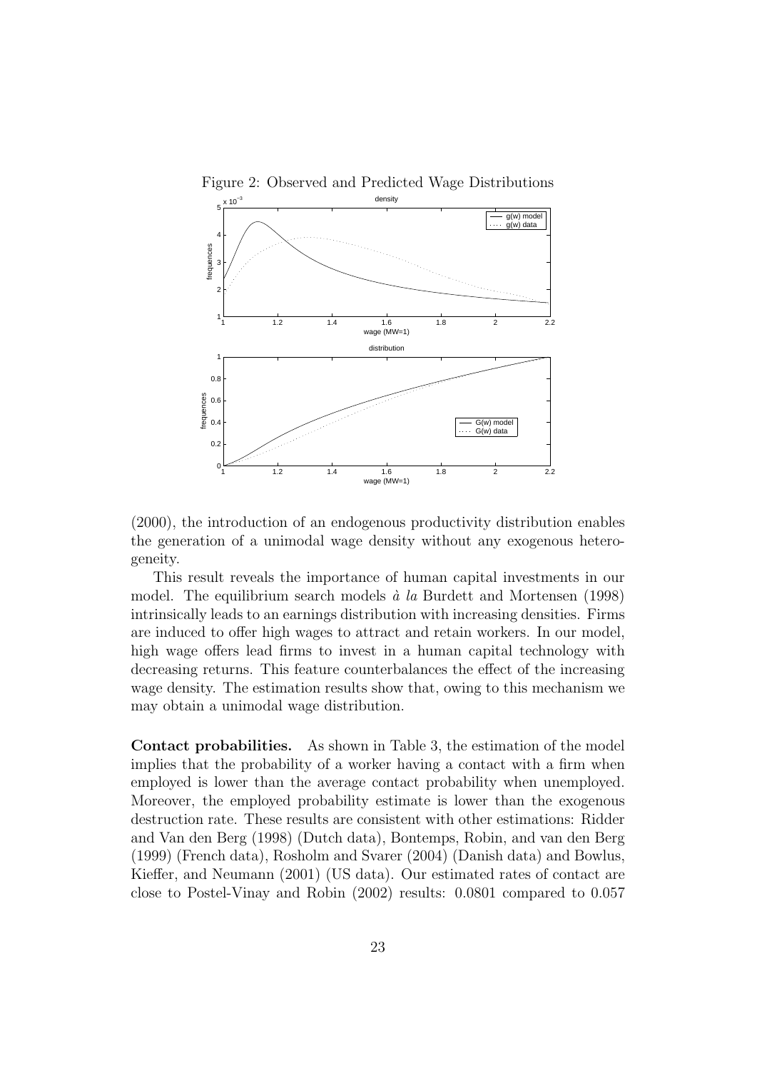Figure 2: Observed and Predicted Wage Distributions

(2000), the introduction of an endogenous productivity distribution enables the generation of a unimodal wage density without any exogenous heterogeneity.

This result reveals the importance of human capital investments in our model. The equilibrium search models *à la* Burdett and Mortensen (1998) intrinsically leads to an earnings distribution with increasing densities. Firms are induced to offer high wages to attract and retain workers. In our model, high wage offers lead firms to invest in a human capital technology with decreasing returns. This feature counterbalances the effect of the increasing wage density. The estimation results show that, owing to this mechanism we may obtain a unimodal wage distribution.

**Contact probabilities.** As shown in Table 3, the estimation of the model implies that the probability of a worker having a contact with a firm when employed is lower than the average contact probability when unemployed. Moreover, the employed probability estimate is lower than the exogenous destruction rate. These results are consistent with other estimations: Ridder and Van den Berg (1998) (Dutch data), Bontemps, Robin, and van den Berg (1999) (French data), Rosholm and Svarer (2004) (Danish data) and Bowlus, Kieffer, and Neumann (2001) (US data). Our estimated rates of contact are close to Postel-Vinay and Robin (2002) results: 0.0801 compared to 0.057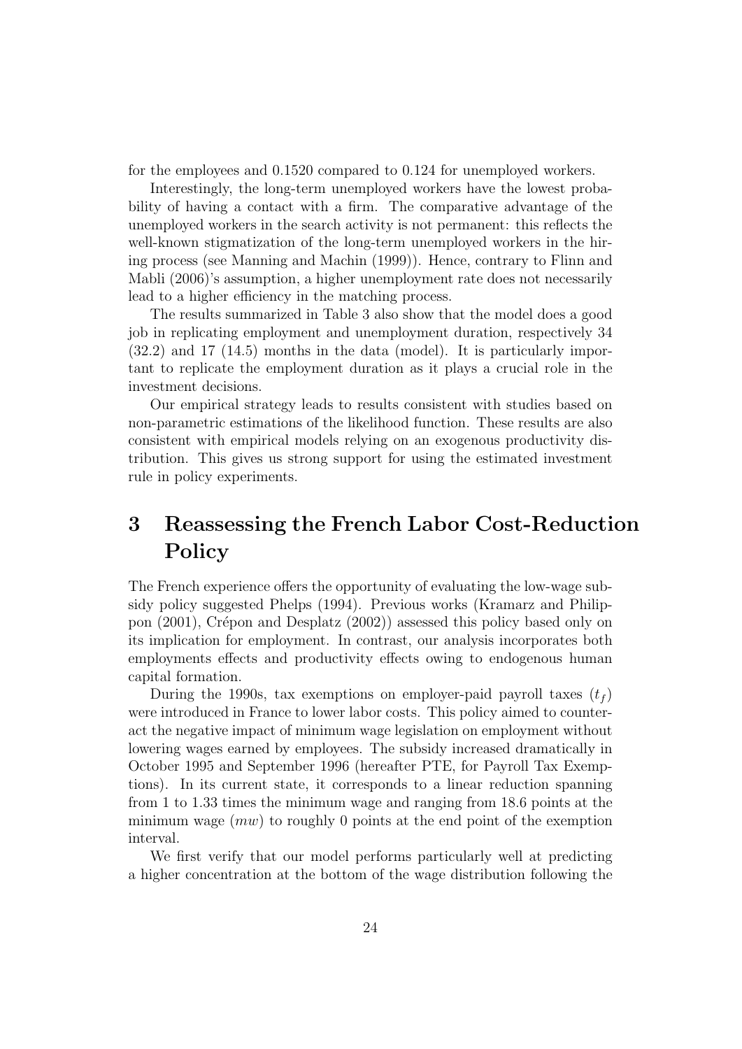for the employees and 0.1520 compared to 0.124 for unemployed workers.

Interestingly, the long-term unemployed workers have the lowest probability of having a contact with a firm. The comparative advantage of the unemployed workers in the search activity is not permanent: this reflects the well-known stigmatization of the long-term unemployed workers in the hiring process (see Manning and Machin (1999)). Hence, contrary to Flinn and Mabli (2006)'s assumption, a higher unemployment rate does not necessarily lead to a higher efficiency in the matching process.

The results summarized in Table 3 also show that the model does a good job in replicating employment and unemployment duration, respectively 34 (32.2) and 17 (14.5) months in the data (model). It is particularly important to replicate the employment duration as it plays a crucial role in the investment decisions.

Our empirical strategy leads to results consistent with studies based on non-parametric estimations of the likelihood function. These results are also consistent with empirical models relying on an exogenous productivity distribution. This gives us strong support for using the estimated investment rule in policy experiments.

# 3 Reassessing the French Labor Cost-Reduction Policy

The French experience offers the opportunity of evaluating the low-wage subsidy policy suggested Phelps (1994). Previous works (Kramarz and Philippon (2001), Crépon and Desplatz (2002)) assessed this policy based only on its implication for employment. In contrast, our analysis incorporates both employments effects and productivity effects owing to endogenous human capital formation.

During the 1990s, tax exemptions on employer-paid payroll taxes ($t_f$) were introduced in France to lower labor costs. This policy aimed to counteract the negative impact of minimum wage legislation on employment without lowering wages earned by employees. The subsidy increased dramatically in October 1995 and September 1996 (hereafter PTE, for Payroll Tax Exemptions). In its current state, it corresponds to a linear reduction spanning from 1 to 1.33 times the minimum wage and ranging from 18.6 points at the minimum wage ($mw$) to roughly 0 points at the end point of the exemption interval.

We first verify that our model performs particularly well at predicting a higher concentration at the bottom of the wage distribution following the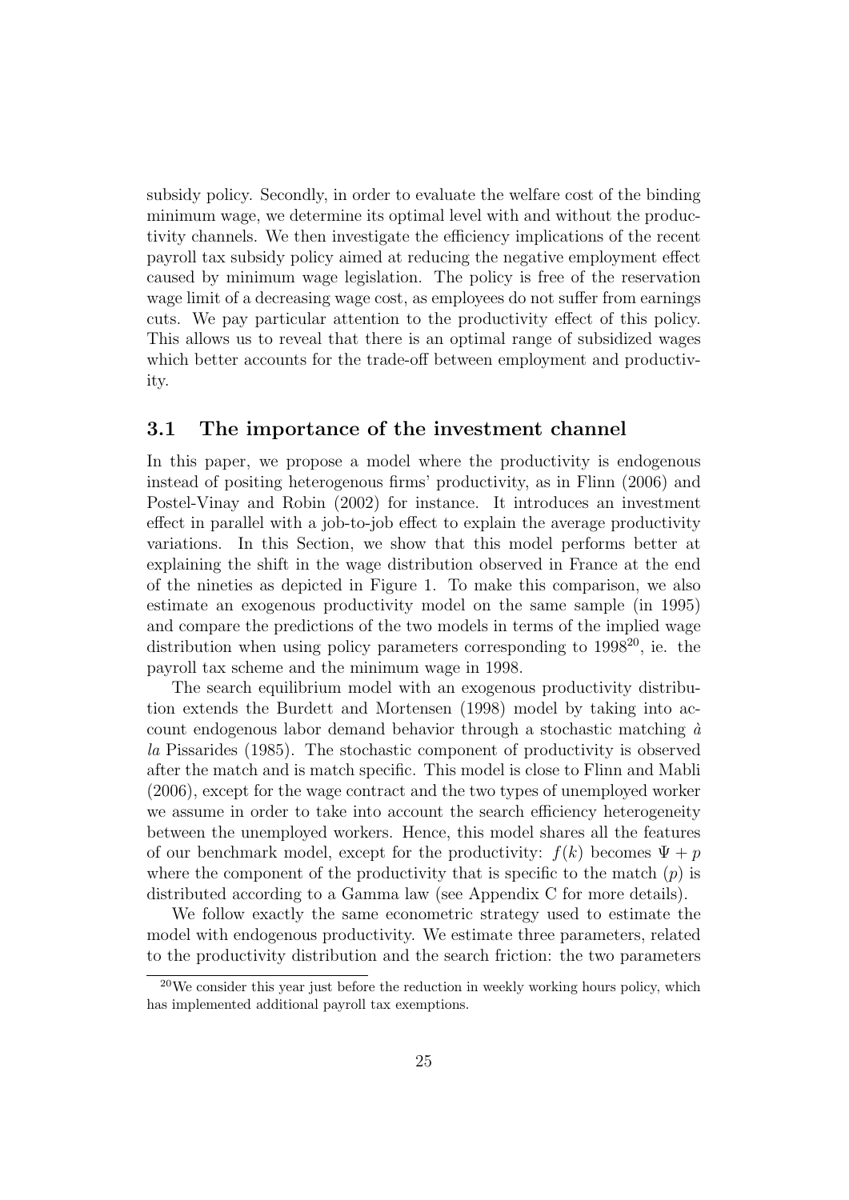subsidy policy. Secondly, in order to evaluate the welfare cost of the binding minimum wage, we determine its optimal level with and without the productivity channels. We then investigate the efficiency implications of the recent payroll tax subsidy policy aimed at reducing the negative employment effect caused by minimum wage legislation. The policy is free of the reservation wage limit of a decreasing wage cost, as employees do not suffer from earnings cuts. We pay particular attention to the productivity effect of this policy. This allows us to reveal that there is an optimal range of subsidized wages which better accounts for the trade-off between employment and productivity.

## 3.1 The importance of the investment channel

In this paper, we propose a model where the productivity is endogenous instead of positing heterogenous firms' productivity, as in Flinn (2006) and Postel-Vinay and Robin (2002) for instance. It introduces an investment effect in parallel with a job-to-job effect to explain the average productivity variations. In this Section, we show that this model performs better at explaining the shift in the wage distribution observed in France at the end of the nineties as depicted in Figure 1. To make this comparison, we also estimate an exogenous productivity model on the same sample (in 1995) and compare the predictions of the two models in terms of the implied wage distribution when using policy parameters corresponding to 1998[20], ie. the payroll tax scheme and the minimum wage in 1998.

The search equilibrium model with an exogenous productivity distribution extends the Burdett and Mortensen (1998) model by taking into account endogenous labor demand behavior through a stochastic matching *à la* Pissarides (1985). The stochastic component of productivity is observed after the match and is match specific. This model is close to Flinn and Mabli (2006), except for the wage contract and the two types of unemployed worker we assume in order to take into account the search efficiency heterogeneity between the unemployed workers. Hence, this model shares all the features of our benchmark model, except for the productivity: $f(k)$ becomes $\Psi + p$ where the component of the productivity that is specific to the match ($p$) is distributed according to a Gamma law (see Appendix C for more details).

We follow exactly the same econometric strategy used to estimate the model with endogenous productivity. We estimate three parameters, related to the productivity distribution and the search friction: the two parameters

[20] We consider this year just before the reduction in weekly working hours policy, which has implemented additional payroll tax exemptions.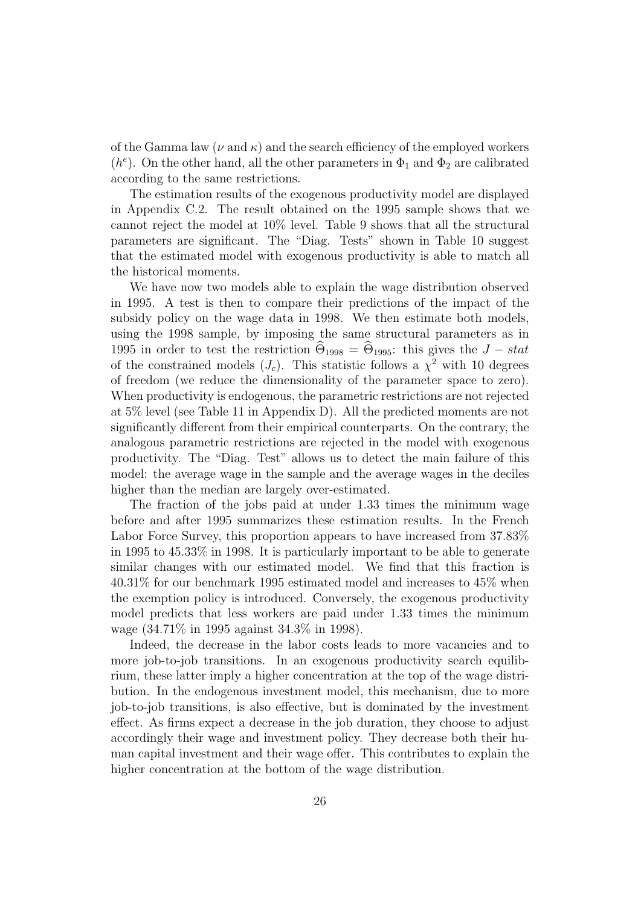of the Gamma law ($\nu$ and $\kappa$) and the search efficiency of the employed workers ($h^e$). On the other hand, all the other parameters in $\Phi_1$ and $\Phi_2$ are calibrated according to the same restrictions.

The estimation results of the exogenous productivity model are displayed in Appendix C.2. The result obtained on the 1995 sample shows that we cannot reject the model at 10% level. Table 9 shows that all the structural parameters are significant. The "Diag. Tests" shown in Table 10 suggest that the estimated model with exogenous productivity is able to match all the historical moments.

We have now two models able to explain the wage distribution observed in 1995. A test is then to compare their predictions of the impact of the subsidy policy on the wage data in 1998. We then estimate both models, using the 1998 sample, by imposing the same structural parameters as in 1995 in order to test the restriction $\widehat{\Theta}_{1998} = \widehat{\Theta}_{1995}$: this gives the $J - stat$ of the constrained models ($J_c$). This statistic follows a $\chi^2$ with 10 degrees of freedom (we reduce the dimensionality of the parameter space to zero). When productivity is endogenous, the parametric restrictions are not rejected at 5% level (see Table 11 in Appendix D). All the predicted moments are not significantly different from their empirical counterparts. On the contrary, the analogous parametric restrictions are rejected in the model with exogenous productivity. The "Diag. Test" allows us to detect the main failure of this model: the average wage in the sample and the average wages in the deciles higher than the median are largely over-estimated.

The fraction of the jobs paid at under 1.33 times the minimum wage before and after 1995 summarizes these estimation results. In the French Labor Force Survey, this proportion appears to have increased from 37.83% in 1995 to 45.33% in 1998. It is particularly important to be able to generate similar changes with our estimated model. We find that this fraction is 40.31% for our benchmark 1995 estimated model and increases to 45% when the exemption policy is introduced. Conversely, the exogenous productivity model predicts that less workers are paid under 1.33 times the minimum wage (34.71% in 1995 against 34.3% in 1998).

Indeed, the decrease in the labor costs leads to more vacancies and to more job-to-job transitions. In an exogenous productivity search equilibrium, these latter imply a higher concentration at the top of the wage distribution. In the endogenous investment model, this mechanism, due to more job-to-job transitions, is also effective, but is dominated by the investment effect. As firms expect a decrease in the job duration, they choose to adjust accordingly their wage and investment policy. They decrease both their human capital investment and their wage offer. This contributes to explain the higher concentration at the bottom of the wage distribution.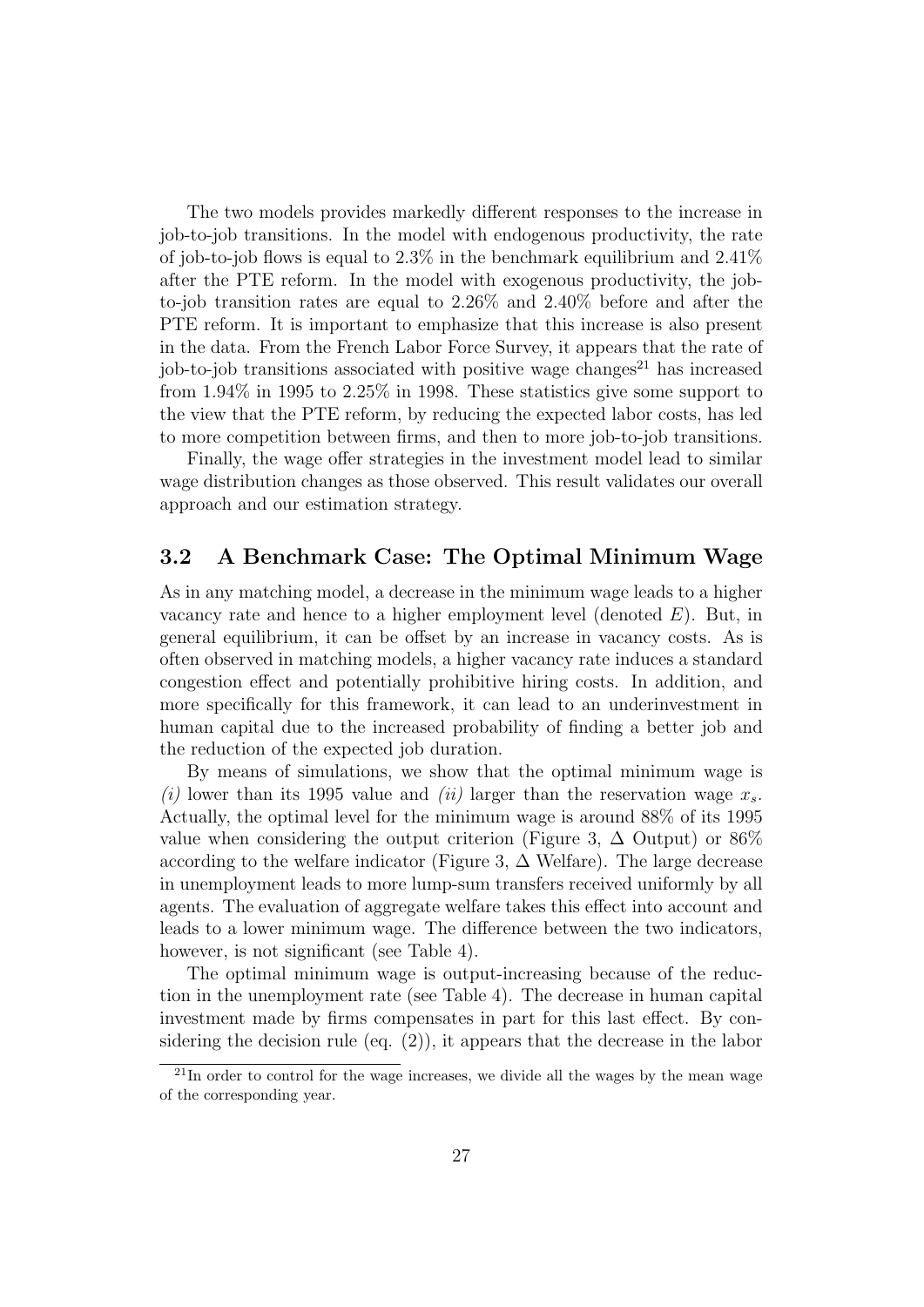The two models provides markedly different responses to the increase in job-to-job transitions. In the model with endogenous productivity, the rate of job-to-job flows is equal to 2.3% in the benchmark equilibrium and 2.41% after the PTE reform. In the model with exogenous productivity, the job-to-job transition rates are equal to 2.26% and 2.40% before and after the PTE reform. It is important to emphasize that this increase is also present in the data. From the French Labor Force Survey, it appears that the rate of job-to-job transitions associated with positive wage changes[21] has increased from 1.94% in 1995 to 2.25% in 1998. These statistics give some support to the view that the PTE reform, by reducing the expected labor costs, has led to more competition between firms, and then to more job-to-job transitions.

Finally, the wage offer strategies in the investment model lead to similar wage distribution changes as those observed. This result validates our overall approach and our estimation strategy.

### 3.2 A Benchmark Case: The Optimal Minimum Wage

As in any matching model, a decrease in the minimum wage leads to a higher vacancy rate and hence to a higher employment level (denoted $E$). But, in general equilibrium, it can be offset by an increase in vacancy costs. As is often observed in matching models, a higher vacancy rate induces a standard congestion effect and potentially prohibitive hiring costs. In addition, and more specifically for this framework, it can lead to an underinvestment in human capital due to the increased probability of finding a better job and the reduction of the expected job duration.

By means of simulations, we show that the optimal minimum wage is *(i)* lower than its 1995 value and *(ii)* larger than the reservation wage $x_s$. Actually, the optimal level for the minimum wage is around 88% of its 1995 value when considering the output criterion (Figure 3, $\Delta$ Output) or 86% according to the welfare indicator (Figure 3, $\Delta$ Welfare). The large decrease in unemployment leads to more lump-sum transfers received uniformly by all agents. The evaluation of aggregate welfare takes this effect into account and leads to a lower minimum wage. The difference between the two indicators, however, is not significant (see Table 4).

The optimal minimum wage is output-increasing because of the reduction in the unemployment rate (see Table 4). The decrease in human capital investment made by firms compensates in part for this last effect. By considering the decision rule (eq. (2)), it appears that the decrease in the labor

[21] In order to control for the wage increases, we divide all the wages by the mean wage of the corresponding year.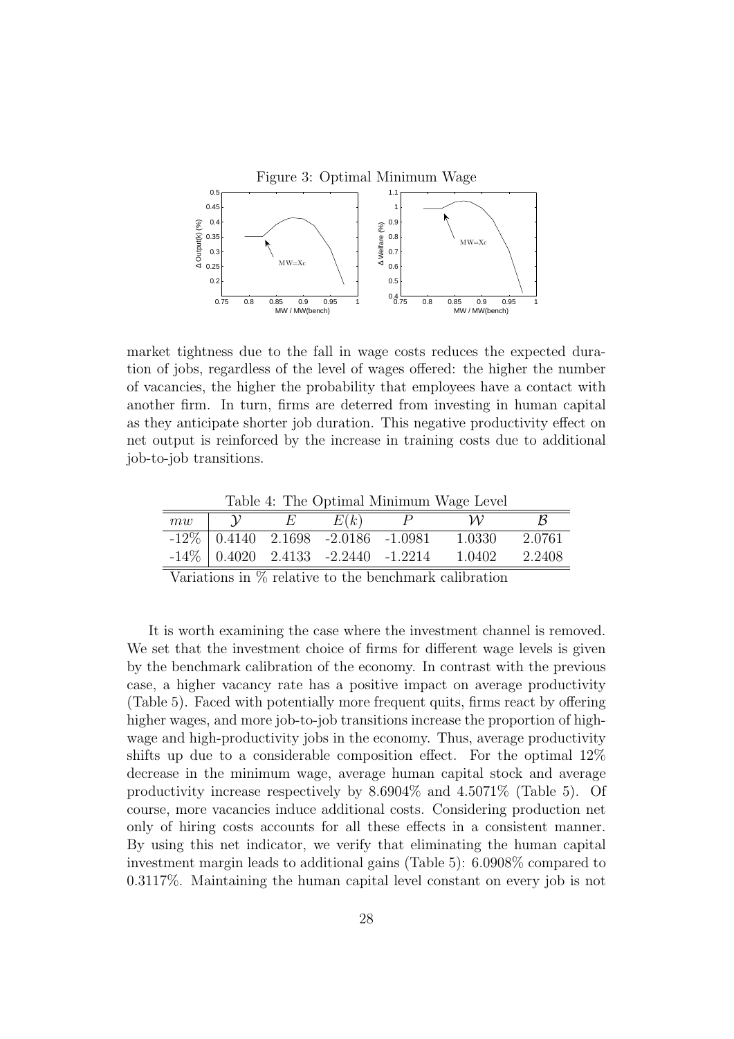Figure 3: Optimal Minimum Wage

market tightness due to the fall in wage costs reduces the expected duration of jobs, regardless of the level of wages offered: the higher the number of vacancies, the higher the probability that employees have a contact with another firm. In turn, firms are deterred from investing in human capital as they anticipate shorter job duration. This negative productivity effect on net output is reinforced by the increase in training costs due to additional job-to-job transitions.

Table 4: The Optimal Minimum Wage Level

| $mw$ | $\mathcal{Y}$ | $E$ | $E(k)$ | $P$ | $\mathcal{W}$ | $\mathcal{B}$ |
|---|---|---|---|---|---|---|
| -12% | 0.4140 | 2.1698 | -2.0186 | -1.0981 | 1.0330 | 2.0761 |
| -14% | 0.4020 | 2.4133 | -2.2440 | -1.2214 | 1.0402 | 2.2408 |

Variations in % relative to the benchmark calibration

It is worth examining the case where the investment channel is removed. We set that the investment choice of firms for different wage levels is given by the benchmark calibration of the economy. In contrast with the previous case, a higher vacancy rate has a positive impact on average productivity (Table 5). Faced with potentially more frequent quits, firms react by offering higher wages, and more job-to-job transitions increase the proportion of high-wage and high-productivity jobs in the economy. Thus, average productivity shifts up due to a considerable composition effect. For the optimal 12% decrease in the minimum wage, average human capital stock and average productivity increase respectively by 8.6904% and 4.5071% (Table 5). Of course, more vacancies induce additional costs. Considering production net only of hiring costs accounts for all these effects in a consistent manner. By using this net indicator, we verify that eliminating the human capital investment margin leads to additional gains (Table 5): 6.0908% compared to 0.3117%. Maintaining the human capital level constant on every job is not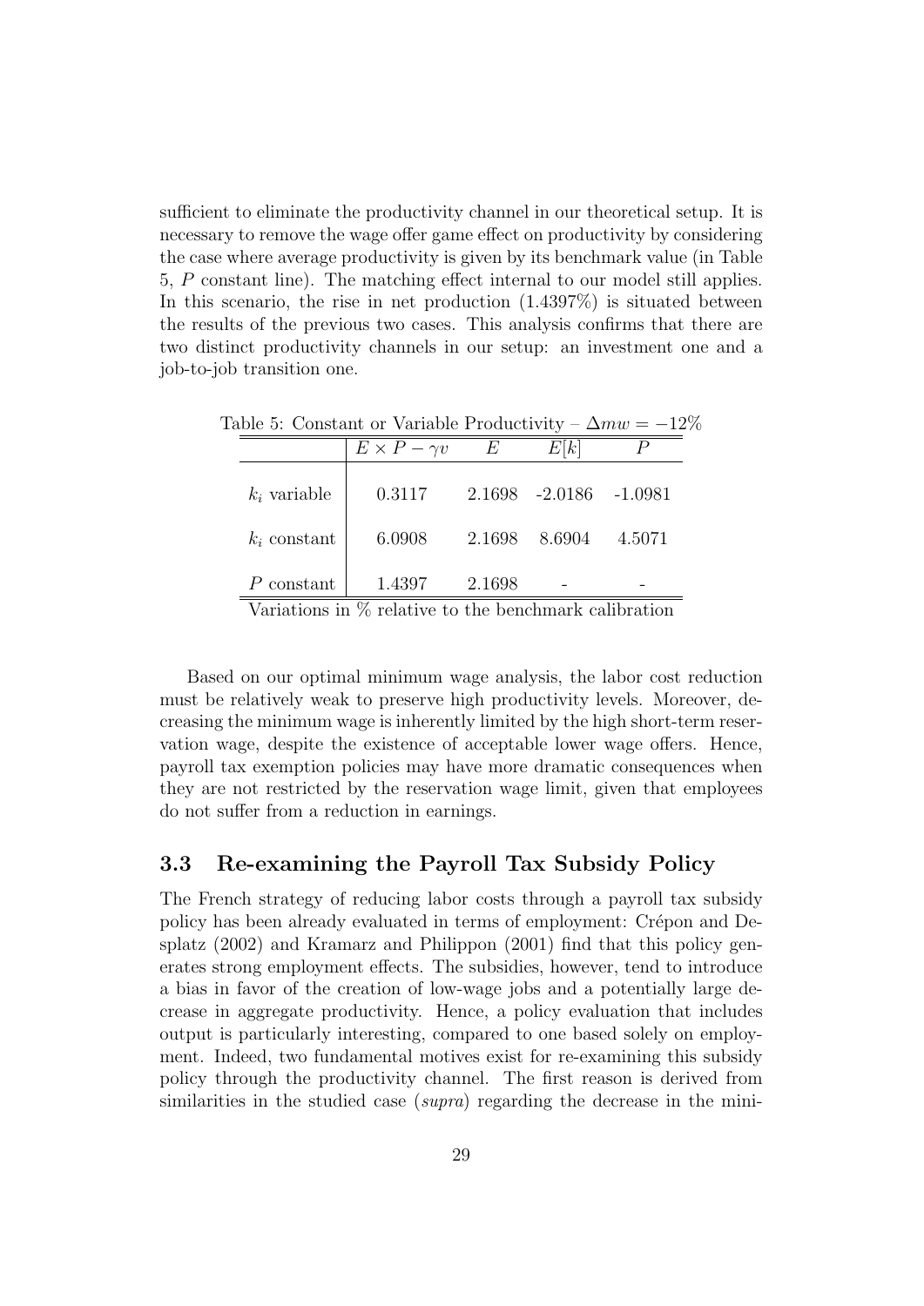sufficient to eliminate the productivity channel in our theoretical setup. It is necessary to remove the wage offer game effect on productivity by considering the case where average productivity is given by its benchmark value (in Table 5, $P$ constant line). The matching effect internal to our model still applies. In this scenario, the rise in net production (1.4397%) is situated between the results of the previous two cases. This analysis confirms that there are two distinct productivity channels in our setup: an investment one and a job-to-job transition one.

Table 5: Constant or Variable Productivity – $\Delta mw = -12\%$

| | $E \times P - \gamma v$ | $E$ | $E[k]$ | $P$ |
|---|---|---|---|---|
| $k_i$ variable | 0.3117 | 2.1698 | -2.0186 | -1.0981 |
| $k_i$ constant | 6.0908 | 2.1698 | 8.6904 | 4.5071 |
| $P$ constant | 1.4397 | 2.1698 | - | - |

Variations in % relative to the benchmark calibration

Based on our optimal minimum wage analysis, the labor cost reduction must be relatively weak to preserve high productivity levels. Moreover, decreasing the minimum wage is inherently limited by the high short-term reservation wage, despite the existence of acceptable lower wage offers. Hence, payroll tax exemption policies may have more dramatic consequences when they are not restricted by the reservation wage limit, given that employees do not suffer from a reduction in earnings.

### 3.3 Re-examining the Payroll Tax Subsidy Policy

The French strategy of reducing labor costs through a payroll tax subsidy policy has been already evaluated in terms of employment: Crépon and Desplatz (2002) and Kramarz and Philippon (2001) find that this policy generates strong employment effects. The subsidies, however, tend to introduce a bias in favor of the creation of low-wage jobs and a potentially large decrease in aggregate productivity. Hence, a policy evaluation that includes output is particularly interesting, compared to one based solely on employment. Indeed, two fundamental motives exist for re-examining this subsidy policy through the productivity channel. The first reason is derived from similarities in the studied case (*supra*) regarding the decrease in the mini-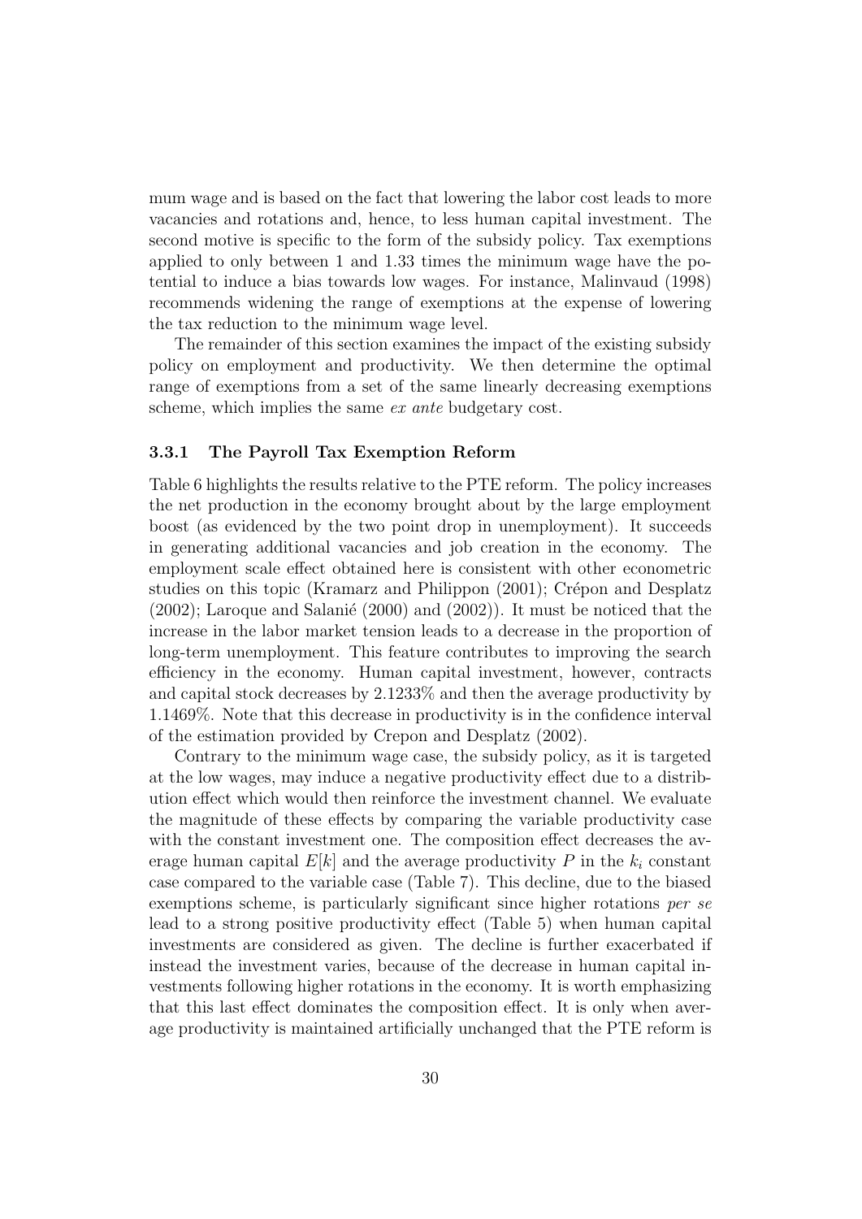mum wage and is based on the fact that lowering the labor cost leads to more vacancies and rotations and, hence, to less human capital investment. The second motive is specific to the form of the subsidy policy. Tax exemptions applied to only between 1 and 1.33 times the minimum wage have the potential to induce a bias towards low wages. For instance, Malinvaud (1998) recommends widening the range of exemptions at the expense of lowering the tax reduction to the minimum wage level.

The remainder of this section examines the impact of the existing subsidy policy on employment and productivity. We then determine the optimal range of exemptions from a set of the same linearly decreasing exemptions scheme, which implies the same *ex ante* budgetary cost.

### 3.3.1 The Payroll Tax Exemption Reform

Table 6 highlights the results relative to the PTE reform. The policy increases the net production in the economy brought about by the large employment boost (as evidenced by the two point drop in unemployment). It succeeds in generating additional vacancies and job creation in the economy. The employment scale effect obtained here is consistent with other econometric studies on this topic (Kramarz and Philippon (2001); Crépon and Desplatz (2002); Laroque and Salanié (2000) and (2002)). It must be noticed that the increase in the labor market tension leads to a decrease in the proportion of long-term unemployment. This feature contributes to improving the search efficiency in the economy. Human capital investment, however, contracts and capital stock decreases by 2.1233% and then the average productivity by 1.1469%. Note that this decrease in productivity is in the confidence interval of the estimation provided by Crepon and Desplatz (2002).

Contrary to the minimum wage case, the subsidy policy, as it is targeted at the low wages, may induce a negative productivity effect due to a distribution effect which would then reinforce the investment channel. We evaluate the magnitude of these effects by comparing the variable productivity case with the constant investment one. The composition effect decreases the average human capital $E[k]$ and the average productivity $P$ in the $k_i$ constant case compared to the variable case (Table 7). This decline, due to the biased exemptions scheme, is particularly significant since higher rotations *per se* lead to a strong positive productivity effect (Table 5) when human capital investments are considered as given. The decline is further exacerbated if instead the investment varies, because of the decrease in human capital investments following higher rotations in the economy. It is worth emphasizing that this last effect dominates the composition effect. It is only when average productivity is maintained artificially unchanged that the PTE reform is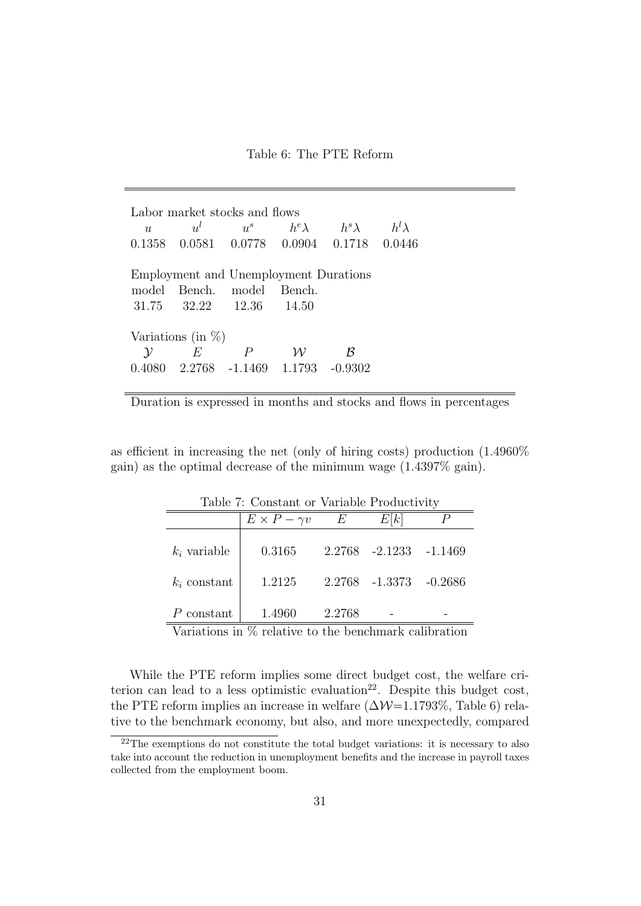Table 6: The PTE Reform

| Labor market stocks and flows | | | | | |
|---|---|---|---|---|---|
| $u$ | $u^l$ | $u^s$ | $h^e\lambda$ | $h^s\lambda$ | $h^l\lambda$ |
| 0.1358 | 0.0581 | 0.0778 | 0.0904 | 0.1718 | 0.0446 |
| **Employment and Unemployment Durations** | | | | | |
| model | Bench. | model | Bench. | | |
| 31.75 | 32.22 | 12.36 | 14.50 | | |
| **Variations (in %)** | | | | | |
| $\mathcal{Y}$ | $E$ | $P$ | $\mathcal{W}$ | $\mathcal{B}$ | |
| 0.4080 | 2.2768 | -1.1469 | 1.1793 | -0.9302 | |

Duration is expressed in months and stocks and flows in percentages

as efficient in increasing the net (only of hiring costs) production (1.4960% gain) as the optimal decrease of the minimum wage (1.4397% gain).

Table 7: Constant or Variable Productivity

| | $E \times P - \gamma v$ | $E$ | $E[k]$ | $P$ |
|---|---|---|---|---|
| $k_i$ variable | 0.3165 | 2.2768 | -2.1233 | -1.1469 |
| $k_i$ constant | 1.2125 | 2.2768 | -1.3373 | -0.2686 |
| $P$ constant | 1.4960 | 2.2768 | - | - |

Variations in % relative to the benchmark calibration

While the PTE reform implies some direct budget cost, the welfare criterion can lead to a less optimistic evaluation[22]. Despite this budget cost, the PTE reform implies an increase in welfare ($\Delta\mathcal{W}$=1.1793%, Table 6) relative to the benchmark economy, but also, and more unexpectedly, compared

[22] The exemptions do not constitute the total budget variations: it is necessary to also take into account the reduction in unemployment benefits and the increase in payroll taxes collected from the employment boom.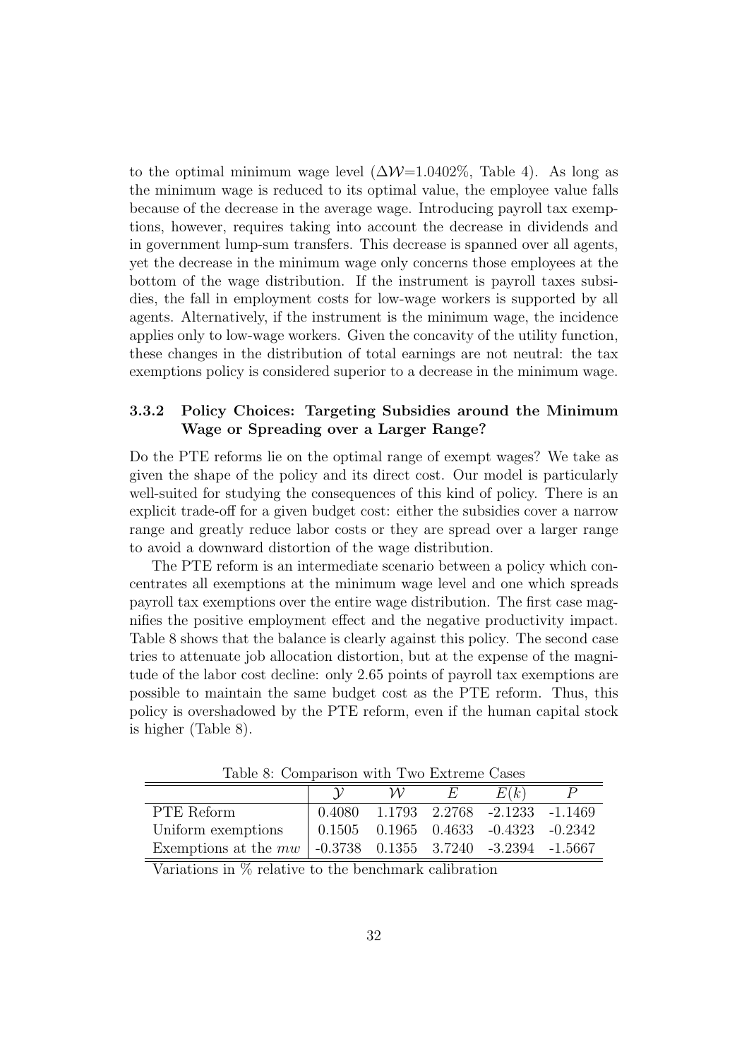to the optimal minimum wage level ($\Delta\mathcal{W}$=1.0402%, Table 4). As long as the minimum wage is reduced to its optimal value, the employee value falls because of the decrease in the average wage. Introducing payroll tax exemptions, however, requires taking into account the decrease in dividends and in government lump-sum transfers. This decrease is spanned over all agents, yet the decrease in the minimum wage only concerns those employees at the bottom of the wage distribution. If the instrument is payroll taxes subsidies, the fall in employment costs for low-wage workers is supported by all agents. Alternatively, if the instrument is the minimum wage, the incidence applies only to low-wage workers. Given the concavity of the utility function, these changes in the distribution of total earnings are not neutral: the tax exemptions policy is considered superior to a decrease in the minimum wage.

### 3.3.2 Policy Choices: Targeting Subsidies around the Minimum Wage or Spreading over a Larger Range?

Do the PTE reforms lie on the optimal range of exempt wages? We take as given the shape of the policy and its direct cost. Our model is particularly well-suited for studying the consequences of this kind of policy. There is an explicit trade-off for a given budget cost: either the subsidies cover a narrow range and greatly reduce labor costs or they are spread over a larger range to avoid a downward distortion of the wage distribution.

The PTE reform is an intermediate scenario between a policy which concentrates all exemptions at the minimum wage level and one which spreads payroll tax exemptions over the entire wage distribution. The first case magnifies the positive employment effect and the negative productivity impact. Table 8 shows that the balance is clearly against this policy. The second case tries to attenuate job allocation distortion, but at the expense of the magnitude of the labor cost decline: only 2.65 points of payroll tax exemptions are possible to maintain the same budget cost as the PTE reform. Thus, this policy is overshadowed by the PTE reform, even if the human capital stock is higher (Table 8).

Table 8: Comparison with Two Extreme Cases

| | $\mathcal{Y}$ | $\mathcal{W}$ | $E$ | $E(k)$ | $P$ |
|---|---|---|---|---|---|
| PTE Reform | 0.4080 | 1.1793 | 2.2768 | -2.1233 | -1.1469 |
| Uniform exemptions | 0.1505 | 0.1965 | 0.4633 | -0.4323 | -0.2342 |
| Exemptions at the $mw$ | -0.3738 | 0.1355 | 3.7240 | -3.2394 | -1.5667 |

Variations in % relative to the benchmark calibration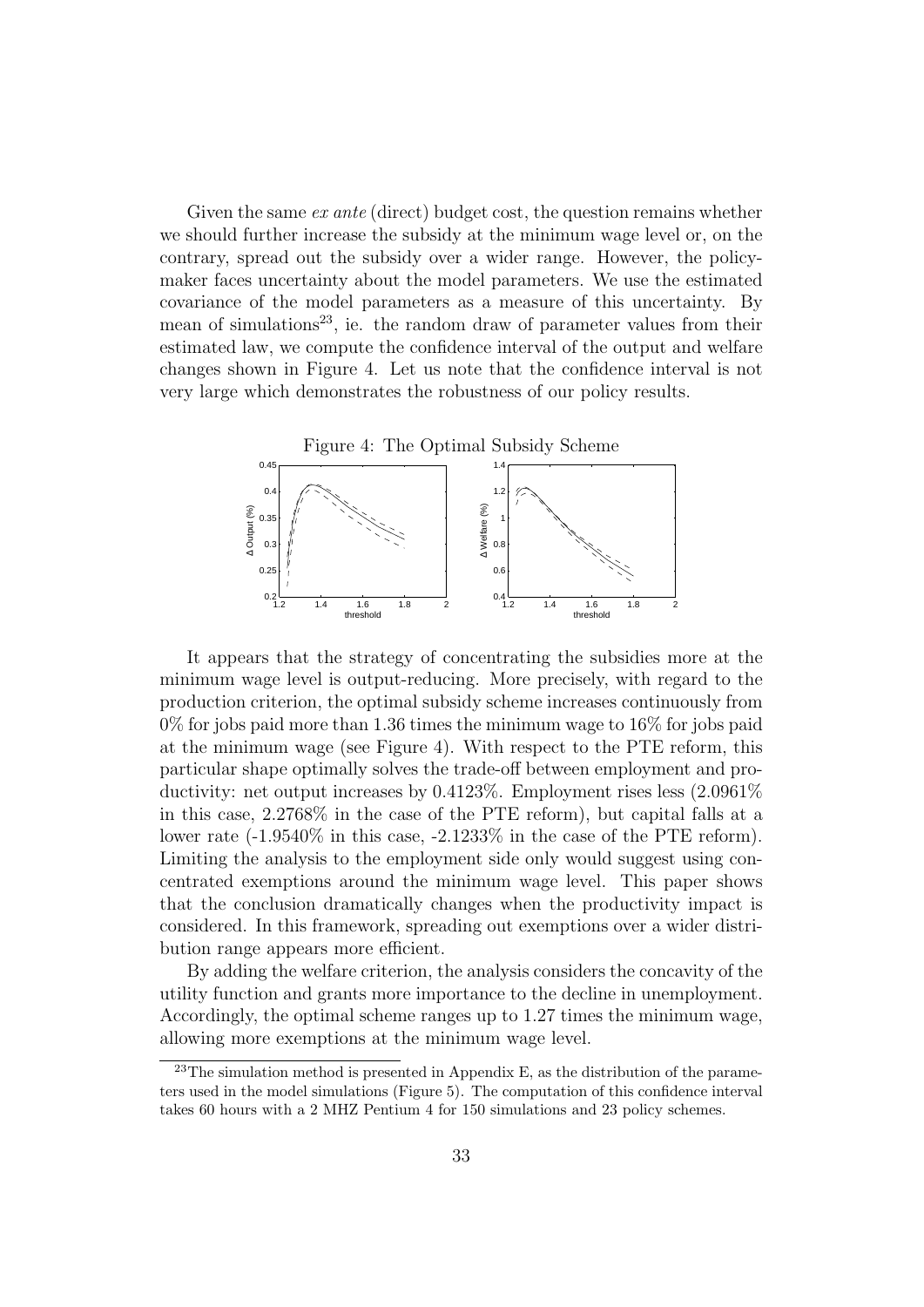Given the same *ex ante* (direct) budget cost, the question remains whether we should further increase the subsidy at the minimum wage level or, on the contrary, spread out the subsidy over a wider range. However, the policy-maker faces uncertainty about the model parameters. We use the estimated covariance of the model parameters as a measure of this uncertainty. By mean of simulations[23], ie. the random draw of parameter values from their estimated law, we compute the confidence interval of the output and welfare changes shown in Figure 4. Let us note that the confidence interval is not very large which demonstrates the robustness of our policy results.

Figure 4: The Optimal Subsidy Scheme

It appears that the strategy of concentrating the subsidies more at the minimum wage level is output-reducing. More precisely, with regard to the production criterion, the optimal subsidy scheme increases continuously from 0% for jobs paid more than 1.36 times the minimum wage to 16% for jobs paid at the minimum wage (see Figure 4). With respect to the PTE reform, this particular shape optimally solves the trade-off between employment and productivity: net output increases by 0.4123%. Employment rises less (2.0961% in this case, 2.2768% in the case of the PTE reform), but capital falls at a lower rate (-1.9540% in this case, -2.1233% in the case of the PTE reform). Limiting the analysis to the employment side only would suggest using concentrated exemptions around the minimum wage level. This paper shows that the conclusion dramatically changes when the productivity impact is considered. In this framework, spreading out exemptions over a wider distribution range appears more efficient.

By adding the welfare criterion, the analysis considers the concavity of the utility function and grants more importance to the decline in unemployment. Accordingly, the optimal scheme ranges up to 1.27 times the minimum wage, allowing more exemptions at the minimum wage level.

[23] The simulation method is presented in Appendix E, as the distribution of the parameters used in the model simulations (Figure 5). The computation of this confidence interval takes 60 hours with a 2 MHZ Pentium 4 for 150 simulations and 23 policy schemes.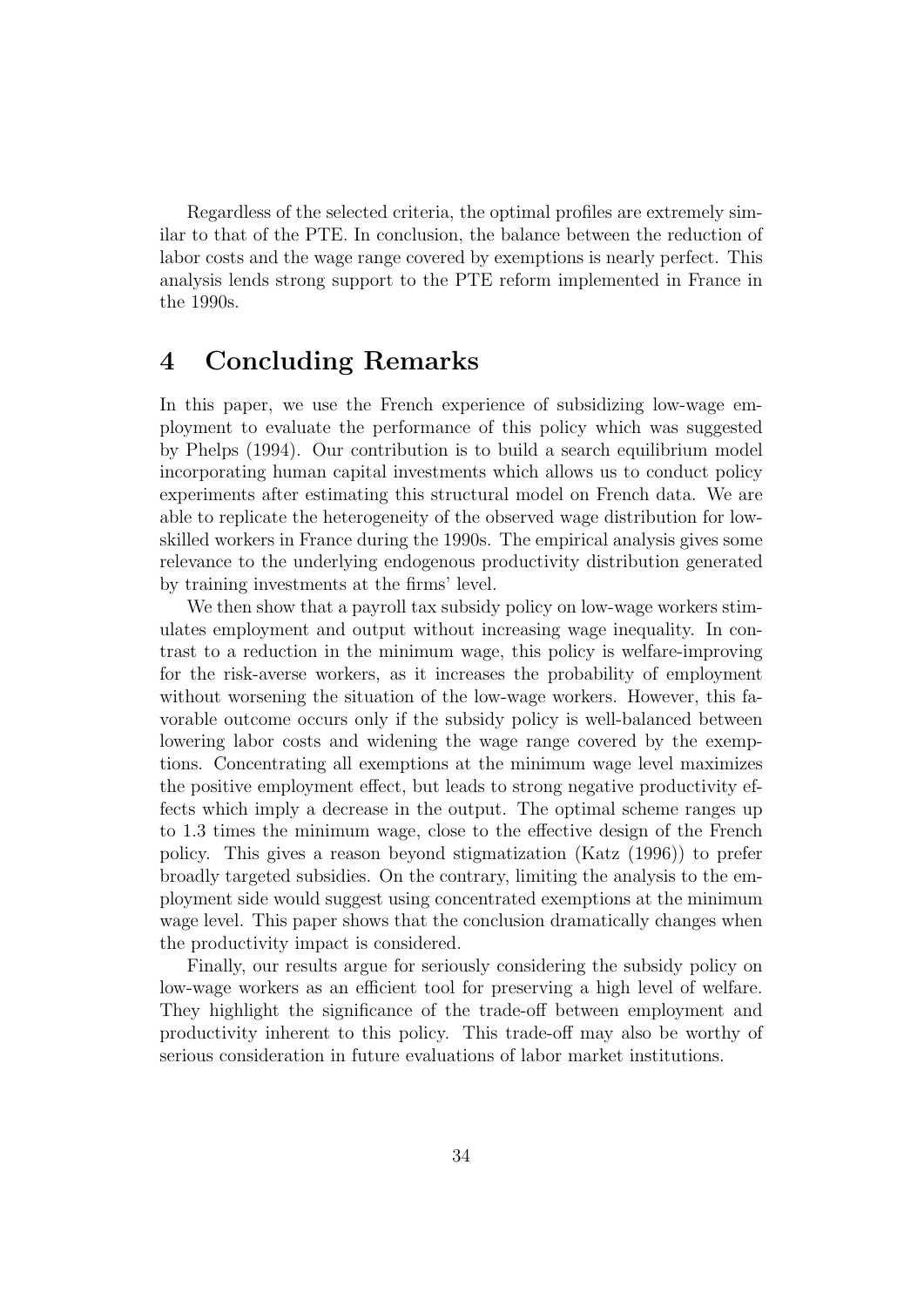Regardless of the selected criteria, the optimal profiles are extremely similar to that of the PTE. In conclusion, the balance between the reduction of labor costs and the wage range covered by exemptions is nearly perfect. This analysis lends strong support to the PTE reform implemented in France in the 1990s.

# 4 Concluding Remarks

In this paper, we use the French experience of subsidizing low-wage employment to evaluate the performance of this policy which was suggested by Phelps (1994). Our contribution is to build a search equilibrium model incorporating human capital investments which allows us to conduct policy experiments after estimating this structural model on French data. We are able to replicate the heterogeneity of the observed wage distribution for low-skilled workers in France during the 1990s. The empirical analysis gives some relevance to the underlying endogenous productivity distribution generated by training investments at the firms' level.

We then show that a payroll tax subsidy policy on low-wage workers stimulates employment and output without increasing wage inequality. In contrast to a reduction in the minimum wage, this policy is welfare-improving for the risk-averse workers, as it increases the probability of employment without worsening the situation of the low-wage workers. However, this favorable outcome occurs only if the subsidy policy is well-balanced between lowering labor costs and widening the wage range covered by the exemptions. Concentrating all exemptions at the minimum wage level maximizes the positive employment effect, but leads to strong negative productivity effects which imply a decrease in the output. The optimal scheme ranges up to 1.3 times the minimum wage, close to the effective design of the French policy. This gives a reason beyond stigmatization (Katz (1996)) to prefer broadly targeted subsidies. On the contrary, limiting the analysis to the employment side would suggest using concentrated exemptions at the minimum wage level. This paper shows that the conclusion dramatically changes when the productivity impact is considered.

Finally, our results argue for seriously considering the subsidy policy on low-wage workers as an efficient tool for preserving a high level of welfare. They highlight the significance of the trade-off between employment and productivity inherent to this policy. This trade-off may also be worthy of serious consideration in future evaluations of labor market institutions.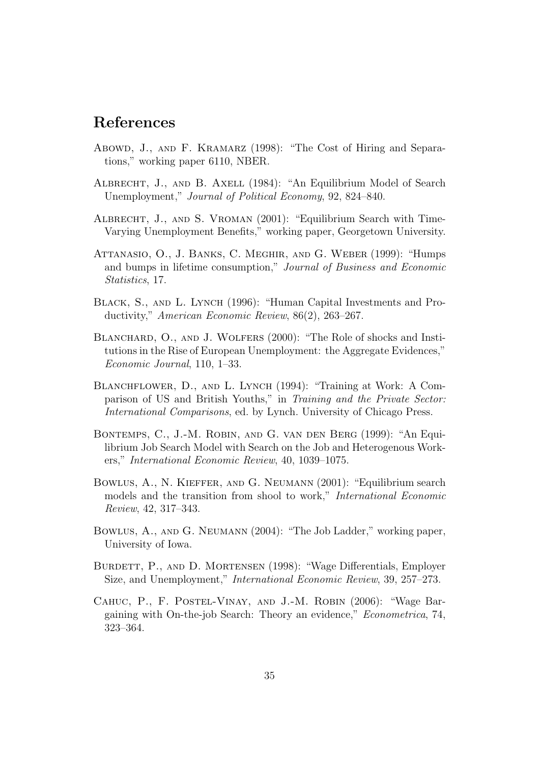# References

Abowd, J., and F. Kramarz (1998): "The Cost of Hiring and Separations," working paper 6110, NBER.

Albrecht, J., and B. Axell (1984): "An Equilibrium Model of Search Unemployment," *Journal of Political Economy*, 92, 824–840.

Albrecht, J., and S. Vroman (2001): "Equilibrium Search with Time-Varying Unemployment Benefits," working paper, Georgetown University.

Attanasio, O., J. Banks, C. Meghir, and G. Weber (1999): "Humps and bumps in lifetime consumption," *Journal of Business and Economic Statistics*, 17.

Black, S., and L. Lynch (1996): "Human Capital Investments and Productivity," *American Economic Review*, 86(2), 263–267.

Blanchard, O., and J. Wolfers (2000): "The Role of shocks and Institutions in the Rise of European Unemployment: the Aggregate Evidences," *Economic Journal*, 110, 1–33.

Blanchflower, D., and L. Lynch (1994): "Training at Work: A Comparison of US and British Youths," in *Training and the Private Sector: International Comparisons*, ed. by Lynch. University of Chicago Press.

Bontemps, C., J.-M. Robin, and G. van den Berg (1999): "An Equilibrium Job Search Model with Search on the Job and Heterogenous Workers," *International Economic Review*, 40, 1039–1075.

Bowlus, A., N. Kieffer, and G. Neumann (2001): "Equilibrium search models and the transition from shool to work," *International Economic Review*, 42, 317–343.

Bowlus, A., and G. Neumann (2004): "The Job Ladder," working paper, University of Iowa.

Burdett, P., and D. Mortensen (1998): "Wage Differentials, Employer Size, and Unemployment," *International Economic Review*, 39, 257–273.

Cahuc, P., F. Postel-Vinay, and J.-M. Robin (2006): "Wage Bargaining with On-the-job Search: Theory an evidence," *Econometrica*, 74, 323–364.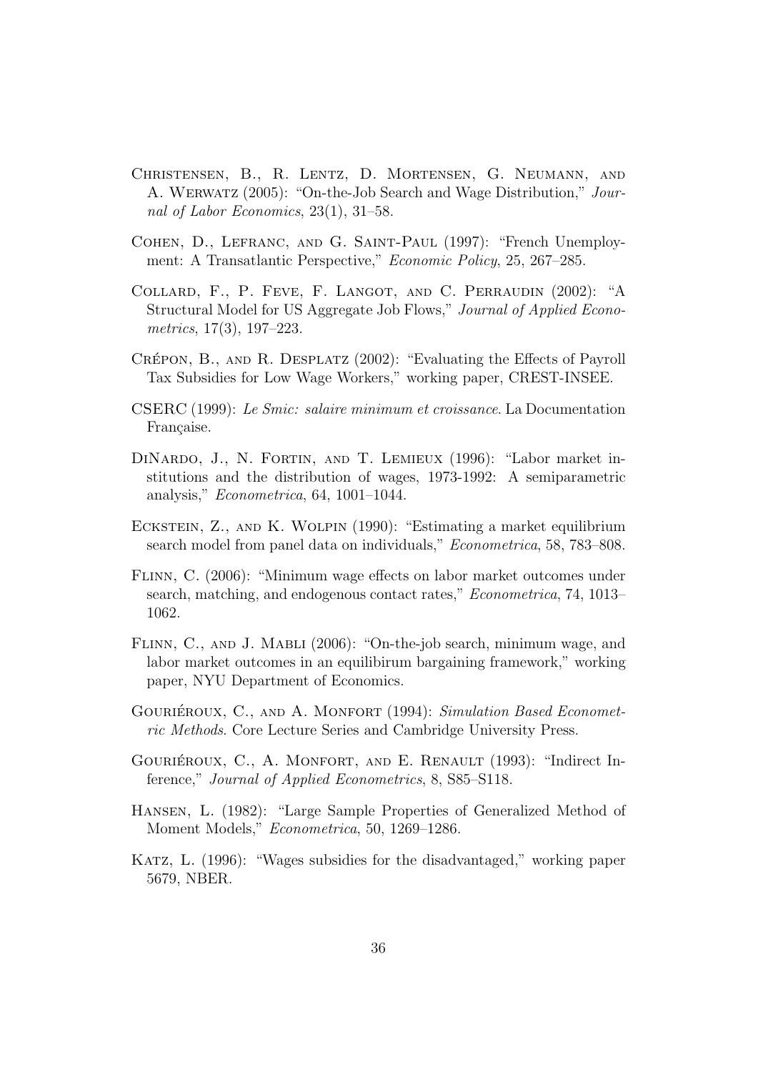Christensen, B., R. Lentz, D. Mortensen, G. Neumann, and A. Werwatz (2005): "On-the-Job Search and Wage Distribution," *Journal of Labor Economics*, 23(1), 31–58.

Cohen, D., Lefranc, and G. Saint-Paul (1997): "French Unemployment: A Transatlantic Perspective," *Economic Policy*, 25, 267–285.

Collard, F., P. Feve, F. Langot, and C. Perraudin (2002): "A Structural Model for US Aggregate Job Flows," *Journal of Applied Econometrics*, 17(3), 197–223.

Crépon, B., and R. Desplatz (2002): "Evaluating the Effects of Payroll Tax Subsidies for Low Wage Workers," working paper, CREST-INSEE.

CSERC (1999): *Le Smic: salaire minimum et croissance*. La Documentation Française.

DiNardo, J., N. Fortin, and T. Lemieux (1996): "Labor market institutions and the distribution of wages, 1973-1992: A semiparametric analysis," *Econometrica*, 64, 1001–1044.

Eckstein, Z., and K. Wolpin (1990): "Estimating a market equilibrium search model from panel data on individuals," *Econometrica*, 58, 783–808.

Flinn, C. (2006): "Minimum wage effects on labor market outcomes under search, matching, and endogenous contact rates," *Econometrica*, 74, 1013–1062.

Flinn, C., and J. Mabli (2006): "On-the-job search, minimum wage, and labor market outcomes in an equilibirum bargaining framework," working paper, NYU Department of Economics.

Gouriéroux, C., and A. Monfort (1994): *Simulation Based Econometric Methods*. Core Lecture Series and Cambridge University Press.

Gouriéroux, C., A. Monfort, and E. Renault (1993): "Indirect Inference," *Journal of Applied Econometrics*, 8, S85–S118.

Hansen, L. (1982): "Large Sample Properties of Generalized Method of Moment Models," *Econometrica*, 50, 1269–1286.

Katz, L. (1996): "Wages subsidies for the disadvantaged," working paper 5679, NBER.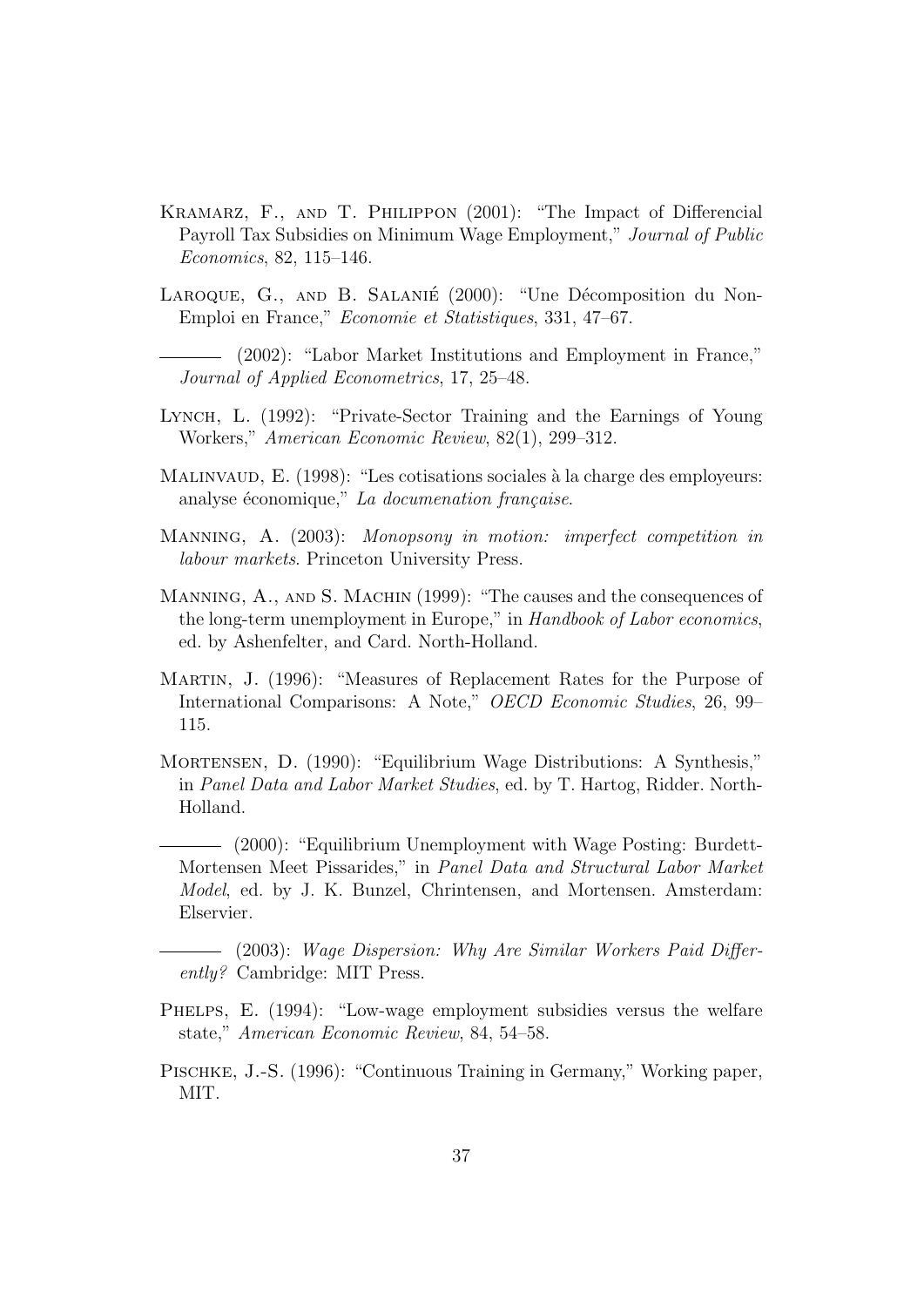Kramarz, F., and T. Philippon (2001): "The Impact of Differencial Payroll Tax Subsidies on Minimum Wage Employment," *Journal of Public Economics*, 82, 115–146.

Laroque, G., and B. Salanié (2000): "Une Décomposition du Non-Emploi en France," *Economie et Statistiques*, 331, 47–67.

——— (2002): "Labor Market Institutions and Employment in France," *Journal of Applied Econometrics*, 17, 25–48.

Lynch, L. (1992): "Private-Sector Training and the Earnings of Young Workers," *American Economic Review*, 82(1), 299–312.

Malinvaud, E. (1998): "Les cotisations sociales à la charge des employeurs: analyse économique," *La documenation française*.

Manning, A. (2003): *Monopsony in motion: imperfect competition in labour markets*. Princeton University Press.

Manning, A., and S. Machin (1999): "The causes and the consequences of the long-term unemployment in Europe," in *Handbook of Labor economics*, ed. by Ashenfelter, and Card. North-Holland.

Martin, J. (1996): "Measures of Replacement Rates for the Purpose of International Comparisons: A Note," *OECD Economic Studies*, 26, 99–115.

Mortensen, D. (1990): "Equilibrium Wage Distributions: A Synthesis," in *Panel Data and Labor Market Studies*, ed. by T. Hartog, Ridder. North-Holland.

——— (2000): "Equilibrium Unemployment with Wage Posting: Burdett-Mortensen Meet Pissarides," in *Panel Data and Structural Labor Market Model*, ed. by J. K. Bunzel, Chrintensen, and Mortensen. Amsterdam: Elservier.

——— (2003): *Wage Dispersion: Why Are Similar Workers Paid Differently?* Cambridge: MIT Press.

Phelps, E. (1994): "Low-wage employment subsidies versus the welfare state," *American Economic Review*, 84, 54–58.

Pischke, J.-S. (1996): "Continuous Training in Germany," Working paper, MIT.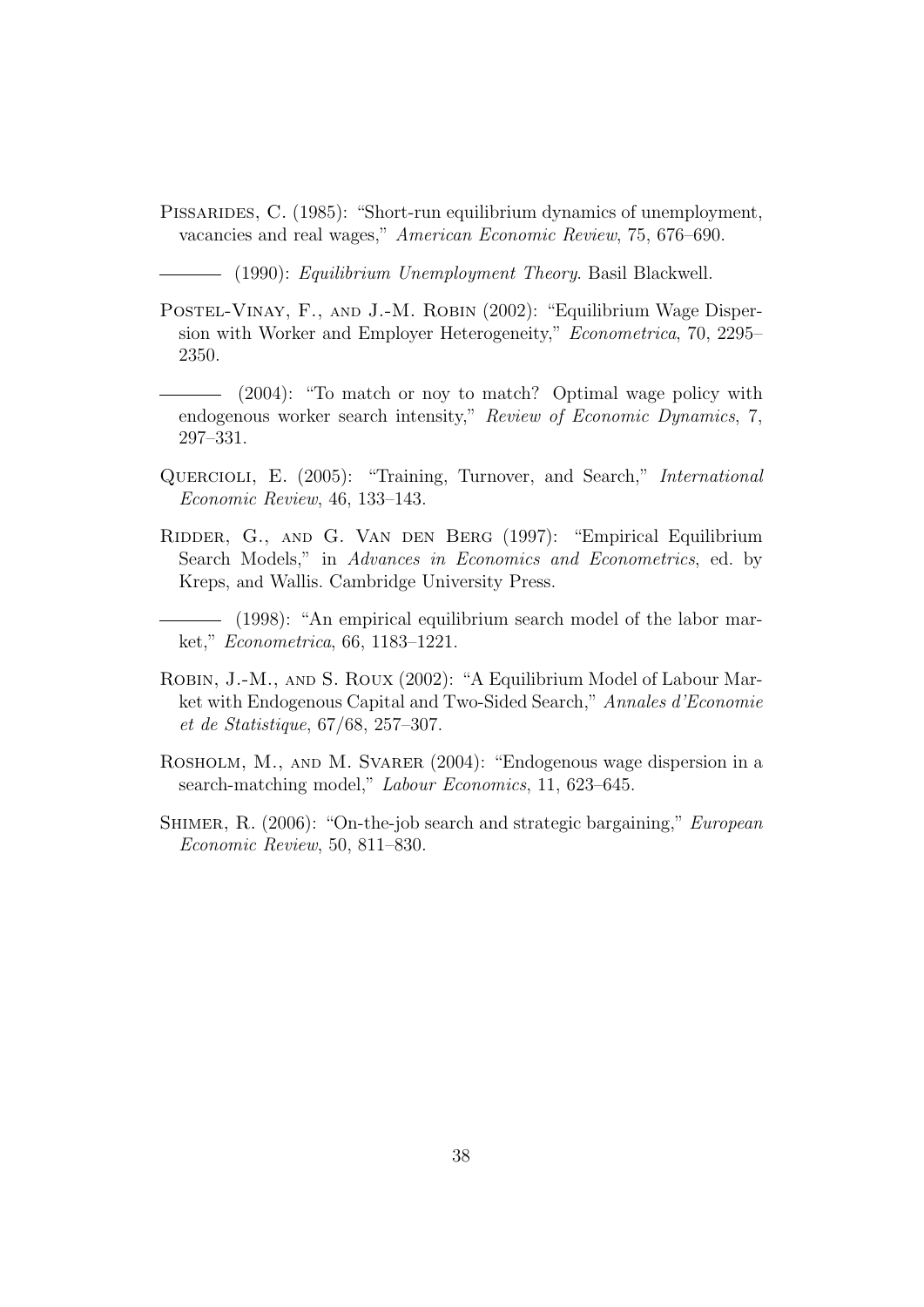Pissarides, C. (1985): "Short-run equilibrium dynamics of unemployment, vacancies and real wages," *American Economic Review*, 75, 676–690.

——— (1990): *Equilibrium Unemployment Theory*. Basil Blackwell.

Postel-Vinay, F., and J.-M. Robin (2002): "Equilibrium Wage Dispersion with Worker and Employer Heterogeneity," *Econometrica*, 70, 2295–2350.

——— (2004): "To match or noy to match? Optimal wage policy with endogenous worker search intensity," *Review of Economic Dynamics*, 7, 297–331.

Quercioli, E. (2005): "Training, Turnover, and Search," *International Economic Review*, 46, 133–143.

Ridder, G., and G. Van den Berg (1997): "Empirical Equilibrium Search Models," in *Advances in Economics and Econometrics*, ed. by Kreps, and Wallis. Cambridge University Press.

——— (1998): "An empirical equilibrium search model of the labor market," *Econometrica*, 66, 1183–1221.

Robin, J.-M., and S. Roux (2002): "A Equilibrium Model of Labour Market with Endogenous Capital and Two-Sided Search," *Annales d'Economie et de Statistique*, 67/68, 257–307.

Rosholm, M., and M. Svarer (2004): "Endogenous wage dispersion in a search-matching model," *Labour Economics*, 11, 623–645.

Shimer, R. (2006): "On-the-job search and strategic bargaining," *European Economic Review*, 50, 811–830.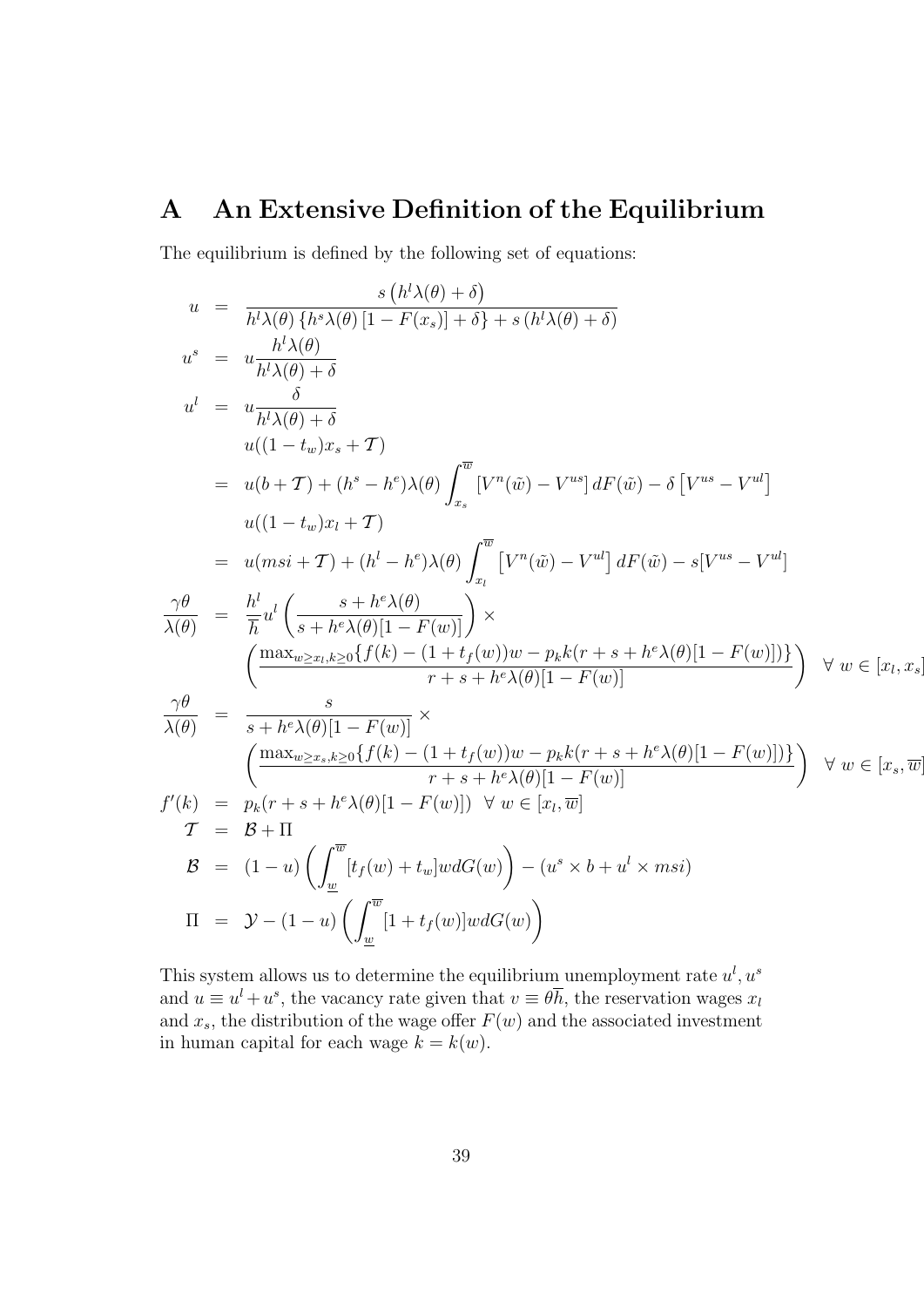# A An Extensive Definition of the Equilibrium

The equilibrium is defined by the following set of equations:

$$
\begin{aligned}
u &= \frac{s\left(h^l\lambda(\theta)+\delta\right)}{h^l\lambda(\theta)\left\{h^s\lambda(\theta)\left[1-F(x_s)\right]+\delta\right\}+s\left(h^l\lambda(\theta)+\delta\right)} \\
u^s &= u\frac{h^l\lambda(\theta)}{h^l\lambda(\theta)+\delta} \\
u^l &= u\frac{\delta}{h^l\lambda(\theta)+\delta} \\
& u((1-t_w)x_s+\mathcal{T}) \\
&= u(b+\mathcal{T})+(h^s-h^e)\lambda(\theta)\int_{x_s}^{\overline{w}}\left[V^n(\tilde{w})-V^{us}\right]dF(\tilde{w})-\delta\left[V^{us}-V^{ul}\right] \\
& u((1-t_w)x_l+\mathcal{T}) \\
&= u(msi+\mathcal{T})+(h^l-h^e)\lambda(\theta)\int_{x_l}^{\overline{w}}\left[V^n(\tilde{w})-V^{ul}\right]dF(\tilde{w})-s[V^{us}-V^{ul}] \\
\frac{\gamma\theta}{\lambda(\theta)} &= \frac{h^l}{\overline{h}}u^l\left(\frac{s+h^e\lambda(\theta)}{s+h^e\lambda(\theta)[1-F(w)]}\right)\times \\
& \left(\frac{\max_{w\geq x_l,k\geq 0}\{f(k)-(1+t_f(w))w-p_k k(r+s+h^e\lambda(\theta)[1-F(w)])\}}{r+s+h^e\lambda(\theta)[1-F(w)]}\right) \quad \forall\ w\in[x_l,x_s] \\
\frac{\gamma\theta}{\lambda(\theta)} &= \frac{s}{s+h^e\lambda(\theta)[1-F(w)]}\times \\
& \left(\frac{\max_{w\geq x_s,k\geq 0}\{f(k)-(1+t_f(w))w-p_k k(r+s+h^e\lambda(\theta)[1-F(w)])\}}{r+s+h^e\lambda(\theta)[1-F(w)]}\right) \quad \forall\ w\in[x_s,\overline{w}] \\
f'(k) &= p_k(r+s+h^e\lambda(\theta)[1-F(w)]) \quad \forall\ w\in[x_l,\overline{w}] \\
\mathcal{T} &= \mathcal{B}+\Pi \\
\mathcal{B} &= (1-u)\left(\int_{\underline{w}}^{\overline{w}}[t_f(w)+t_w]w\,dG(w)\right)-(u^s\times b+u^l\times msi) \\
\Pi &= \mathcal{Y}-(1-u)\left(\int_{\underline{w}}^{\overline{w}}[1+t_f(w)]w\,dG(w)\right)
\end{aligned}
$$

This system allows us to determine the equilibrium unemployment rate $u^l, u^s$ and $u \equiv u^l + u^s$, the vacancy rate given that $v \equiv \theta\overline{h}$, the reservation wages $x_l$ and $x_s$, the distribution of the wage offer $F(w)$ and the associated investment in human capital for each wage $k = k(w)$.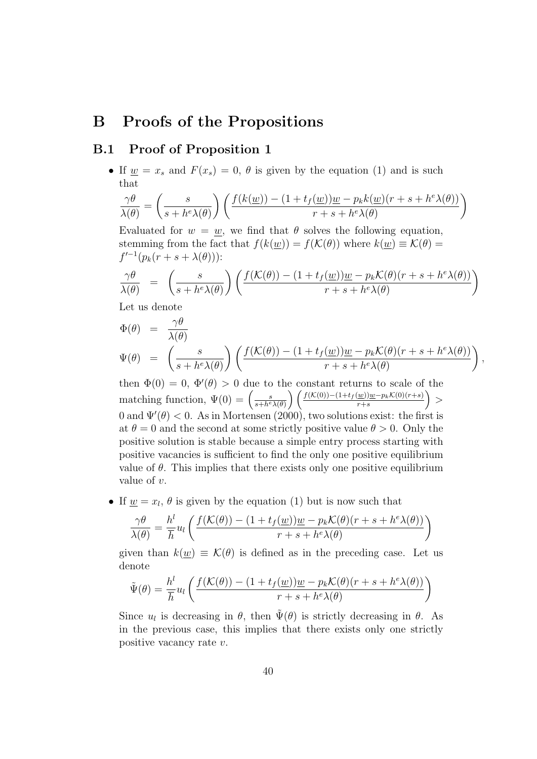# B Proofs of the Propositions

## B.1 Proof of Proposition 1

- If $\underline{w} = x_s$ and $F(x_s) = 0$, $\theta$ is given by the equation (1) and is such that

  $$\frac{\gamma\theta}{\lambda(\theta)} = \left(\frac{s}{s + h^e\lambda(\theta)}\right)\left(\frac{f(k(\underline{w})) - (1 + t_f(\underline{w}))\underline{w} - p_k k(\underline{w})(r + s + h^e\lambda(\theta))}{r + s + h^e\lambda(\theta)}\right)$$

  Evaluated for $w = \underline{w}$, we find that $\theta$ solves the following equation, stemming from the fact that $f(k(\underline{w})) = f(\mathcal{K}(\theta))$ where $k(\underline{w}) \equiv \mathcal{K}(\theta) = f'^{-1}(p_k(r + s + \lambda(\theta)))$:

  $$\frac{\gamma\theta}{\lambda(\theta)} = \left(\frac{s}{s + h^e\lambda(\theta)}\right)\left(\frac{f(\mathcal{K}(\theta)) - (1 + t_f(\underline{w}))\underline{w} - p_k\mathcal{K}(\theta)(r + s + h^e\lambda(\theta))}{r + s + h^e\lambda(\theta)}\right)$$

  Let us denote

  $$\Phi(\theta) = \frac{\gamma\theta}{\lambda(\theta)}$$

  $$\Psi(\theta) = \left(\frac{s}{s + h^e\lambda(\theta)}\right)\left(\frac{f(\mathcal{K}(\theta)) - (1 + t_f(\underline{w}))\underline{w} - p_k\mathcal{K}(\theta)(r + s + h^e\lambda(\theta))}{r + s + h^e\lambda(\theta)}\right),$$

  then $\Phi(0) = 0$, $\Phi'(\theta) > 0$ due to the constant returns to scale of the matching function, $\Psi(0) = \left(\frac{s}{s+h^e\lambda(\theta)}\right)\left(\frac{f(\mathcal{K}(0))-(1+t_f(\underline{w}))\underline{w}-p_k\mathcal{K}(0)(r+s)}{r+s}\right) > 0$ and $\Psi'(\theta) < 0$. As in Mortensen (2000), two solutions exist: the first is at $\theta = 0$ and the second at some strictly positive value $\theta > 0$. Only the positive solution is stable because a simple entry process starting with positive vacancies is sufficient to find the only one positive equilibrium value of $\theta$. This implies that there exists only one positive equilibrium value of $v$.

- If $\underline{w} = x_l$, $\theta$ is given by the equation (1) but is now such that

  $$\frac{\gamma\theta}{\lambda(\theta)} = \frac{h^l}{\overline{h}}u_l\left(\frac{f(\mathcal{K}(\theta)) - (1 + t_f(\underline{w}))\underline{w} - p_k\mathcal{K}(\theta)(r + s + h^e\lambda(\theta))}{r + s + h^e\lambda(\theta)}\right)$$

  given than $k(\underline{w}) \equiv \mathcal{K}(\theta)$ is defined as in the preceding case. Let us denote

  $$\tilde{\Psi}(\theta) = \frac{h^l}{\overline{h}}u_l\left(\frac{f(\mathcal{K}(\theta)) - (1 + t_f(\underline{w}))\underline{w} - p_k\mathcal{K}(\theta)(r + s + h^e\lambda(\theta))}{r + s + h^e\lambda(\theta)}\right)$$

  Since $u_l$ is decreasing in $\theta$, then $\tilde{\Psi}(\theta)$ is strictly decreasing in $\theta$. As in the previous case, this implies that there exists only one strictly positive vacancy rate $v$.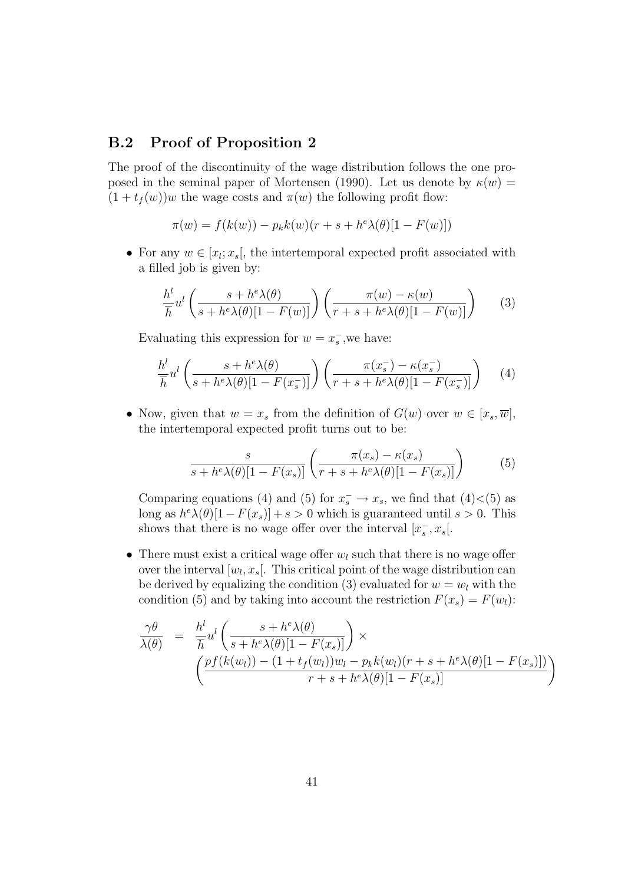## B.2 Proof of Proposition 2

The proof of the discontinuity of the wage distribution follows the one proposed in the seminal paper of Mortensen (1990). Let us denote by $\kappa(w) = (1 + t_f(w))w$ the wage costs and $\pi(w)$ the following profit flow:

$$\pi(w) = f(k(w)) - p_k k(w)(r + s + h^e\lambda(\theta)[1 - F(w)])$$

- For any $w \in [x_l; x_s[$, the intertemporal expected profit associated with a filled job is given by:

$$\frac{h^l}{\overline{h}} u^l \left( \frac{s + h^e\lambda(\theta)}{s + h^e\lambda(\theta)[1 - F(w)]} \right) \left( \frac{\pi(w) - \kappa(w)}{r + s + h^e\lambda(\theta)[1 - F(w)]} \right) \tag{3}$$

  Evaluating this expression for $w = x_s^-$,we have:

$$\frac{h^l}{\overline{h}} u^l \left( \frac{s + h^e\lambda(\theta)}{s + h^e\lambda(\theta)[1 - F(x_s^-)]} \right) \left( \frac{\pi(x_s^-) - \kappa(x_s^-)}{r + s + h^e\lambda(\theta)[1 - F(x_s^-)]} \right) \tag{4}$$

- Now, given that $w = x_s$ from the definition of $G(w)$ over $w \in [x_s, \overline{w}]$, the intertemporal expected profit turns out to be:

$$\frac{s}{s + h^e\lambda(\theta)[1 - F(x_s)]} \left( \frac{\pi(x_s) - \kappa(x_s)}{r + s + h^e\lambda(\theta)[1 - F(x_s)]} \right) \tag{5}$$

  Comparing equations (4) and (5) for $x_s^- \to x_s$, we find that (4)<(5) as long as $h^e\lambda(\theta)[1 - F(x_s)] + s > 0$ which is guaranteed until $s > 0$. This shows that there is no wage offer over the interval $[x_s^-, x_s[$.

- There must exist a critical wage offer $w_l$ such that there is no wage offer over the interval $[w_l, x_s[$. This critical point of the wage distribution can be derived by equalizing the condition (3) evaluated for $w = w_l$ with the condition (5) and by taking into account the restriction $F(x_s) = F(w_l)$:

$$\begin{aligned} \frac{\gamma\theta}{\lambda(\theta)} = \; & \frac{h^l}{\overline{h}} u^l \left( \frac{s + h^e\lambda(\theta)}{s + h^e\lambda(\theta)[1 - F(x_s)]} \right) \times \\ & \left( \frac{pf(k(w_l)) - (1 + t_f(w_l))w_l - p_k k(w_l)(r + s + h^e\lambda(\theta)[1 - F(x_s)])}{r + s + h^e\lambda(\theta)[1 - F(x_s)]} \right) \end{aligned}$$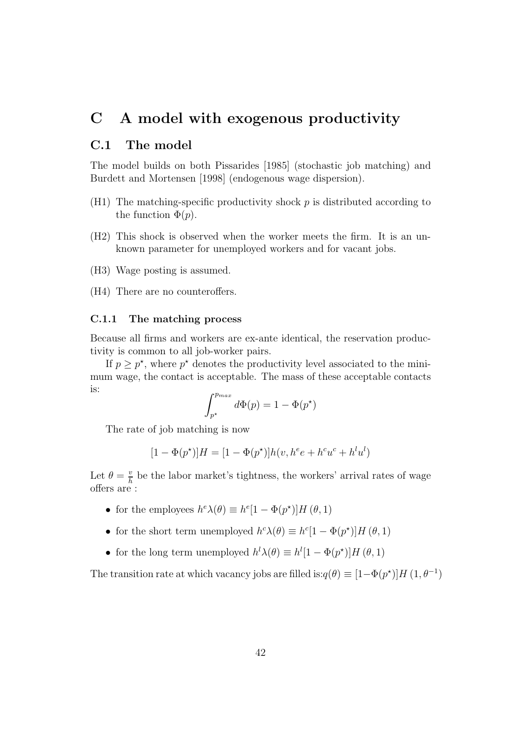# C A model with exogenous productivity

## C.1 The model

The model builds on both Pissarides [1985] (stochastic job matching) and Burdett and Mortensen [1998] (endogenous wage dispersion).

(H1) The matching-specific productivity shock $p$ is distributed according to the function $\Phi(p)$.

(H2) This shock is observed when the worker meets the firm. It is an unknown parameter for unemployed workers and for vacant jobs.

(H3) Wage posting is assumed.

(H4) There are no counteroffers.

### C.1.1 The matching process

Because all firms and workers are ex-ante identical, the reservation productivity is common to all job-worker pairs.

If $p \geq p^{\star}$, where $p^{\star}$ denotes the productivity level associated to the minimum wage, the contact is acceptable. The mass of these acceptable contacts is:

$$\int_{p^{\star}}^{p_{max}} d\Phi(p) = 1 - \Phi(p^{\star})$$

The rate of job matching is now

$$[1 - \Phi(p^{\star})]H = [1 - \Phi(p^{\star})]h(v, h^e e + h^c u^c + h^l u^l)$$

Let $\theta = \frac{v}{h}$ be the labor market's tightness, the workers' arrival rates of wage offers are :

- for the employees $h^e\lambda(\theta) \equiv h^e[1 - \Phi(p^{\star})]H\,(\theta, 1)$
- for the short term unemployed $h^c\lambda(\theta) \equiv h^c[1 - \Phi(p^{\star})]H\,(\theta, 1)$
- for the long term unemployed $h^l\lambda(\theta) \equiv h^l[1 - \Phi(p^{\star})]H\,(\theta, 1)$

The transition rate at which vacancy jobs are filled is:$q(\theta) \equiv [1-\Phi(p^{\star})]H\,(1, \theta^{-1})$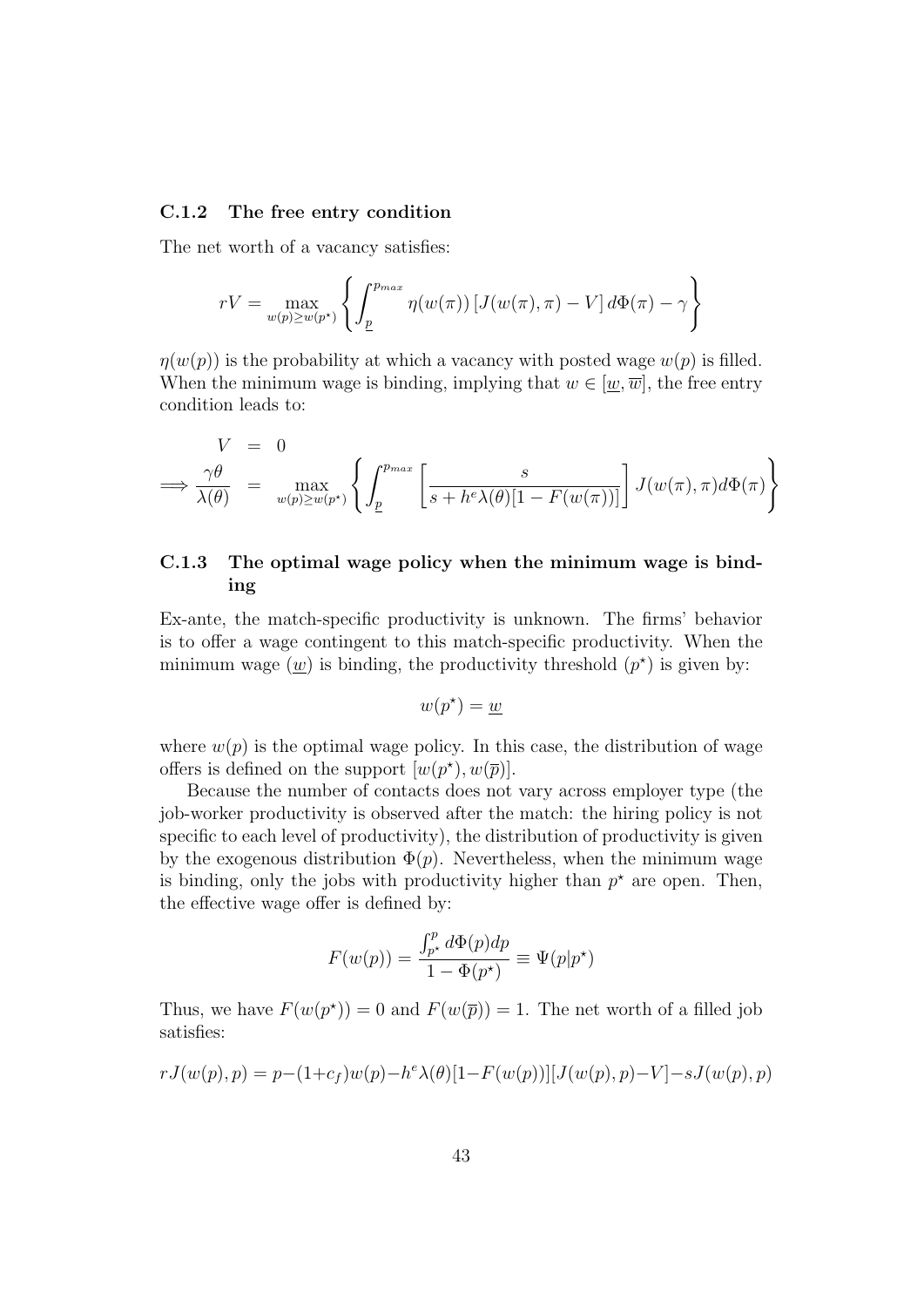### C.1.2 The free entry condition

The net worth of a vacancy satisfies:

$$rV = \max_{w(p)\geq w(p^\star)} \left\{ \int_{\underline{p}}^{p_{max}} \eta(w(\pi)) \left[ J(w(\pi),\pi) - V \right] d\Phi(\pi) - \gamma \right\}$$

$\eta(w(p))$ is the probability at which a vacancy with posted wage $w(p)$ is filled. When the minimum wage is binding, implying that $w \in [\underline{w}, \overline{w}]$, the free entry condition leads to:

$$\begin{aligned} V &= 0 \\ \Longrightarrow \frac{\gamma\theta}{\lambda(\theta)} &= \max_{w(p)\geq w(p^\star)} \left\{ \int_{\underline{p}}^{p_{max}} \left[ \frac{s}{s + h^e\lambda(\theta)[1 - F(w(\pi))]} \right] J(w(\pi),\pi) d\Phi(\pi) \right\} \end{aligned}$$

### C.1.3 The optimal wage policy when the minimum wage is binding

Ex-ante, the match-specific productivity is unknown. The firms' behavior is to offer a wage contingent to this match-specific productivity. When the minimum wage ($\underline{w}$) is binding, the productivity threshold ($p^\star$) is given by:

$$w(p^\star) = \underline{w}$$

where $w(p)$ is the optimal wage policy. In this case, the distribution of wage offers is defined on the support $[w(p^\star), w(\overline{p})]$.

Because the number of contacts does not vary across employer type (the job-worker productivity is observed after the match: the hiring policy is not specific to each level of productivity), the distribution of productivity is given by the exogenous distribution $\Phi(p)$. Nevertheless, when the minimum wage is binding, only the jobs with productivity higher than $p^\star$ are open. Then, the effective wage offer is defined by:

$$F(w(p)) = \frac{\int_{p^\star}^{p} d\Phi(p)dp}{1 - \Phi(p^\star)} \equiv \Psi(p|p^\star)$$

Thus, we have $F(w(p^\star)) = 0$ and $F(w(\overline{p})) = 1$. The net worth of a filled job satisfies:

$$rJ(w(p),p) = p - (1+c_f)w(p) - h^e\lambda(\theta)[1-F(w(p))][J(w(p),p) - V] - sJ(w(p),p)$$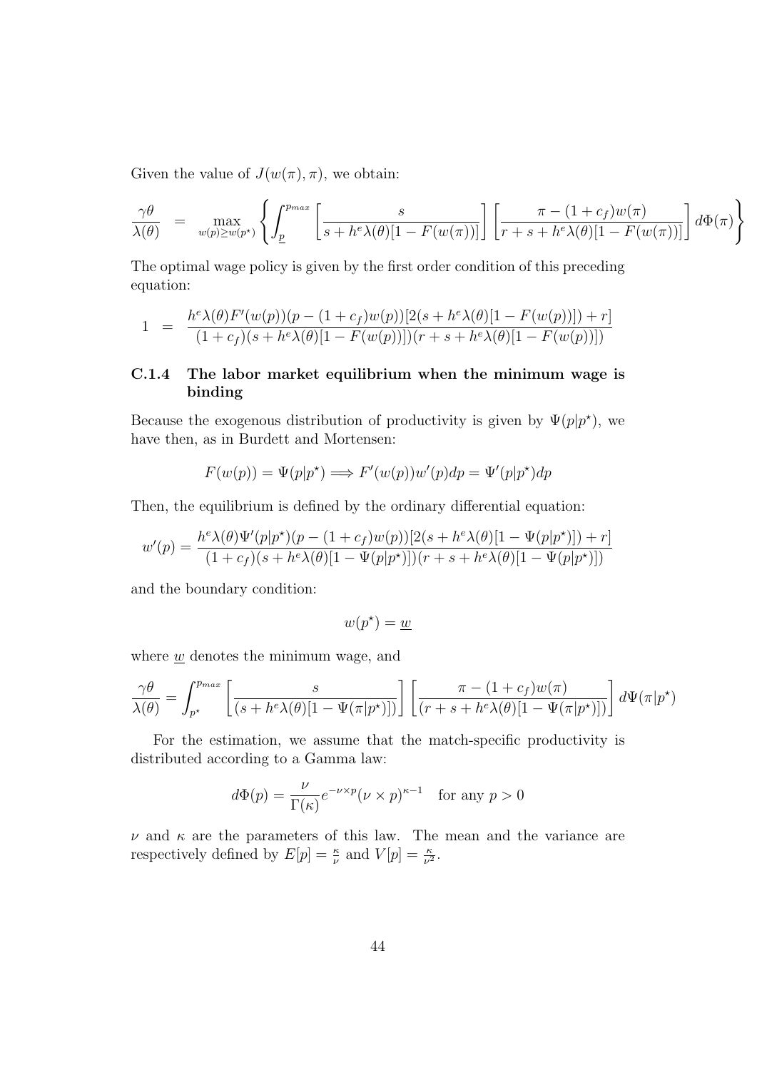Given the value of $J(w(\pi), \pi)$, we obtain:

$$\frac{\gamma\theta}{\lambda(\theta)} = \max_{w(p)\geq w(p^\star)} \left\{ \int_{\underline{p}}^{p_{max}} \left[ \frac{s}{s + h^e\lambda(\theta)[1 - F(w(\pi))]} \right] \left[ \frac{\pi - (1 + c_f)w(\pi)}{r + s + h^e\lambda(\theta)[1 - F(w(\pi))]} \right] d\Phi(\pi) \right\}$$

The optimal wage policy is given by the first order condition of this preceding equation:

$$1 = \frac{h^e\lambda(\theta)F'(w(p))(p - (1 + c_f)w(p))[2(s + h^e\lambda(\theta)[1 - F(w(p))]) + r]}{(1 + c_f)(s + h^e\lambda(\theta)[1 - F(w(p))])(r + s + h^e\lambda(\theta)[1 - F(w(p))])}$$

### C.1.4 The labor market equilibrium when the minimum wage is binding

Because the exogenous distribution of productivity is given by $\Psi(p|p^\star)$, we have then, as in Burdett and Mortensen:

$$F(w(p)) = \Psi(p|p^\star) \Longrightarrow F'(w(p))w'(p)dp = \Psi'(p|p^\star)dp$$

Then, the equilibrium is defined by the ordinary differential equation:

$$w'(p) = \frac{h^e\lambda(\theta)\Psi'(p|p^\star)(p - (1 + c_f)w(p))[2(s + h^e\lambda(\theta)[1 - \Psi(p|p^\star)]) + r]}{(1 + c_f)(s + h^e\lambda(\theta)[1 - \Psi(p|p^\star)])(r + s + h^e\lambda(\theta)[1 - \Psi(p|p^\star)])}$$

and the boundary condition:

$$w(p^\star) = \underline{w}$$

where $\underline{w}$ denotes the minimum wage, and

$$\frac{\gamma\theta}{\lambda(\theta)} = \int_{p^\star}^{p_{max}} \left[ \frac{s}{(s + h^e\lambda(\theta)[1 - \Psi(\pi|p^\star)])} \right] \left[ \frac{\pi - (1 + c_f)w(\pi)}{(r + s + h^e\lambda(\theta)[1 - \Psi(\pi|p^\star)])} \right] d\Psi(\pi|p^\star)$$

For the estimation, we assume that the match-specific productivity is distributed according to a Gamma law:

$$d\Phi(p) = \frac{\nu}{\Gamma(\kappa)} e^{-\nu\times p}(\nu \times p)^{\kappa-1} \quad \text{for any } p > 0$$

$\nu$ and $\kappa$ are the parameters of this law. The mean and the variance are respectively defined by $E[p] = \frac{\kappa}{\nu}$ and $V[p] = \frac{\kappa}{\nu^2}$.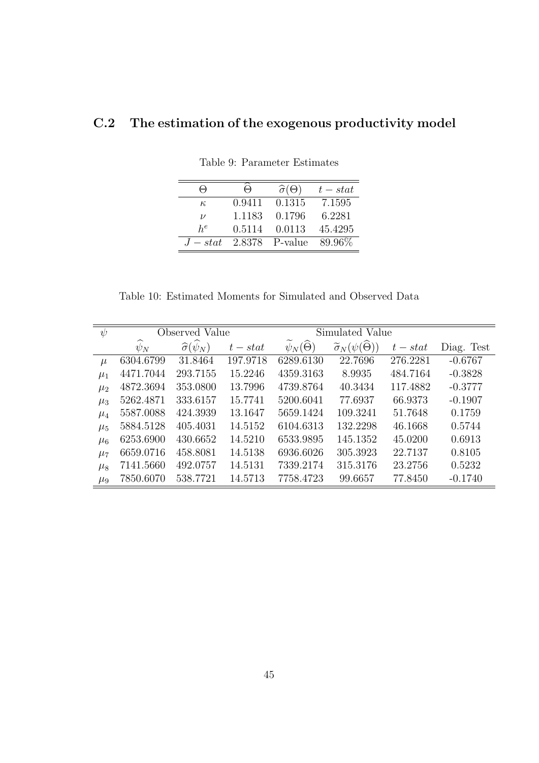## C.2 The estimation of the exogenous productivity model

Table 9: Parameter Estimates

| $\Theta$ | $\widehat{\Theta}$ | $\widehat{\sigma}(\Theta)$ | $t-stat$ |
|---|---|---|---|
| $\kappa$ | 0.9411 | 0.1315 | 7.1595 |
| $\nu$ | 1.1183 | 0.1796 | 6.2281 |
| $h^e$ | 0.5114 | 0.0113 | 45.4295 |
| $J-stat$ | 2.8378 | P-value | 89.96% |

Table 10: Estimated Moments for Simulated and Observed Data

| $\psi$ | Observed Value | | | Simulated Value | | | |
|---|---|---|---|---|---|---|---|
| | $\widehat{\psi}_N$ | $\widehat{\sigma}(\widehat{\psi}_N)$ | $t-stat$ | $\widetilde{\psi}_N(\widehat{\Theta})$ | $\widetilde{\sigma}_N(\psi(\widehat{\Theta}))$ | $t-stat$ | Diag. Test |
| $\mu$ | 6304.6799 | 31.8464 | 197.9718 | 6289.6130 | 22.7696 | 276.2281 | -0.6767 |
| $\mu_1$ | 4471.7044 | 293.7155 | 15.2246 | 4359.3163 | 8.9935 | 484.7164 | -0.3828 |
| $\mu_2$ | 4872.3694 | 353.0800 | 13.7996 | 4739.8764 | 40.3434 | 117.4882 | -0.3777 |
| $\mu_3$ | 5262.4871 | 333.6157 | 15.7741 | 5200.6041 | 77.6937 | 66.9373 | -0.1907 |
| $\mu_4$ | 5587.0088 | 424.3939 | 13.1647 | 5659.1424 | 109.3241 | 51.7648 | 0.1759 |
| $\mu_5$ | 5884.5128 | 405.4031 | 14.5152 | 6104.6313 | 132.2298 | 46.1668 | 0.5744 |
| $\mu_6$ | 6253.6900 | 430.6652 | 14.5210 | 6533.9895 | 145.1352 | 45.0200 | 0.6913 |
| $\mu_7$ | 6659.0716 | 458.8081 | 14.5138 | 6936.6026 | 305.3923 | 22.7137 | 0.8105 |
| $\mu_8$ | 7141.5660 | 492.0757 | 14.5131 | 7339.2174 | 315.3176 | 23.2756 | 0.5232 |
| $\mu_9$ | 7850.6070 | 538.7721 | 14.5713 | 7758.4723 | 99.6657 | 77.8450 | -0.1740 |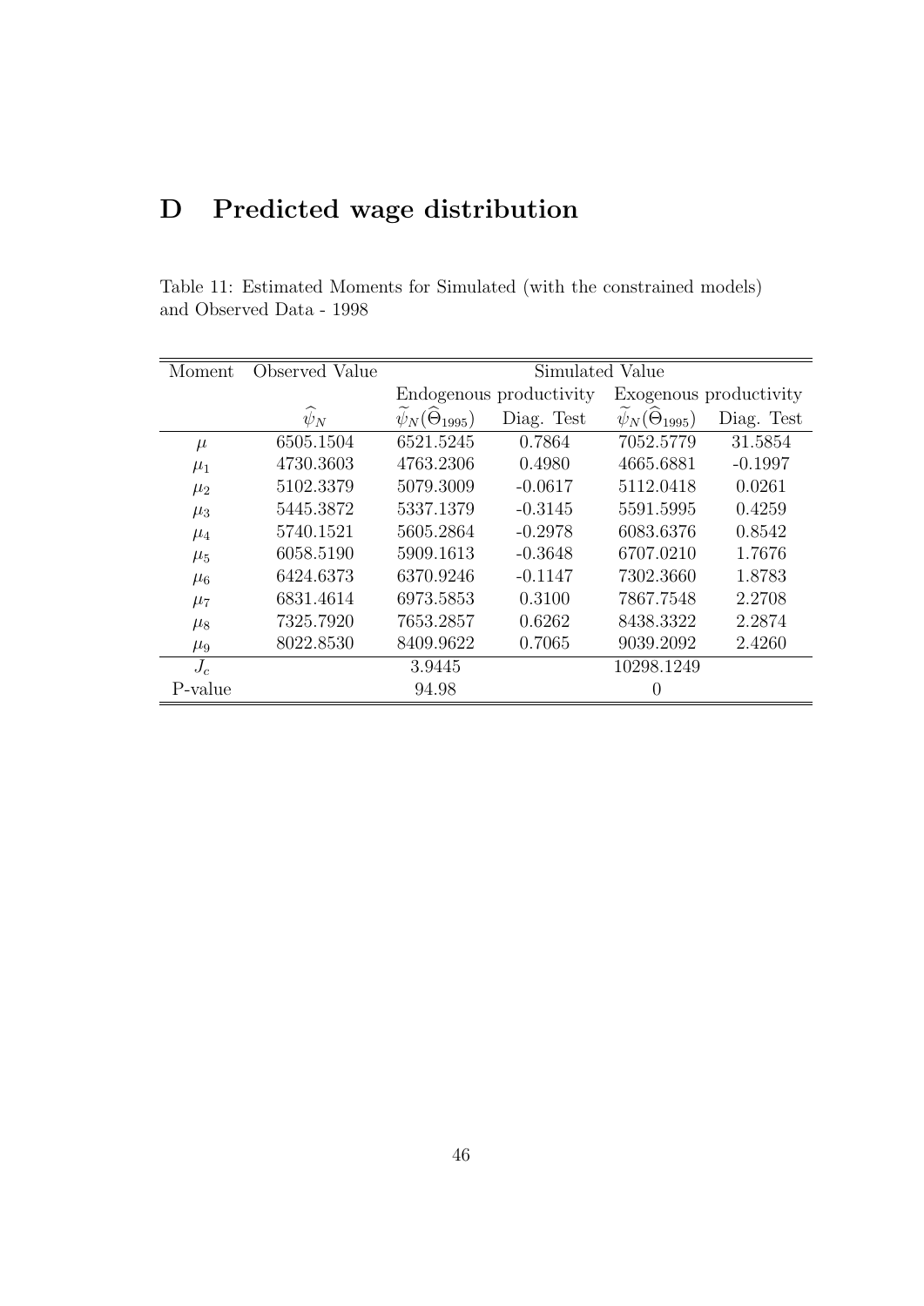# D Predicted wage distribution

Table 11: Estimated Moments for Simulated (with the constrained models) and Observed Data - 1998

| Moment | Observed Value | Simulated Value | | | |
|---|---|---|---|---|---|
| | | Endogenous productivity | | Exogenous productivity | |
| | $\widehat{\psi}_N$ | $\widetilde{\psi}_N(\widehat{\Theta}_{1995})$ | Diag. Test | $\widetilde{\psi}_N(\widehat{\Theta}_{1995})$ | Diag. Test |
| $\mu$ | 6505.1504 | 6521.5245 | 0.7864 | 7052.5779 | 31.5854 |
| $\mu_1$ | 4730.3603 | 4763.2306 | 0.4980 | 4665.6881 | -0.1997 |
| $\mu_2$ | 5102.3379 | 5079.3009 | -0.0617 | 5112.0418 | 0.0261 |
| $\mu_3$ | 5445.3872 | 5337.1379 | -0.3145 | 5591.5995 | 0.4259 |
| $\mu_4$ | 5740.1521 | 5605.2864 | -0.2978 | 6083.6376 | 0.8542 |
| $\mu_5$ | 6058.5190 | 5909.1613 | -0.3648 | 6707.0210 | 1.7676 |
| $\mu_6$ | 6424.6373 | 6370.9246 | -0.1147 | 7302.3660 | 1.8783 |
| $\mu_7$ | 6831.4614 | 6973.5853 | 0.3100 | 7867.7548 | 2.2708 |
| $\mu_8$ | 7325.7920 | 7653.2857 | 0.6262 | 8438.3322 | 2.2874 |
| $\mu_9$ | 8022.8530 | 8409.9622 | 0.7065 | 9039.2092 | 2.4260 |
| $J_c$ | | 3.9445 | | 10298.1249 | |
| P-value | | 94.98 | | 0 | |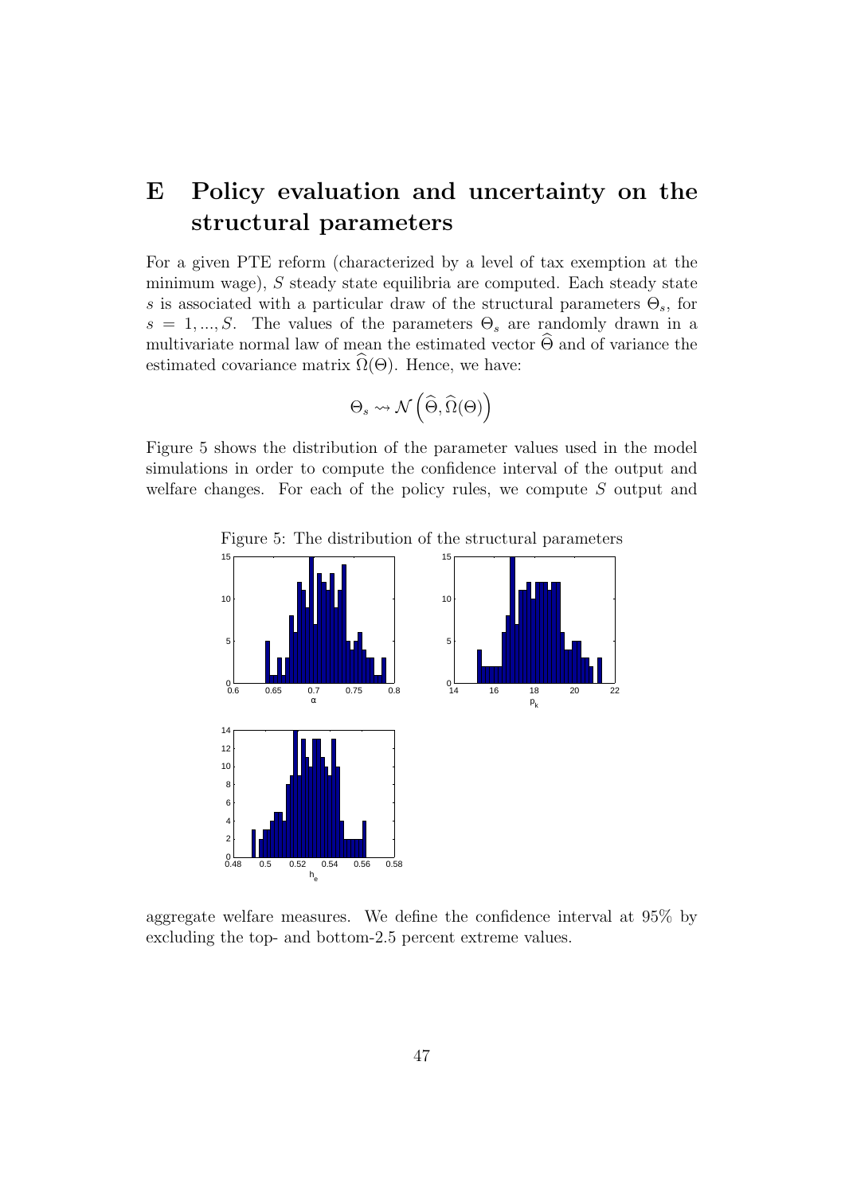# E Policy evaluation and uncertainty on the structural parameters

For a given PTE reform (characterized by a level of tax exemption at the minimum wage), $S$ steady state equilibria are computed. Each steady state $s$ is associated with a particular draw of the structural parameters $\Theta_s$, for $s = 1, ..., S$. The values of the parameters $\Theta_s$ are randomly drawn in a multivariate normal law of mean the estimated vector $\widehat{\Theta}$ and of variance the estimated covariance matrix $\widehat{\Omega}(\Theta)$. Hence, we have:

$$\Theta_s \rightsquigarrow \mathcal{N}\left(\widehat{\Theta}, \widehat{\Omega}(\Theta)\right)$$

Figure 5 shows the distribution of the parameter values used in the model simulations in order to compute the confidence interval of the output and welfare changes. For each of the policy rules, we compute $S$ output and aggregate welfare measures. We define the confidence interval at 95% by excluding the top- and bottom-2.5 percent extreme values.

Figure 5: The distribution of the structural parameters

15
10
5
0
0.6 0.65 0.7 0.75 0.8
α

15
10
5
0
14 16 18 20 22
$p_k$

14
12
10
8
6
4
2
0
0.48 0.5 0.52 0.54 0.56 0.58
$h_e$